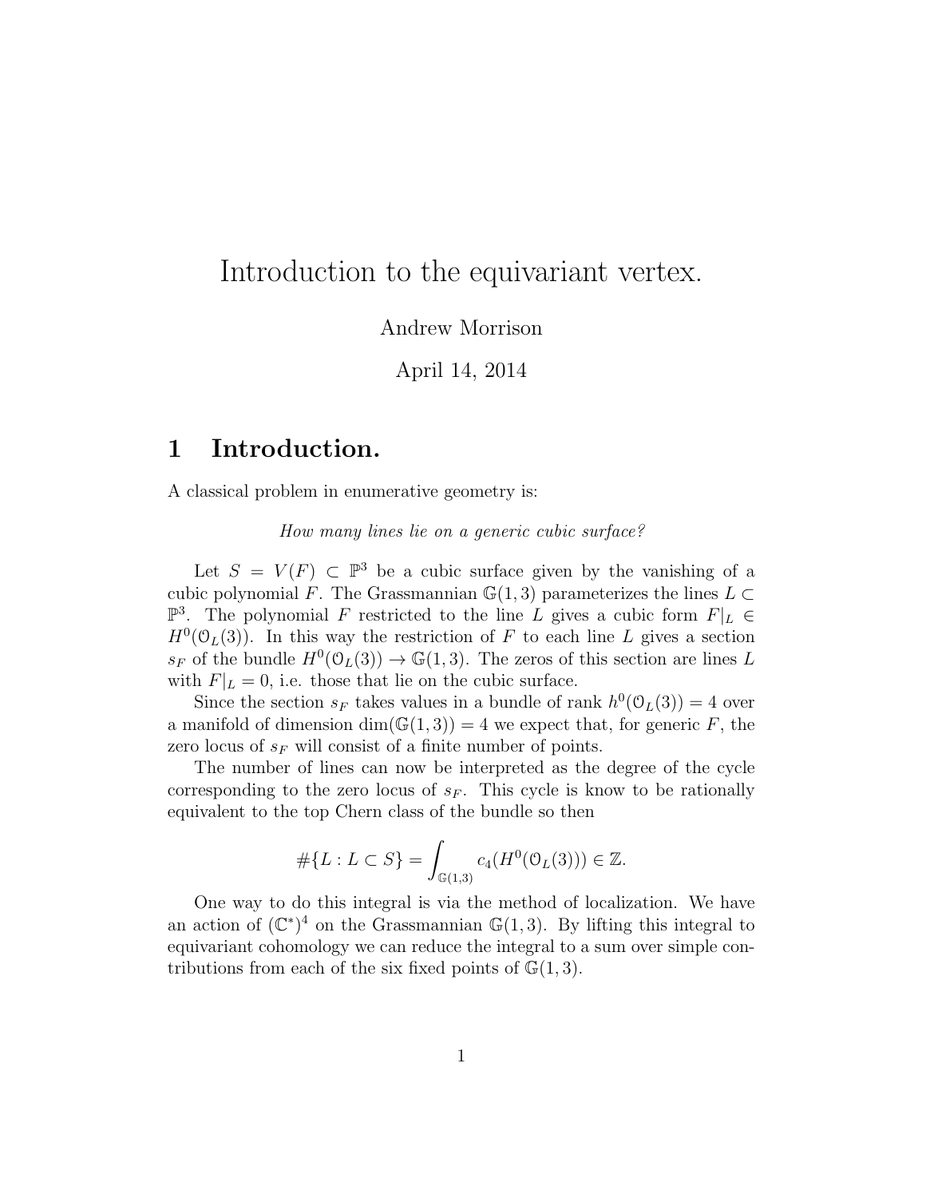# Introduction to the equivariant vertex.

Andrew Morrison

April 14, 2014

## 1 Introduction.

A classical problem in enumerative geometry is:

*How many lines lie on a generic cubic surface?*

Let $S = V(F) \subset \mathbb{P}^3$ be a cubic surface given by the vanishing of a cubic polynomial $F$. The Grassmannian $\mathbb{G}(1,3)$ parameterizes the lines $L \subset \mathbb{P}^3$. The polynomial $F$ restricted to the line $L$ gives a cubic form $F|_L \in H^0(\mathcal{O}_L(3))$. In this way the restriction of $F$ to each line $L$ gives a section $s_F$ of the bundle $H^0(\mathcal{O}_L(3)) \to \mathbb{G}(1,3)$. The zeros of this section are lines $L$ with $F|_L = 0$, i.e. those that lie on the cubic surface.

Since the section $s_F$ takes values in a bundle of rank $h^0(\mathcal{O}_L(3)) = 4$ over a manifold of dimension $\dim(\mathbb{G}(1,3)) = 4$ we expect that, for generic $F$, the zero locus of $s_F$ will consist of a finite number of points.

The number of lines can now be interpreted as the degree of the cycle corresponding to the zero locus of $s_F$. This cycle is know to be rationally equivalent to the top Chern class of the bundle so then

$$\#\{L : L \subset S\} = \int_{\mathbb{G}(1,3)} c_4(H^0(\mathcal{O}_L(3))) \in \mathbb{Z}.$$

One way to do this integral is via the method of localization. We have an action of $(\mathbb{C}^*)^4$ on the Grassmannian $\mathbb{G}(1,3)$. By lifting this integral to equivariant cohomology we can reduce the integral to a sum over simple contributions from each of the six fixed points of $\mathbb{G}(1,3)$.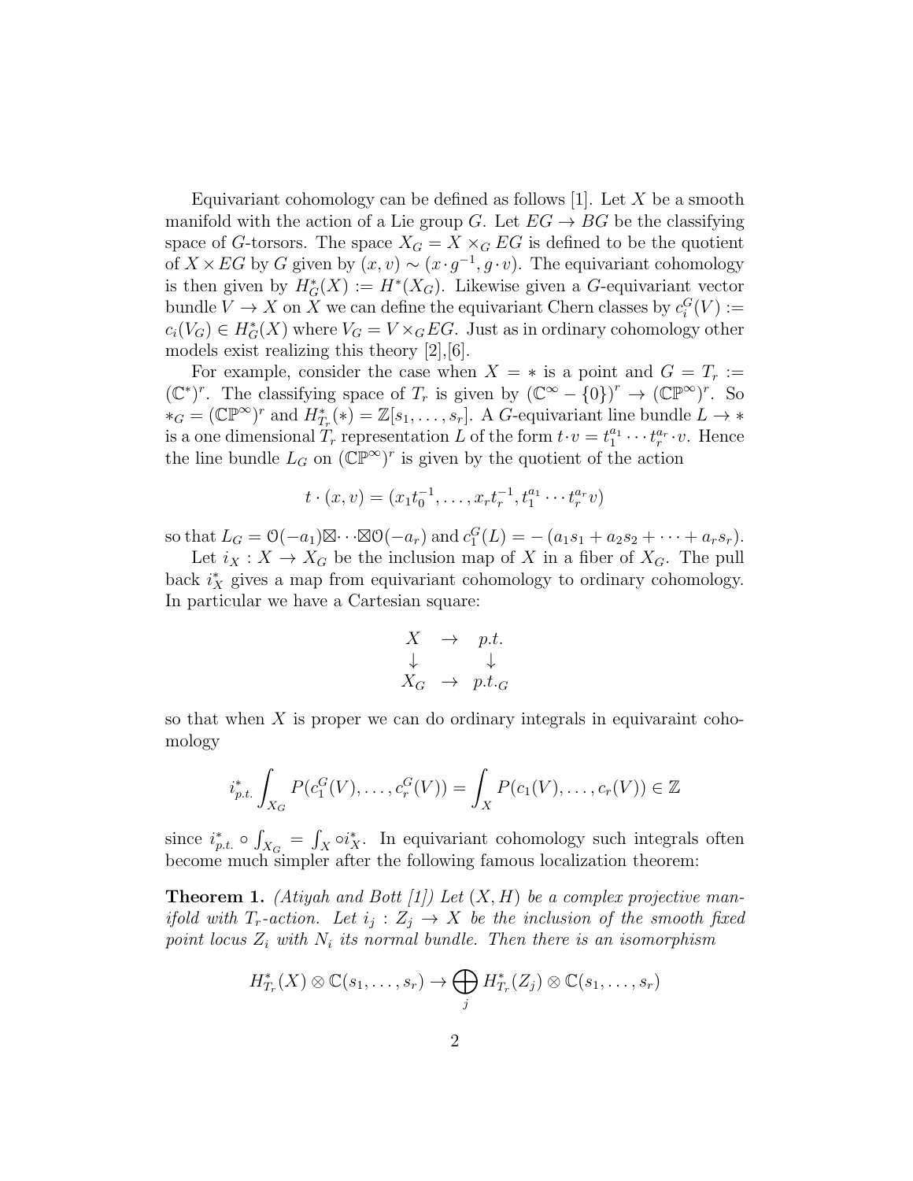Equivariant cohomology can be defined as follows [1]. Let $X$ be a smooth manifold with the action of a Lie group $G$. Let $EG \to BG$ be the classifying space of $G$-torsors. The space $X_G = X \times_G EG$ is defined to be the quotient of $X \times EG$ by $G$ given by $(x, v) \sim (x \cdot g^{-1}, g \cdot v)$. The equivariant cohomology is then given by $H^*_G(X) := H^*(X_G)$. Likewise given a $G$-equivariant vector bundle $V \to X$ on $X$ we can define the equivariant Chern classes by $c_i^G(V) := c_i(V_G) \in H^*_G(X)$ where $V_G = V \times_G EG$. Just as in ordinary cohomology other models exist realizing this theory [2],[6].

For example, consider the case when $X = *$ is a point and $G = T_r := (\mathbb{C}^*)^r$. The classifying space of $T_r$ is given by $(\mathbb{C}^\infty - \{0\})^r \to (\mathbb{CP}^\infty)^r$. So $*_G = (\mathbb{CP}^\infty)^r$ and $H^*_{T_r}(*) = \mathbb{Z}[s_1, \ldots, s_r]$. A $G$-equivariant line bundle $L \to *$ is a one dimensional $T_r$ representation $L$ of the form $t \cdot v = t_1^{a_1} \cdots t_r^{a_r} \cdot v$. Hence the line bundle $L_G$ on $(\mathbb{CP}^\infty)^r$ is given by the quotient of the action

$$t \cdot (x, v) = (x_1 t_0^{-1}, \ldots, x_r t_r^{-1}, t_1^{a_1} \cdots t_r^{a_r} v)$$

so that $L_G = \mathcal{O}(-a_1) \boxtimes \cdots \boxtimes \mathcal{O}(-a_r)$ and $c_1^G(L) = -(a_1 s_1 + a_2 s_2 + \cdots + a_r s_r)$.

Let $i_X : X \to X_G$ be the inclusion map of $X$ in a fiber of $X_G$. The pull back $i_X^*$ gives a map from equivariant cohomology to ordinary cohomology. In particular we have a Cartesian square:

$$\begin{array}{ccc} X & \to & p.t. \\ \downarrow & & \downarrow \\ X_G & \to & p.t._G \end{array}$$

so that when $X$ is proper we can do ordinary integrals in equivaraint cohomology

$$i_{p.t.}^* \int_{X_G} P(c_1^G(V), \ldots, c_r^G(V)) = \int_X P(c_1(V), \ldots, c_r(V)) \in \mathbb{Z}$$

since $i_{p.t.}^* \circ \int_{X_G} = \int_X \circ i_X^*$. In equivariant cohomology such integrals often become much simpler after the following famous localization theorem:

**Theorem 1.** *(Atiyah and Bott [1]) Let $(X, H)$ be a complex projective manifold with $T_r$-action. Let $i_j : Z_j \to X$ be the inclusion of the smooth fixed point locus $Z_i$ with $N_i$ its normal bundle. Then there is an isomorphism*

$$H^*_{T_r}(X) \otimes \mathbb{C}(s_1, \ldots, s_r) \to \bigoplus_j H^*_{T_r}(Z_j) \otimes \mathbb{C}(s_1, \ldots, s_r)$$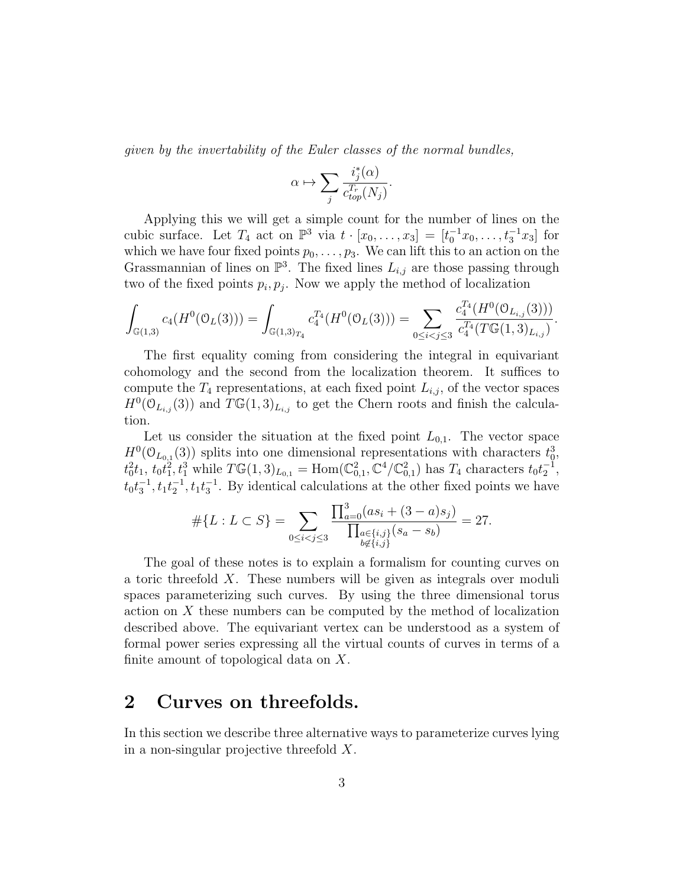*given by the invertability of the Euler classes of the normal bundles,*

$$\alpha \mapsto \sum_j \frac{i_j^*(\alpha)}{c_{top}^{T_r}(N_j)}.$$

Applying this we will get a simple count for the number of lines on the cubic surface. Let $T_4$ act on $\mathbb{P}^3$ via $t \cdot [x_0, \ldots, x_3] = [t_0^{-1}x_0, \ldots, t_3^{-1}x_3]$ for which we have four fixed points $p_0, \ldots, p_3$. We can lift this to an action on the Grassmannian of lines on $\mathbb{P}^3$. The fixed lines $L_{i,j}$ are those passing through two of the fixed points $p_i, p_j$. Now we apply the method of localization

$$\int_{\mathbb{G}(1,3)} c_4(H^0(\mathcal{O}_L(3))) = \int_{\mathbb{G}(1,3)_{T_4}} c_4^{T_4}(H^0(\mathcal{O}_L(3))) = \sum_{0 \leq i < j \leq 3} \frac{c_4^{T_4}(H^0(\mathcal{O}_{L_{i,j}}(3)))}{c_4^{T_4}(T\mathbb{G}(1,3)_{L_{i,j}})}.$$

The first equality coming from considering the integral in equivariant cohomology and the second from the localization theorem. It suffices to compute the $T_4$ representations, at each fixed point $L_{i,j}$, of the vector spaces $H^0(\mathcal{O}_{L_{i,j}}(3))$ and $T\mathbb{G}(1,3)_{L_{i,j}}$ to get the Chern roots and finish the calculation.

Let us consider the situation at the fixed point $L_{0,1}$. The vector space $H^0(\mathcal{O}_{L_{0,1}}(3))$ splits into one dimensional representations with characters $t_0^3$, $t_0^2 t_1$, $t_0 t_1^2, t_1^3$ while $T\mathbb{G}(1,3)_{L_{0,1}} = \mathrm{Hom}(\mathbb{C}^2_{0,1}, \mathbb{C}^4/\mathbb{C}^2_{0,1})$ has $T_4$ characters $t_0 t_2^{-1}$, $t_0 t_3^{-1}, t_1 t_2^{-1}, t_1 t_3^{-1}$. By identical calculations at the other fixed points we have

$$\#\{L : L \subset S\} = \sum_{0 \leq i < j \leq 3} \frac{\prod_{a=0}^{3}(a s_i + (3-a)s_j)}{\prod_{\substack{a \in \{i,j\} \\ b \notin \{i,j\}}}(s_a - s_b)} = 27.$$

The goal of these notes is to explain a formalism for counting curves on a toric threefold $X$. These numbers will be given as integrals over moduli spaces parameterizing such curves. By using the three dimensional torus action on $X$ these numbers can be computed by the method of localization described above. The equivariant vertex can be understood as a system of formal power series expressing all the virtual counts of curves in terms of a finite amount of topological data on $X$.

## 2 Curves on threefolds.

In this section we describe three alternative ways to parameterize curves lying in a non-singular projective threefold $X$.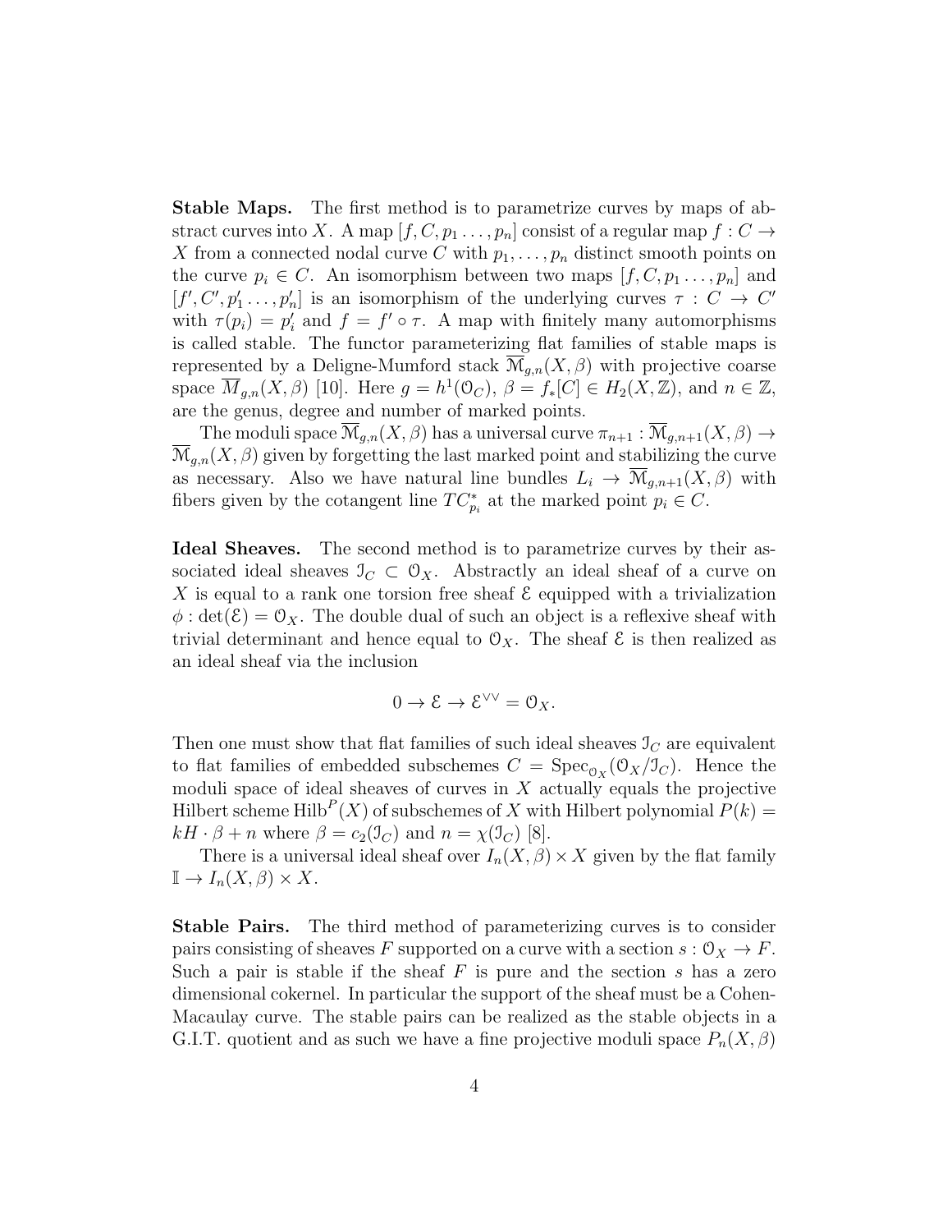**Stable Maps.** The first method is to parametrize curves by maps of abstract curves into $X$. A map $[f, C, p_1 \dots, p_n]$ consist of a regular map $f : C \to X$ from a connected nodal curve $C$ with $p_1, \dots, p_n$ distinct smooth points on the curve $p_i \in C$. An isomorphism between two maps $[f, C, p_1 \dots, p_n]$ and $[f', C', p'_1 \dots, p'_n]$ is an isomorphism of the underlying curves $\tau : C \to C'$ with $\tau(p_i) = p'_i$ and $f = f' \circ \tau$. A map with finitely many automorphisms is called stable. The functor parameterizing flat families of stable maps is represented by a Deligne-Mumford stack $\overline{\mathcal{M}}_{g,n}(X, \beta)$ with projective coarse space $\overline{M}_{g,n}(X, \beta)$ [10]. Here $g = h^1(\mathcal{O}_C)$, $\beta = f_*[C] \in H_2(X, \mathbb{Z})$, and $n \in \mathbb{Z}$, are the genus, degree and number of marked points.

The moduli space $\overline{\mathcal{M}}_{g,n}(X, \beta)$ has a universal curve $\pi_{n+1} : \overline{\mathcal{M}}_{g,n+1}(X, \beta) \to \overline{\mathcal{M}}_{g,n}(X, \beta)$ given by forgetting the last marked point and stabilizing the curve as necessary. Also we have natural line bundles $L_i \to \overline{\mathcal{M}}_{g,n+1}(X, \beta)$ with fibers given by the cotangent line $TC^*_{p_i}$ at the marked point $p_i \in C$.

**Ideal Sheaves.** The second method is to parametrize curves by their associated ideal sheaves $\mathcal{I}_C \subset \mathcal{O}_X$. Abstractly an ideal sheaf of a curve on $X$ is equal to a rank one torsion free sheaf $\mathcal{E}$ equipped with a trivialization $\phi : \det(\mathcal{E}) = \mathcal{O}_X$. The double dual of such an object is a reflexive sheaf with trivial determinant and hence equal to $\mathcal{O}_X$. The sheaf $\mathcal{E}$ is then realized as an ideal sheaf via the inclusion

$$0 \to \mathcal{E} \to \mathcal{E}^{\vee\vee} = \mathcal{O}_X.$$

Then one must show that flat families of such ideal sheaves $\mathcal{I}_C$ are equivalent to flat families of embedded subschemes $C = \operatorname{Spec}_{\mathcal{O}_X}(\mathcal{O}_X/\mathcal{I}_C)$. Hence the moduli space of ideal sheaves of curves in $X$ actually equals the projective Hilbert scheme $\operatorname{Hilb}^P(X)$ of subschemes of $X$ with Hilbert polynomial $P(k) = kH \cdot \beta + n$ where $\beta = c_2(\mathcal{I}_C)$ and $n = \chi(\mathcal{I}_C)$ [8].

There is a universal ideal sheaf over $I_n(X, \beta) \times X$ given by the flat family $\mathbb{I} \to I_n(X, \beta) \times X$.

**Stable Pairs.** The third method of parameterizing curves is to consider pairs consisting of sheaves $F$ supported on a curve with a section $s : \mathcal{O}_X \to F$. Such a pair is stable if the sheaf $F$ is pure and the section $s$ has a zero dimensional cokernel. In particular the support of the sheaf must be a Cohen-Macaulay curve. The stable pairs can be realized as the stable objects in a G.I.T. quotient and as such we have a fine projective moduli space $P_n(X, \beta)$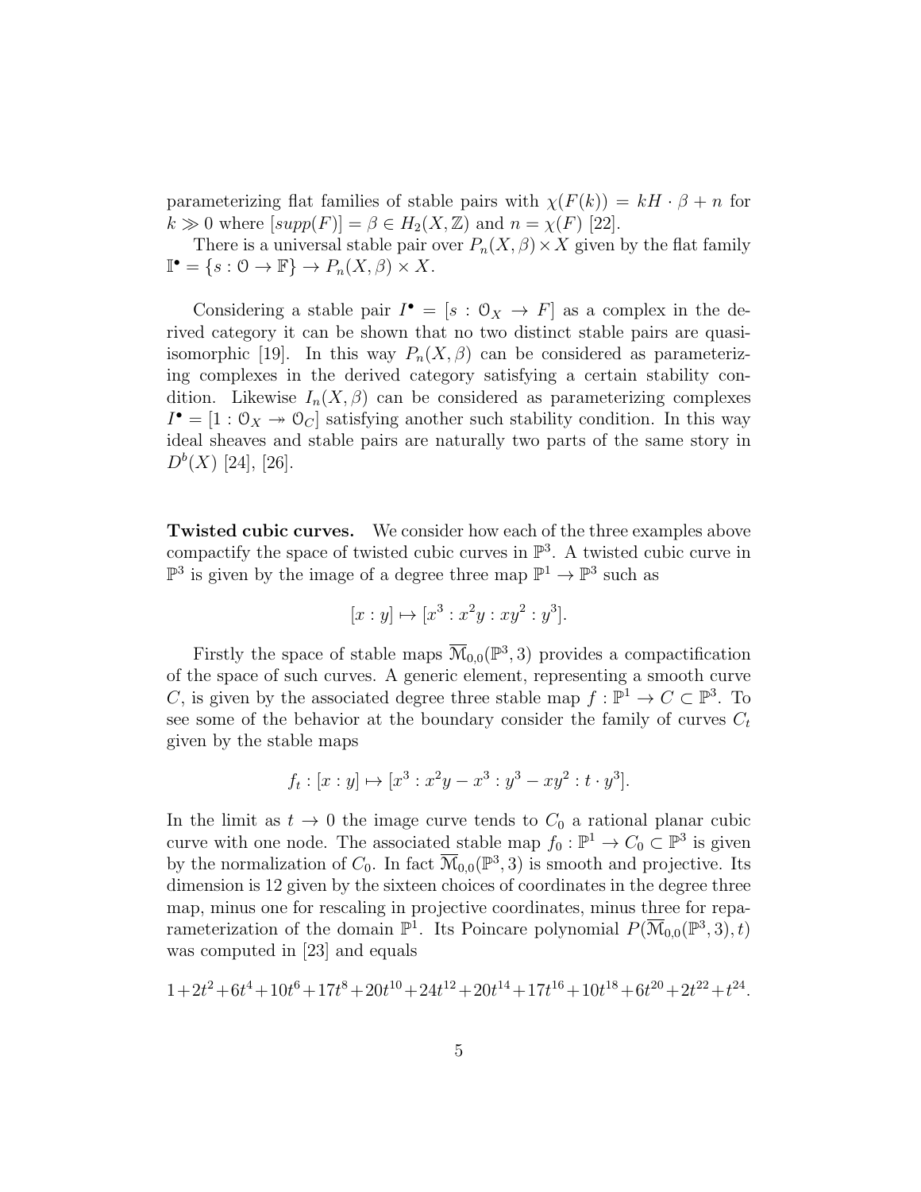parameterizing flat families of stable pairs with $\chi(F(k)) = kH \cdot \beta + n$ for $k \gg 0$ where $[supp(F)] = \beta \in H_2(X, \mathbb{Z})$ and $n = \chi(F)$ [22].

There is a universal stable pair over $P_n(X, \beta) \times X$ given by the flat family $\mathbb{I}^\bullet = \{s : \mathcal{O} \to \mathbb{F}\} \to P_n(X, \beta) \times X$.

Considering a stable pair $I^\bullet = [s : \mathcal{O}_X \to F]$ as a complex in the derived category it can be shown that no two distinct stable pairs are quasi-isomorphic [19]. In this way $P_n(X, \beta)$ can be considered as parameterizing complexes in the derived category satisfying a certain stability condition. Likewise $I_n(X, \beta)$ can be considered as parameterizing complexes $I^\bullet = [1 : \mathcal{O}_X \twoheadrightarrow \mathcal{O}_C]$ satisfying another such stability condition. In this way ideal sheaves and stable pairs are naturally two parts of the same story in $D^b(X)$ [24], [26].

**Twisted cubic curves.** We consider how each of the three examples above compactify the space of twisted cubic curves in $\mathbb{P}^3$. A twisted cubic curve in $\mathbb{P}^3$ is given by the image of a degree three map $\mathbb{P}^1 \to \mathbb{P}^3$ such as

$$[x : y] \mapsto [x^3 : x^2 y : x y^2 : y^3].$$

Firstly the space of stable maps $\overline{\mathcal{M}}_{0,0}(\mathbb{P}^3, 3)$ provides a compactification of the space of such curves. A generic element, representing a smooth curve $C$, is given by the associated degree three stable map $f : \mathbb{P}^1 \to C \subset \mathbb{P}^3$. To see some of the behavior at the boundary consider the family of curves $C_t$ given by the stable maps

$$f_t : [x : y] \mapsto [x^3 : x^2 y - x^3 : y^3 - x y^2 : t \cdot y^3].$$

In the limit as $t \to 0$ the image curve tends to $C_0$ a rational planar cubic curve with one node. The associated stable map $f_0 : \mathbb{P}^1 \to C_0 \subset \mathbb{P}^3$ is given by the normalization of $C_0$. In fact $\overline{\mathcal{M}}_{0,0}(\mathbb{P}^3, 3)$ is smooth and projective. Its dimension is 12 given by the sixteen choices of coordinates in the degree three map, minus one for rescaling in projective coordinates, minus three for reparameterization of the domain $\mathbb{P}^1$. Its Poincare polynomial $P(\overline{\mathcal{M}}_{0,0}(\mathbb{P}^3, 3), t)$ was computed in [23] and equals

$$1 + 2t^2 + 6t^4 + 10t^6 + 17t^8 + 20t^{10} + 24t^{12} + 20t^{14} + 17t^{16} + 10t^{18} + 6t^{20} + 2t^{22} + t^{24}.$$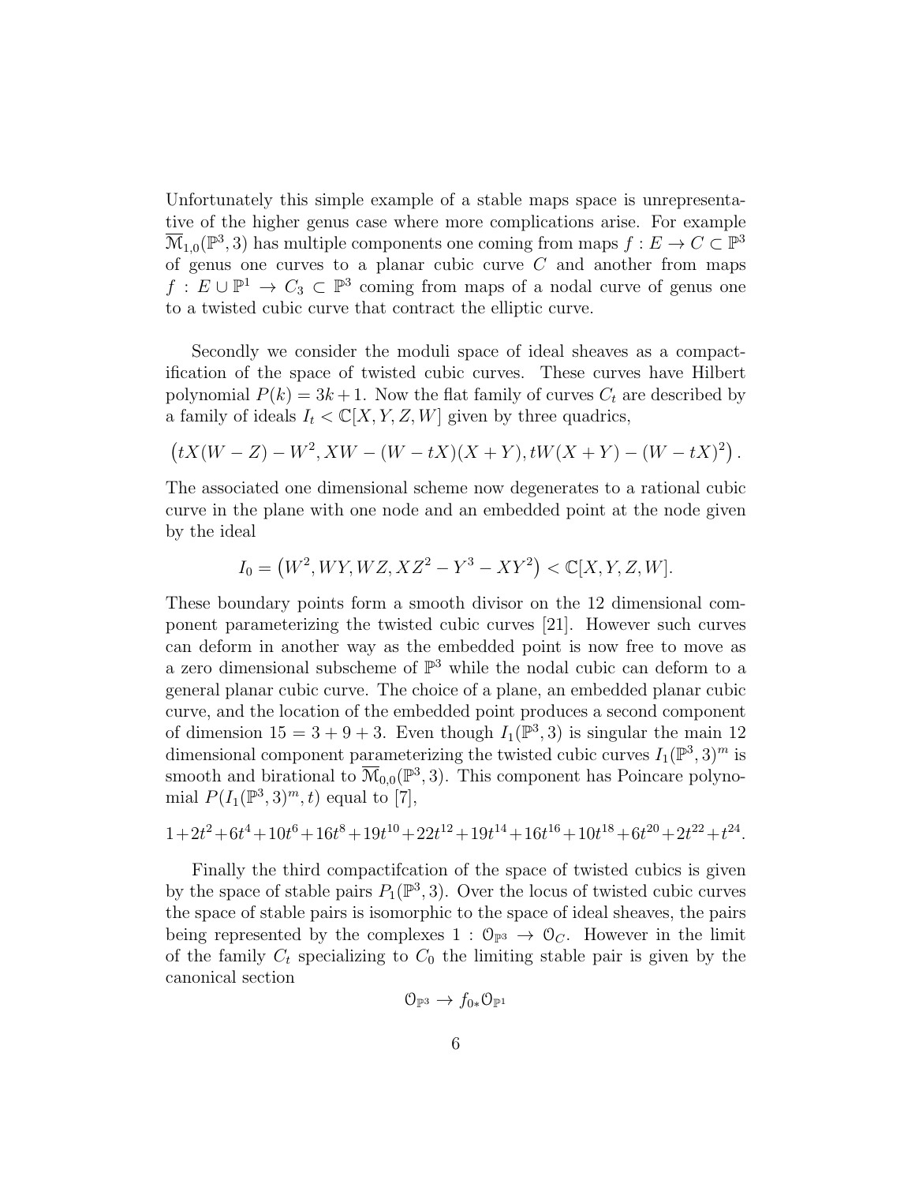Unfortunately this simple example of a stable maps space is unrepresentative of the higher genus case where more complications arise. For example $\overline{\mathcal{M}}_{1,0}(\mathbb{P}^3, 3)$ has multiple components one coming from maps $f : E \to C \subset \mathbb{P}^3$ of genus one curves to a planar cubic curve $C$ and another from maps $f : E \cup \mathbb{P}^1 \to C_3 \subset \mathbb{P}^3$ coming from maps of a nodal curve of genus one to a twisted cubic curve that contract the elliptic curve.

Secondly we consider the moduli space of ideal sheaves as a compactification of the space of twisted cubic curves. These curves have Hilbert polynomial $P(k) = 3k + 1$. Now the flat family of curves $C_t$ are described by a family of ideals $I_t < \mathbb{C}[X, Y, Z, W]$ given by three quadrics,

$$\left(tX(W - Z) - W^2, XW - (W - tX)(X + Y), tW(X + Y) - (W - tX)^2\right).$$

The associated one dimensional scheme now degenerates to a rational cubic curve in the plane with one node and an embedded point at the node given by the ideal

$$I_0 = \left(W^2, WY, WZ, XZ^2 - Y^3 - XY^2\right) < \mathbb{C}[X, Y, Z, W].$$

These boundary points form a smooth divisor on the 12 dimensional component parameterizing the twisted cubic curves [21]. However such curves can deform in another way as the embedded point is now free to move as a zero dimensional subscheme of $\mathbb{P}^3$ while the nodal cubic can deform to a general planar cubic curve. The choice of a plane, an embedded planar cubic curve, and the location of the embedded point produces a second component of dimension $15 = 3 + 9 + 3$. Even though $I_1(\mathbb{P}^3, 3)$ is singular the main 12 dimensional component parameterizing the twisted cubic curves $I_1(\mathbb{P}^3, 3)^m$ is smooth and birational to $\overline{\mathcal{M}}_{0,0}(\mathbb{P}^3, 3)$. This component has Poincare polynomial $P(I_1(\mathbb{P}^3, 3)^m, t)$ equal to [7],

$$1+2t^2+6t^4+10t^6+16t^8+19t^{10}+22t^{12}+19t^{14}+16t^{16}+10t^{18}+6t^{20}+2t^{22}+t^{24}.$$

Finally the third compactifcation of the space of twisted cubics is given by the space of stable pairs $P_1(\mathbb{P}^3, 3)$. Over the locus of twisted cubic curves the space of stable pairs is isomorphic to the space of ideal sheaves, the pairs being represented by the complexes $1 : \mathcal{O}_{\mathbb{P}^3} \to \mathcal{O}_C$. However in the limit of the family $C_t$ specializing to $C_0$ the limiting stable pair is given by the canonical section

$$\mathcal{O}_{\mathbb{P}^3} \to f_{0*}\mathcal{O}_{\mathbb{P}^1}$$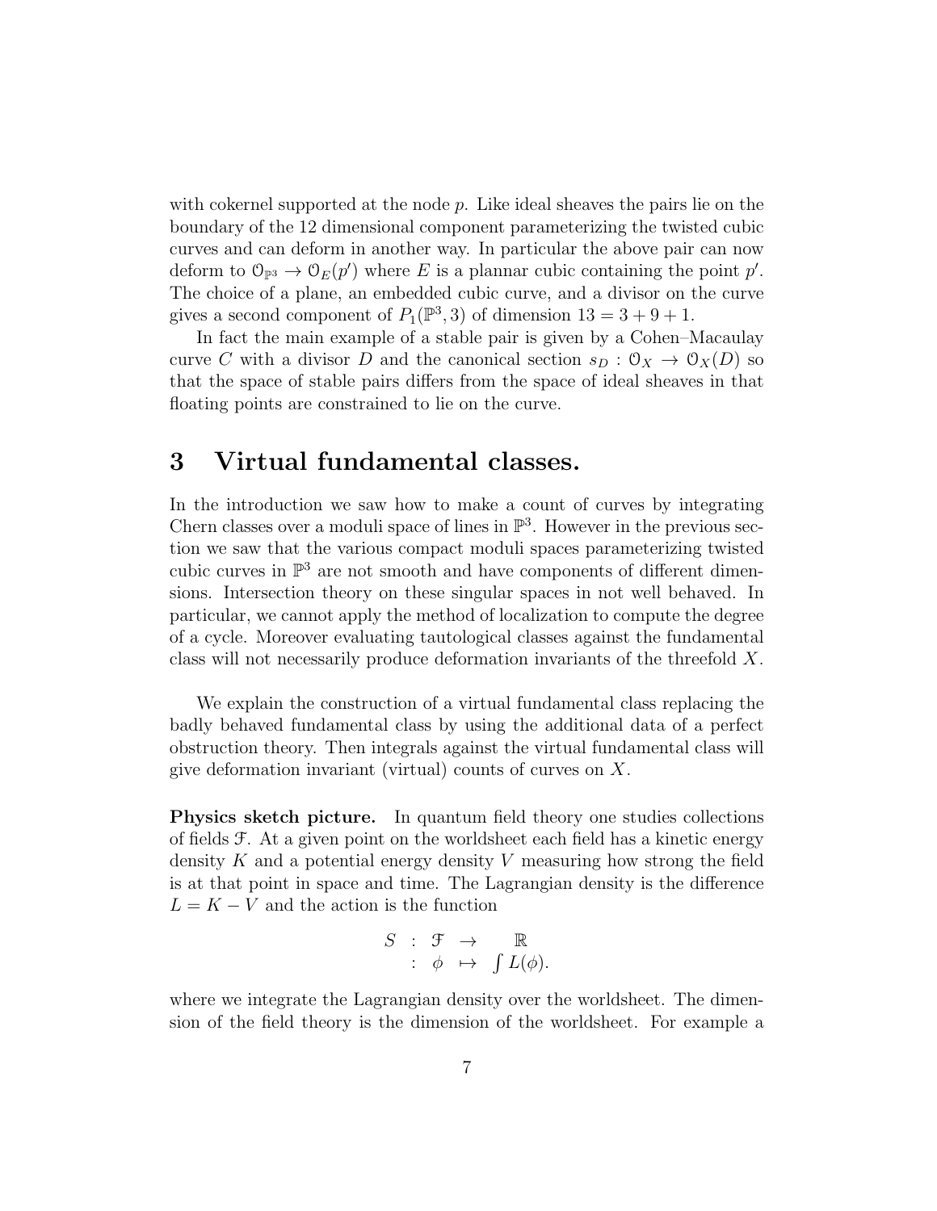with cokernel supported at the node $p$. Like ideal sheaves the pairs lie on the boundary of the 12 dimensional component parameterizing the twisted cubic curves and can deform in another way. In particular the above pair can now deform to $\mathcal{O}_{\mathbb{P}^3} \to \mathcal{O}_E(p')$ where $E$ is a plannar cubic containing the point $p'$. The choice of a plane, an embedded cubic curve, and a divisor on the curve gives a second component of $P_1(\mathbb{P}^3, 3)$ of dimension $13 = 3 + 9 + 1$.

In fact the main example of a stable pair is given by a Cohen–Macaulay curve $C$ with a divisor $D$ and the canonical section $s_D : \mathcal{O}_X \to \mathcal{O}_X(D)$ so that the space of stable pairs differs from the space of ideal sheaves in that floating points are constrained to lie on the curve.

# 3 Virtual fundamental classes.

In the introduction we saw how to make a count of curves by integrating Chern classes over a moduli space of lines in $\mathbb{P}^3$. However in the previous section we saw that the various compact moduli spaces parameterizing twisted cubic curves in $\mathbb{P}^3$ are not smooth and have components of different dimensions. Intersection theory on these singular spaces in not well behaved. In particular, we cannot apply the method of localization to compute the degree of a cycle. Moreover evaluating tautological classes against the fundamental class will not necessarily produce deformation invariants of the threefold $X$.

We explain the construction of a virtual fundamental class replacing the badly behaved fundamental class by using the additional data of a perfect obstruction theory. Then integrals against the virtual fundamental class will give deformation invariant (virtual) counts of curves on $X$.

**Physics sketch picture.** In quantum field theory one studies collections of fields $\mathcal{F}$. At a given point on the worldsheet each field has a kinetic energy density $K$ and a potential energy density $V$ measuring how strong the field is at that point in space and time. The Lagrangian density is the difference $L = K - V$ and the action is the function

$$
\begin{array}{rccc}
S & : & \mathcal{F} & \to & \mathbb{R} \\
 & : & \phi & \mapsto & \int L(\phi).
\end{array}
$$

where we integrate the Lagrangian density over the worldsheet. The dimension of the field theory is the dimension of the worldsheet. For example a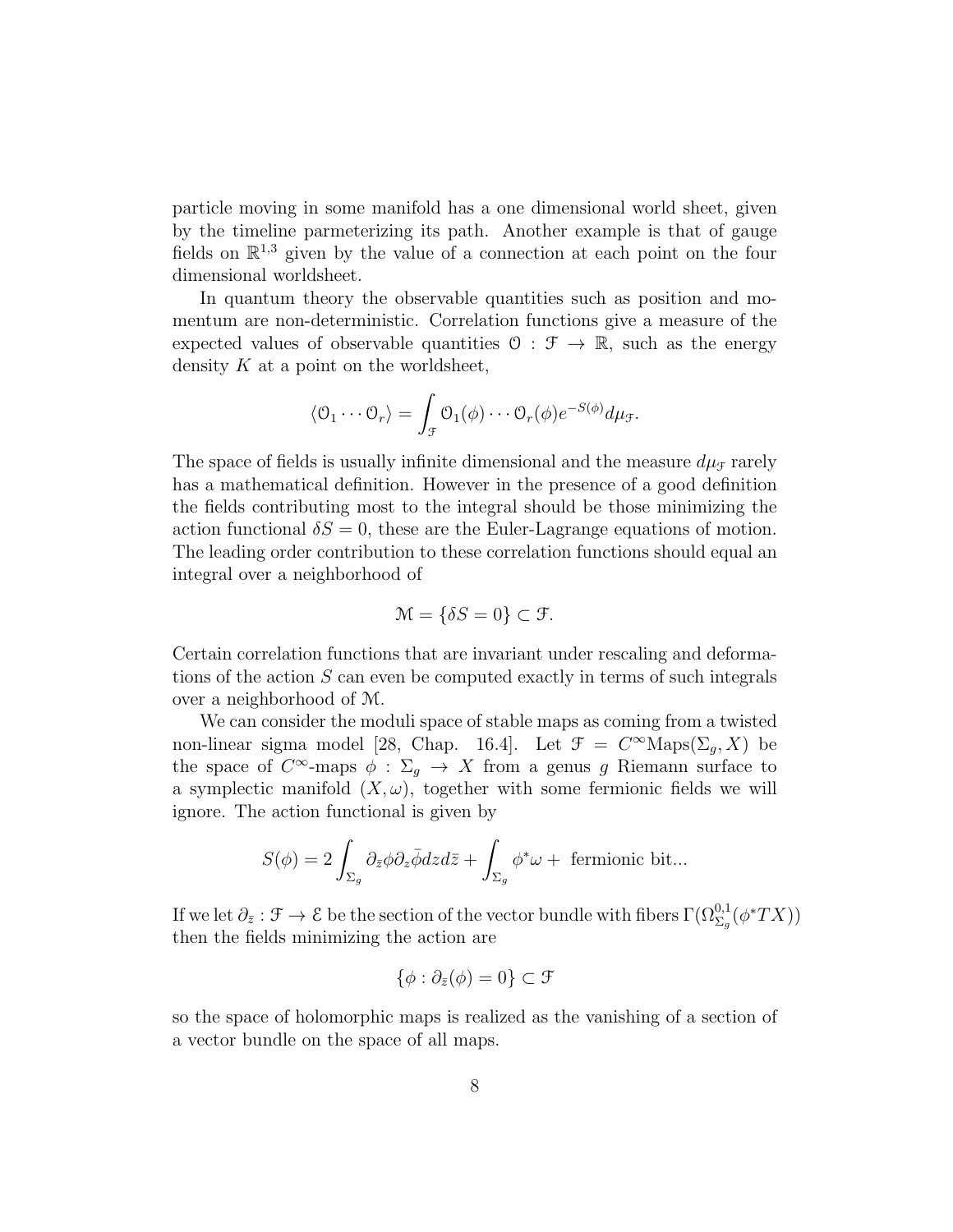particle moving in some manifold has a one dimensional world sheet, given by the timeline parmeterizing its path. Another example is that of gauge fields on $\mathbb{R}^{1,3}$ given by the value of a connection at each point on the four dimensional worldsheet.

In quantum theory the observable quantities such as position and momentum are non-deterministic. Correlation functions give a measure of the expected values of observable quantities $\mathcal{O} : \mathcal{F} \to \mathbb{R}$, such as the energy density $K$ at a point on the worldsheet,

$$\langle \mathcal{O}_1 \cdots \mathcal{O}_r \rangle = \int_{\mathcal{F}} \mathcal{O}_1(\phi) \cdots \mathcal{O}_r(\phi) e^{-S(\phi)} d\mu_{\mathcal{F}}.$$

The space of fields is usually infinite dimensional and the measure $d\mu_{\mathcal{F}}$ rarely has a mathematical definition. However in the presence of a good definition the fields contributing most to the integral should be those minimizing the action functional $\delta S = 0$, these are the Euler-Lagrange equations of motion. The leading order contribution to these correlation functions should equal an integral over a neighborhood of

$$\mathcal{M} = \{\delta S = 0\} \subset \mathcal{F}.$$

Certain correlation functions that are invariant under rescaling and deformations of the action $S$ can even be computed exactly in terms of such integrals over a neighborhood of $\mathcal{M}$.

We can consider the moduli space of stable maps as coming from a twisted non-linear sigma model [28, Chap. 16.4]. Let $\mathcal{F} = C^\infty\mathrm{Maps}(\Sigma_g, X)$ be the space of $C^\infty$-maps $\phi : \Sigma_g \to X$ from a genus $g$ Riemann surface to a symplectic manifold $(X, \omega)$, together with some fermionic fields we will ignore. The action functional is given by

$$S(\phi) = 2\int_{\Sigma_g} \partial_{\bar{z}}\phi \partial_z \bar{\phi} dz d\bar{z} + \int_{\Sigma_g} \phi^*\omega + \text{ fermionic bit...}$$

If we let $\partial_{\bar{z}} : \mathcal{F} \to \mathcal{E}$ be the section of the vector bundle with fibers $\Gamma(\Omega^{0,1}_{\Sigma_g}(\phi^*TX))$ then the fields minimizing the action are

$$\{\phi : \partial_{\bar{z}}(\phi) = 0\} \subset \mathcal{F}$$

so the space of holomorphic maps is realized as the vanishing of a section of a vector bundle on the space of all maps.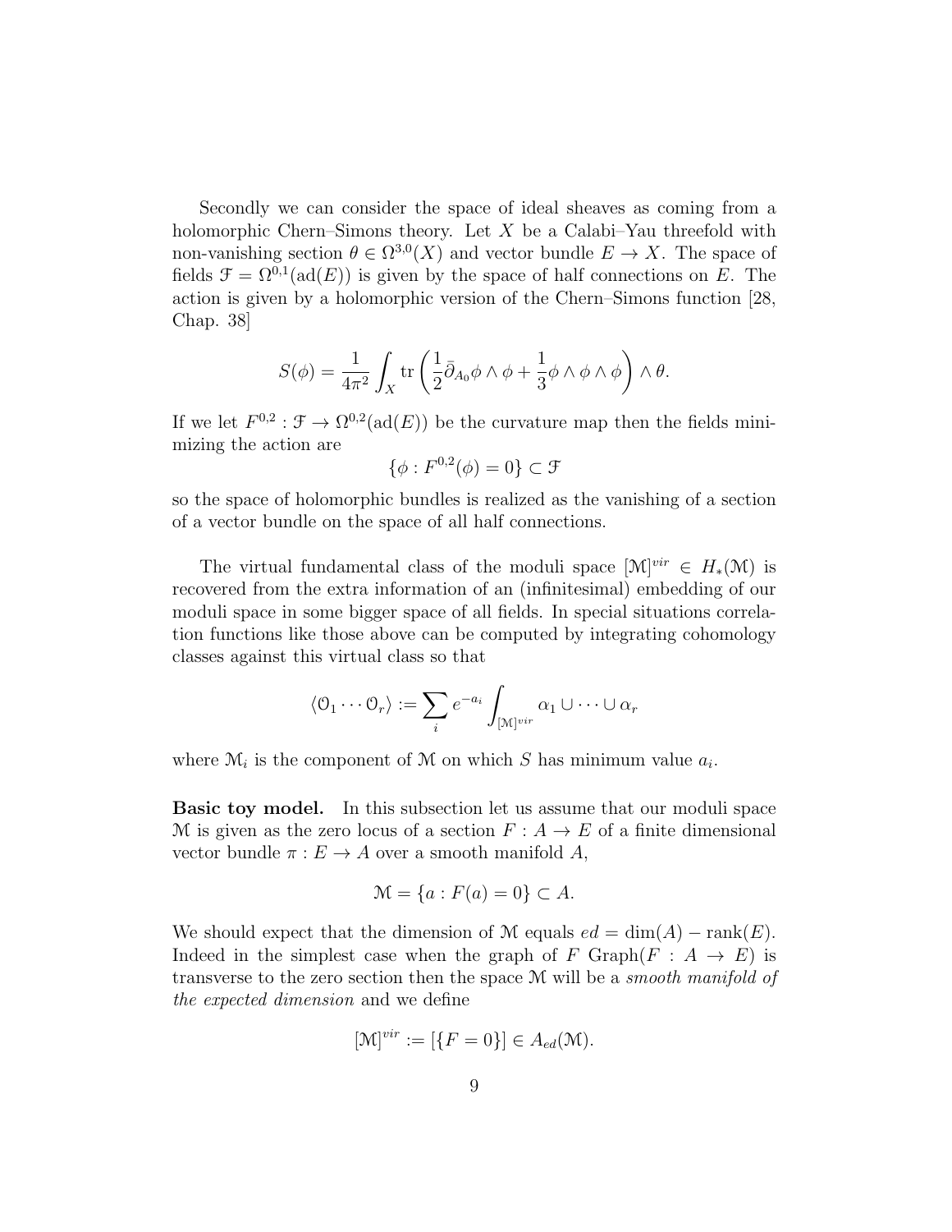Secondly we can consider the space of ideal sheaves as coming from a holomorphic Chern–Simons theory. Let $X$ be a Calabi–Yau threefold with non-vanishing section $\theta \in \Omega^{3,0}(X)$ and vector bundle $E \to X$. The space of fields $\mathcal{F} = \Omega^{0,1}(\mathrm{ad}(E))$ is given by the space of half connections on $E$. The action is given by a holomorphic version of the Chern–Simons function [28, Chap. 38]

$$S(\phi) = \frac{1}{4\pi^2} \int_X \mathrm{tr}\left( \frac{1}{2} \bar{\partial}_{A_0} \phi \wedge \phi + \frac{1}{3} \phi \wedge \phi \wedge \phi \right) \wedge \theta.$$

If we let $F^{0,2} : \mathcal{F} \to \Omega^{0,2}(\mathrm{ad}(E))$ be the curvature map then the fields minimizing the action are

$$\{\phi : F^{0,2}(\phi) = 0\} \subset \mathcal{F}$$

so the space of holomorphic bundles is realized as the vanishing of a section of a vector bundle on the space of all half connections.

The virtual fundamental class of the moduli space $[\mathcal{M}]^{vir} \in H_*(\mathcal{M})$ is recovered from the extra information of an (infinitesimal) embedding of our moduli space in some bigger space of all fields. In special situations correlation functions like those above can be computed by integrating cohomology classes against this virtual class so that

$$\langle \mathcal{O}_1 \cdots \mathcal{O}_r \rangle := \sum_i e^{-a_i} \int_{[\mathcal{M}]^{vir}} \alpha_1 \cup \cdots \cup \alpha_r$$

where $\mathcal{M}_i$ is the component of $\mathcal{M}$ on which $S$ has minimum value $a_i$.

**Basic toy model.** In this subsection let us assume that our moduli space $\mathcal{M}$ is given as the zero locus of a section $F : A \to E$ of a finite dimensional vector bundle $\pi : E \to A$ over a smooth manifold $A$,

$$\mathcal{M} = \{a : F(a) = 0\} \subset A.$$

We should expect that the dimension of $\mathcal{M}$ equals $ed = \dim(A) - \mathrm{rank}(E)$. Indeed in the simplest case when the graph of $F$ $\mathrm{Graph}(F : A \to E)$ is transverse to the zero section then the space $\mathcal{M}$ will be a *smooth manifold of the expected dimension* and we define

$$[\mathcal{M}]^{vir} := [\{F = 0\}] \in A_{ed}(\mathcal{M}).$$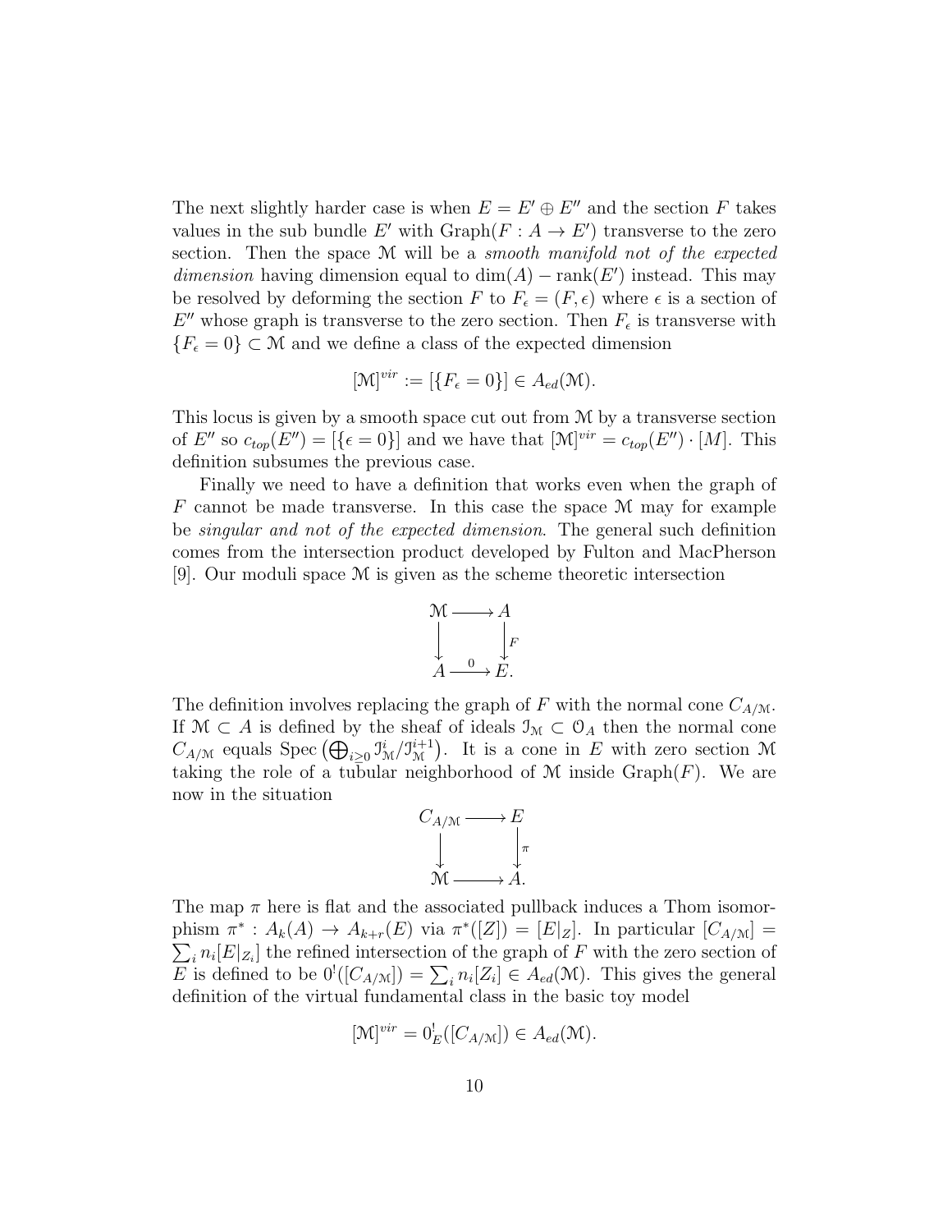The next slightly harder case is when $E = E' \oplus E''$ and the section $F$ takes values in the sub bundle $E'$ with $\mathrm{Graph}(F : A \to E')$ transverse to the zero section. Then the space $\mathcal{M}$ will be a *smooth manifold not of the expected dimension* having dimension equal to $\dim(A) - \mathrm{rank}(E')$ instead. This may be resolved by deforming the section $F$ to $F_\epsilon = (F, \epsilon)$ where $\epsilon$ is a section of $E''$ whose graph is transverse to the zero section. Then $F_\epsilon$ is transverse with $\{F_\epsilon = 0\} \subset \mathcal{M}$ and we define a class of the expected dimension

$$[\mathcal{M}]^{vir} := [\{F_\epsilon = 0\}] \in A_{ed}(\mathcal{M}).$$

This locus is given by a smooth space cut out from $\mathcal{M}$ by a transverse section of $E''$ so $c_{top}(E'') = [\{\epsilon = 0\}]$ and we have that $[\mathcal{M}]^{vir} = c_{top}(E'') \cdot [M]$. This definition subsumes the previous case.

Finally we need to have a definition that works even when the graph of $F$ cannot be made transverse. In this case the space $\mathcal{M}$ may for example be *singular and not of the expected dimension*. The general such definition comes from the intersection product developed by Fulton and MacPherson [9]. Our moduli space $\mathcal{M}$ is given as the scheme theoretic intersection

$$\begin{array}{ccc} \mathcal{M} & \longrightarrow & A \\ \downarrow & & \downarrow F \\ A & \xrightarrow{0} & E. \end{array}$$

The definition involves replacing the graph of $F$ with the normal cone $C_{A/\mathcal{M}}$. If $\mathcal{M} \subset A$ is defined by the sheaf of ideals $\mathcal{I}_{\mathcal{M}} \subset \mathcal{O}_A$ then the normal cone $C_{A/\mathcal{M}}$ equals $\mathrm{Spec}\left(\bigoplus_{i \geq 0} \mathcal{I}^i_{\mathcal{M}}/\mathcal{I}^{i+1}_{\mathcal{M}}\right)$. It is a cone in $E$ with zero section $\mathcal{M}$ taking the role of a tubular neighborhood of $\mathcal{M}$ inside $\mathrm{Graph}(F)$. We are now in the situation

$$\begin{array}{ccc} C_{A/\mathcal{M}} & \longrightarrow & E \\ \downarrow & & \downarrow \pi \\ \mathcal{M} & \longrightarrow & A. \end{array}$$

The map $\pi$ here is flat and the associated pullback induces a Thom isomorphism $\pi^* : A_k(A) \to A_{k+r}(E)$ via $\pi^*([Z]) = [E|_Z]$. In particular $[C_{A/\mathcal{M}}] = \sum_i n_i [E|_{Z_i}]$ the refined intersection of the graph of $F$ with the zero section of $E$ is defined to be $0^!([C_{A/\mathcal{M}}]) = \sum_i n_i [Z_i] \in A_{ed}(\mathcal{M})$. This gives the general definition of the virtual fundamental class in the basic toy model

$$[\mathcal{M}]^{vir} = 0^!_E([C_{A/\mathcal{M}}]) \in A_{ed}(\mathcal{M}).$$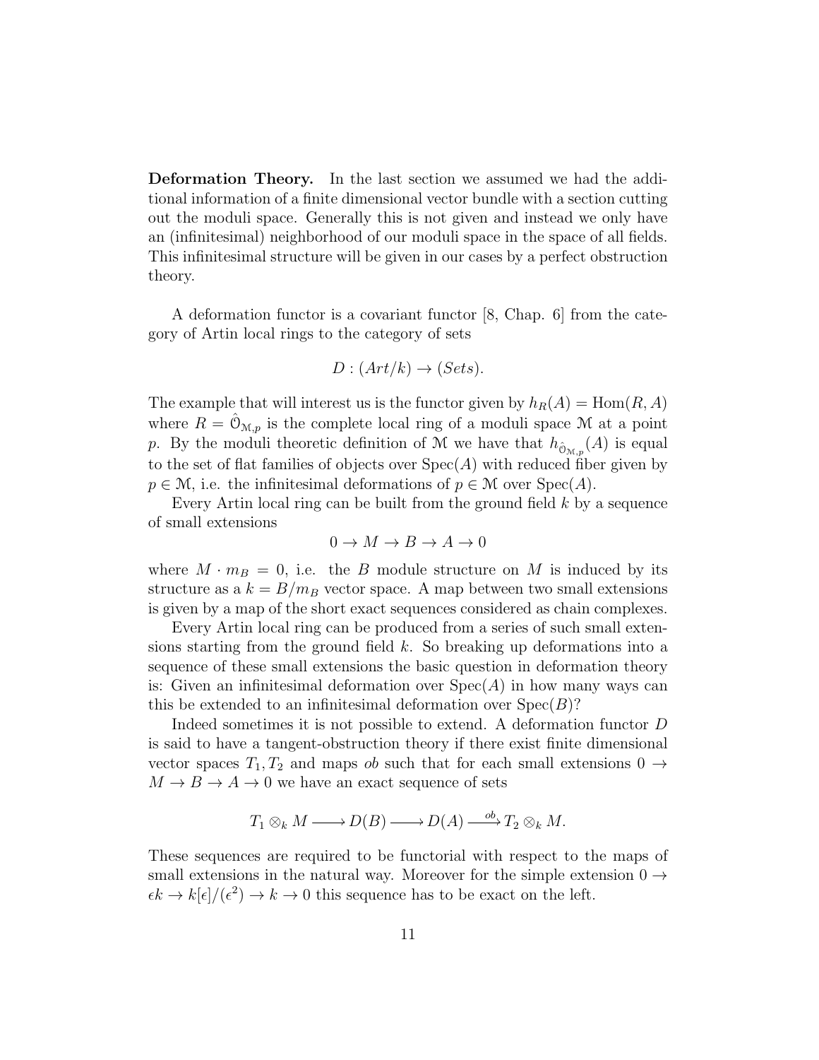**Deformation Theory.** In the last section we assumed we had the additional information of a finite dimensional vector bundle with a section cutting out the moduli space. Generally this is not given and instead we only have an (infinitesimal) neighborhood of our moduli space in the space of all fields. This infinitesimal structure will be given in our cases by a perfect obstruction theory.

A deformation functor is a covariant functor [8, Chap. 6] from the category of Artin local rings to the category of sets

$$D : (Art/k) \to (Sets).$$

The example that will interest us is the functor given by $h_R(A) = \mathrm{Hom}(R, A)$ where $R = \hat{\mathcal{O}}_{\mathcal{M},p}$ is the complete local ring of a moduli space $\mathcal{M}$ at a point $p$. By the moduli theoretic definition of $\mathcal{M}$ we have that $h_{\hat{\mathcal{O}}_{\mathcal{M},p}}(A)$ is equal to the set of flat families of objects over $\mathrm{Spec}(A)$ with reduced fiber given by $p \in \mathcal{M}$, i.e. the infinitesimal deformations of $p \in \mathcal{M}$ over $\mathrm{Spec}(A)$.

Every Artin local ring can be built from the ground field $k$ by a sequence of small extensions

$$0 \to M \to B \to A \to 0$$

where $M \cdot m_B = 0$, i.e. the $B$ module structure on $M$ is induced by its structure as a $k = B/m_B$ vector space. A map between two small extensions is given by a map of the short exact sequences considered as chain complexes.

Every Artin local ring can be produced from a series of such small extensions starting from the ground field $k$. So breaking up deformations into a sequence of these small extensions the basic question in deformation theory is: Given an infinitesimal deformation over $\mathrm{Spec}(A)$ in how many ways can this be extended to an infinitesimal deformation over $\mathrm{Spec}(B)$?

Indeed sometimes it is not possible to extend. A deformation functor $D$ is said to have a tangent-obstruction theory if there exist finite dimensional vector spaces $T_1, T_2$ and maps $ob$ such that for each small extensions $0 \to M \to B \to A \to 0$ we have an exact sequence of sets

$$T_1 \otimes_k M \longrightarrow D(B) \longrightarrow D(A) \xrightarrow{ob} T_2 \otimes_k M.$$

These sequences are required to be functorial with respect to the maps of small extensions in the natural way. Moreover for the simple extension $0 \to \epsilon k \to k[\epsilon]/(\epsilon^2) \to k \to 0$ this sequence has to be exact on the left.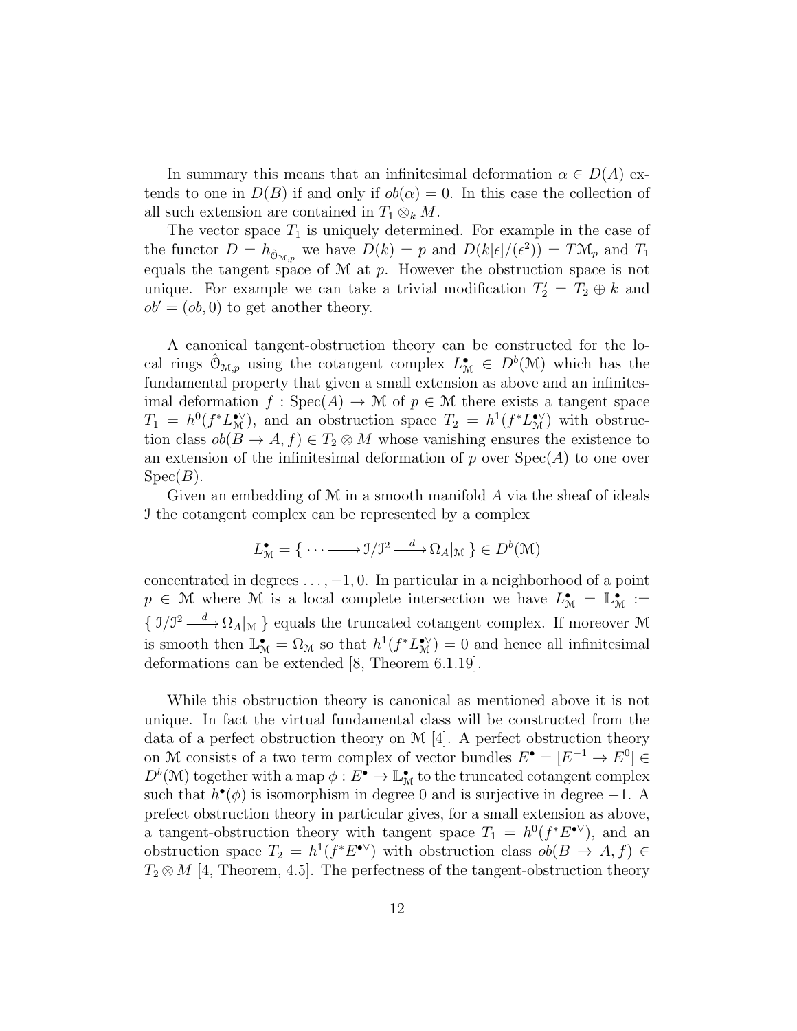In summary this means that an infinitesimal deformation $\alpha \in D(A)$ extends to one in $D(B)$ if and only if $ob(\alpha) = 0$. In this case the collection of all such extension are contained in $T_1 \otimes_k M$.

The vector space $T_1$ is uniquely determined. For example in the case of the functor $D = h_{\hat{\mathcal{O}}_{\mathcal{M},p}}$ we have $D(k) = p$ and $D(k[\epsilon]/(\epsilon^2)) = T\mathcal{M}_p$ and $T_1$ equals the tangent space of $\mathcal{M}$ at $p$. However the obstruction space is not unique. For example we can take a trivial modification $T_2' = T_2 \oplus k$ and $ob' = (ob, 0)$ to get another theory.

A canonical tangent-obstruction theory can be constructed for the local rings $\hat{\mathcal{O}}_{\mathcal{M},p}$ using the cotangent complex $L^\bullet_{\mathcal{M}} \in D^b(\mathcal{M})$ which has the fundamental property that given a small extension as above and an infinitesimal deformation $f : \mathrm{Spec}(A) \to \mathcal{M}$ of $p \in \mathcal{M}$ there exists a tangent space $T_1 = h^0(f^* L^{\bullet\vee}_{\mathcal{M}})$, and an obstruction space $T_2 = h^1(f^* L^{\bullet\vee}_{\mathcal{M}})$ with obstruction class $ob(B \to A, f) \in T_2 \otimes M$ whose vanishing ensures the existence to an extension of the infinitesimal deformation of $p$ over $\mathrm{Spec}(A)$ to one over $\mathrm{Spec}(B)$.

Given an embedding of $\mathcal{M}$ in a smooth manifold $A$ via the sheaf of ideals $\mathcal{I}$ the cotangent complex can be represented by a complex

$$L^\bullet_{\mathcal{M}} = \{ \cdots \longrightarrow \mathcal{I}/\mathcal{I}^2 \xrightarrow{d} \Omega_A|_{\mathcal{M}} \} \in D^b(\mathcal{M})$$

concentrated in degrees $\ldots, -1, 0$. In particular in a neighborhood of a point $p \in \mathcal{M}$ where $\mathcal{M}$ is a local complete intersection we have $L^\bullet_{\mathcal{M}} = \mathbb{L}^\bullet_{\mathcal{M}} := \{ \mathcal{I}/\mathcal{I}^2 \xrightarrow{d} \Omega_A|_{\mathcal{M}} \}$ equals the truncated cotangent complex. If moreover $\mathcal{M}$ is smooth then $\mathbb{L}^\bullet_{\mathcal{M}} = \Omega_{\mathcal{M}}$ so that $h^1(f^* L^{\bullet\vee}_{\mathcal{M}}) = 0$ and hence all infinitesimal deformations can be extended [8, Theorem 6.1.19].

While this obstruction theory is canonical as mentioned above it is not unique. In fact the virtual fundamental class will be constructed from the data of a perfect obstruction theory on $\mathcal{M}$ [4]. A perfect obstruction theory on $\mathcal{M}$ consists of a two term complex of vector bundles $E^\bullet = [E^{-1} \to E^0] \in D^b(\mathcal{M})$ together with a map $\phi : E^\bullet \to \mathbb{L}^\bullet_{\mathcal{M}}$ to the truncated cotangent complex such that $h^\bullet(\phi)$ is isomorphism in degree 0 and is surjective in degree $-1$. A prefect obstruction theory in particular gives, for a small extension as above, a tangent-obstruction theory with tangent space $T_1 = h^0(f^* E^{\bullet\vee})$, and an obstruction space $T_2 = h^1(f^* E^{\bullet\vee})$ with obstruction class $ob(B \to A, f) \in T_2 \otimes M$ [4, Theorem, 4.5]. The perfectness of the tangent-obstruction theory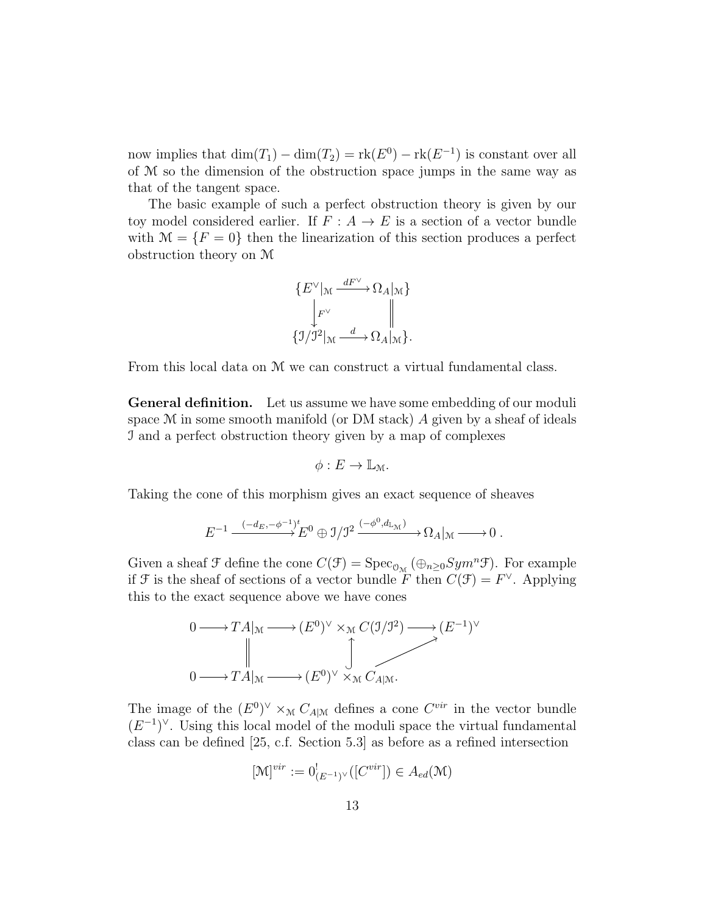now implies that $\dim(T_1) - \dim(T_2) = \mathrm{rk}(E^0) - \mathrm{rk}(E^{-1})$ is constant over all of $\mathcal{M}$ so the dimension of the obstruction space jumps in the same way as that of the tangent space.

The basic example of such a perfect obstruction theory is given by our toy model considered earlier. If $F : A \to E$ is a section of a vector bundle with $\mathcal{M} = \{F = 0\}$ then the linearization of this section produces a perfect obstruction theory on $\mathcal{M}$

$$\begin{array}{ccc} \{E^\vee|_{\mathcal{M}} & \xrightarrow{dF^\vee} & \Omega_A|_{\mathcal{M}}\} \\ \downarrow{\scriptstyle F^\vee} & & \| \\ \{\mathcal{I}/\mathcal{I}^2|_{\mathcal{M}} & \xrightarrow{d} & \Omega_A|_{\mathcal{M}}\}. \end{array}$$

From this local data on $\mathcal{M}$ we can construct a virtual fundamental class.

**General definition.** Let us assume we have some embedding of our moduli space $\mathcal{M}$ in some smooth manifold (or DM stack) $A$ given by a sheaf of ideals $\mathcal{I}$ and a perfect obstruction theory given by a map of complexes

$$\phi : E \to \mathbb{L}_{\mathcal{M}}.$$

Taking the cone of this morphism gives an exact sequence of sheaves

$$E^{-1} \xrightarrow{(-d_E, -\phi^{-1})^t} E^0 \oplus \mathcal{I}/\mathcal{I}^2 \xrightarrow{(-\phi^0, d_{\mathbb{L}_{\mathcal{M}}})} \Omega_A|_{\mathcal{M}} \longrightarrow 0\,.$$

Given a sheaf $\mathcal{F}$ define the cone $C(\mathcal{F}) = \mathrm{Spec}_{\mathcal{O}_{\mathcal{M}}}(\oplus_{n\geq 0} Sym^n \mathcal{F})$. For example if $\mathcal{F}$ is the sheaf of sections of a vector bundle $F$ then $C(\mathcal{F}) = F^\vee$. Applying this to the exact sequence above we have cones

$$\begin{array}{ccccccc} 0 \longrightarrow & TA|_{\mathcal{M}} & \longrightarrow & (E^0)^\vee \times_{\mathcal{M}} C(\mathcal{I}/\mathcal{I}^2) & \longrightarrow & (E^{-1})^\vee \\ & \| & & \uparrow & \nearrow & \\ 0 \longrightarrow & TA|_{\mathcal{M}} & \longrightarrow & (E^0)^\vee \times_{\mathcal{M}} C_{A|\mathcal{M}}. & & \end{array}$$

The image of the $(E^0)^\vee \times_{\mathcal{M}} C_{A|\mathcal{M}}$ defines a cone $C^{vir}$ in the vector bundle $(E^{-1})^\vee$. Using this local model of the moduli space the virtual fundamental class can be defined [25, c.f. Section 5.3] as before as a refined intersection

$$[\mathcal{M}]^{vir} := 0^!_{(E^{-1})^\vee}([C^{vir}]) \in A_{ed}(\mathcal{M})$$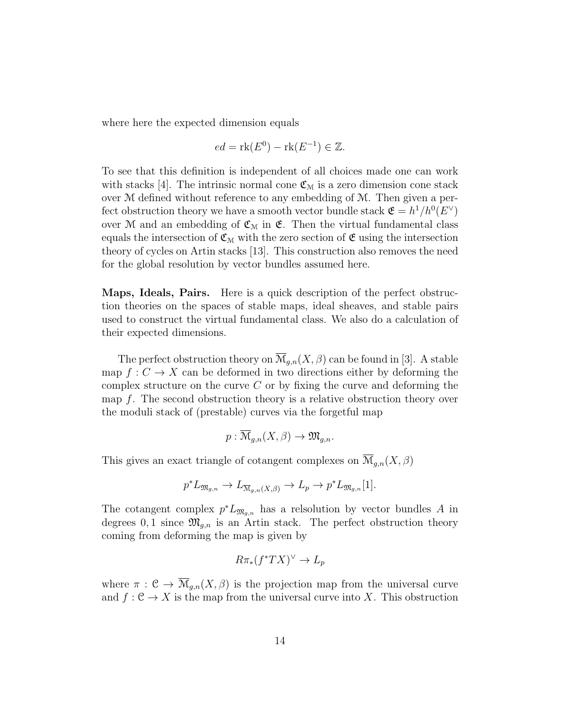where here the expected dimension equals

$$ed = \mathrm{rk}(E^0) - \mathrm{rk}(E^{-1}) \in \mathbb{Z}.$$

To see that this definition is independent of all choices made one can work with stacks [4]. The intrinsic normal cone $\mathfrak{C}_{\mathcal{M}}$ is a zero dimension cone stack over $\mathcal{M}$ defined without reference to any embedding of $\mathcal{M}$. Then given a perfect obstruction theory we have a smooth vector bundle stack $\mathfrak{E} = h^1/h^0(E^\vee)$ over $\mathcal{M}$ and an embedding of $\mathfrak{C}_{\mathcal{M}}$ in $\mathfrak{E}$. Then the virtual fundamental class equals the intersection of $\mathfrak{C}_{\mathcal{M}}$ with the zero section of $\mathfrak{E}$ using the intersection theory of cycles on Artin stacks [13]. This construction also removes the need for the global resolution by vector bundles assumed here.

**Maps, Ideals, Pairs.** Here is a quick description of the perfect obstruction theories on the spaces of stable maps, ideal sheaves, and stable pairs used to construct the virtual fundamental class. We also do a calculation of their expected dimensions.

The perfect obstruction theory on $\overline{\mathcal{M}}_{g,n}(X, \beta)$ can be found in [3]. A stable map $f : C \to X$ can be deformed in two directions either by deforming the complex structure on the curve $C$ or by fixing the curve and deforming the map $f$. The second obstruction theory is a relative obstruction theory over the moduli stack of (prestable) curves via the forgetful map

$$p : \overline{\mathcal{M}}_{g,n}(X, \beta) \to \mathfrak{M}_{g,n}.$$

This gives an exact triangle of cotangent complexes on $\overline{\mathcal{M}}_{g,n}(X, \beta)$

$$p^* L_{\mathfrak{M}_{g,n}} \to L_{\overline{\mathcal{M}}_{g,n}(X,\beta)} \to L_p \to p^* L_{\mathfrak{M}_{g,n}}[1].$$

The cotangent complex $p^* L_{\mathfrak{M}_{g,n}}$ has a relsolution by vector bundles $A$ in degrees $0, 1$ since $\mathfrak{M}_{g,n}$ is an Artin stack. The perfect obstruction theory coming from deforming the map is given by

$$R\pi_*(f^*TX)^\vee \to L_p$$

where $\pi : \mathcal{C} \to \overline{\mathcal{M}}_{g,n}(X, \beta)$ is the projection map from the universal curve and $f : \mathcal{C} \to X$ is the map from the universal curve into $X$. This obstruction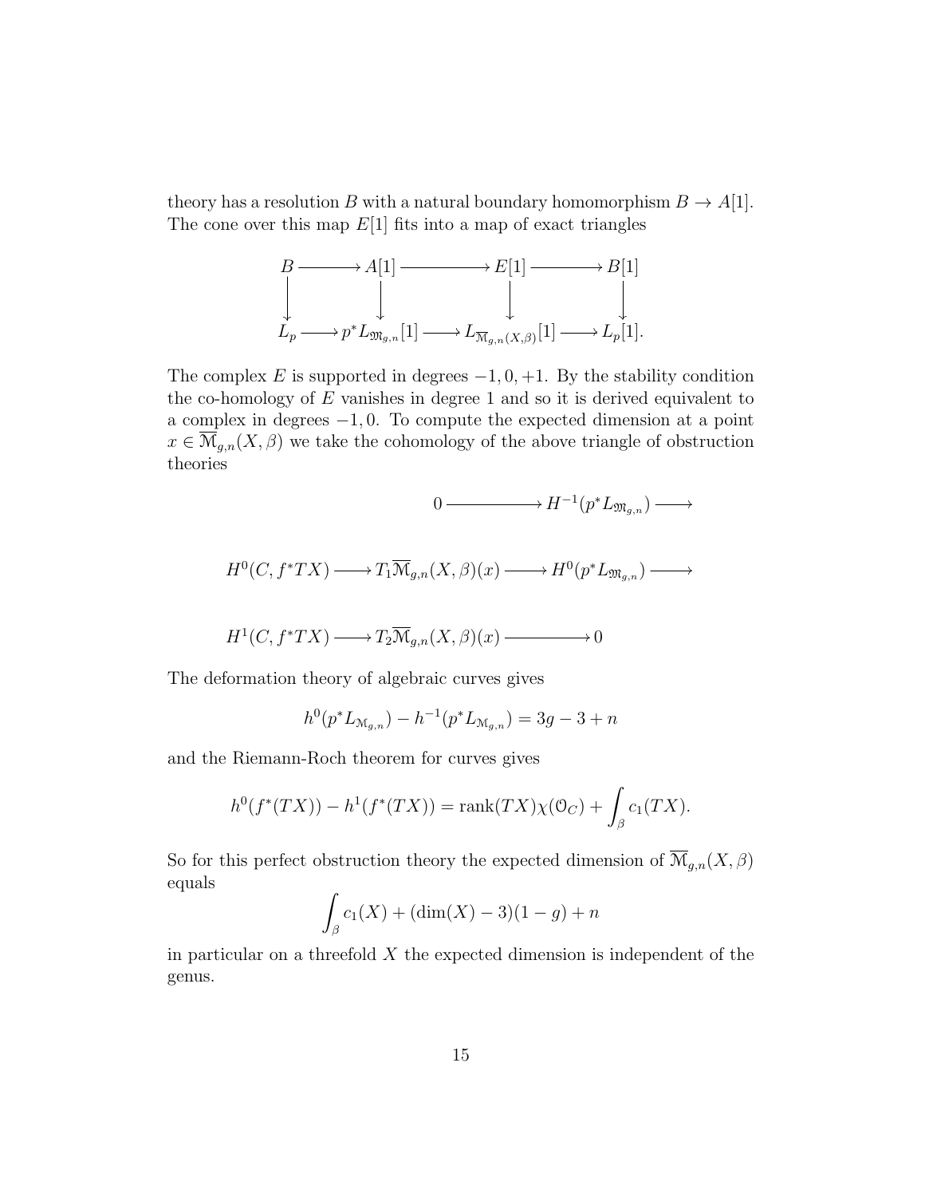theory has a resolution $B$ with a natural boundary homomorphism $B \to A[1]$. The cone over this map $E[1]$ fits into a map of exact triangles

$$\begin{array}{ccccccc}
B & \longrightarrow & A[1] & \longrightarrow & E[1] & \longrightarrow & B[1] \\
\downarrow & & \downarrow & & \downarrow & & \downarrow \\
L_p & \longrightarrow & p^* L_{\mathfrak{M}_{g,n}}[1] & \longrightarrow & L_{\overline{\mathcal{M}}_{g,n}(X,\beta)}[1] & \longrightarrow & L_p[1].
\end{array}$$

The complex $E$ is supported in degrees $-1, 0, +1$. By the stability condition the co-homology of $E$ vanishes in degree 1 and so it is derived equivalent to a complex in degrees $-1, 0$. To compute the expected dimension at a point $x \in \overline{\mathcal{M}}_{g,n}(X,\beta)$ we take the cohomology of the above triangle of obstruction theories

$$\begin{array}{ccccc}
 & & 0 & \longrightarrow & H^{-1}(p^* L_{\mathfrak{M}_{g,n}}) \longrightarrow \\
H^0(C, f^*TX) & \longrightarrow & T_1\overline{\mathcal{M}}_{g,n}(X,\beta)(x) & \longrightarrow & H^0(p^* L_{\mathfrak{M}_{g,n}}) \longrightarrow \\
H^1(C, f^*TX) & \longrightarrow & T_2\overline{\mathcal{M}}_{g,n}(X,\beta)(x) & \longrightarrow & 0
\end{array}$$

The deformation theory of algebraic curves gives

$$h^0(p^* L_{\mathcal{M}_{g,n}}) - h^{-1}(p^* L_{\mathcal{M}_{g,n}}) = 3g - 3 + n$$

and the Riemann-Roch theorem for curves gives

$$h^0(f^*(TX)) - h^1(f^*(TX)) = \operatorname{rank}(TX)\chi(\mathcal{O}_C) + \int_\beta c_1(TX).$$

So for this perfect obstruction theory the expected dimension of $\overline{\mathcal{M}}_{g,n}(X,\beta)$ equals

$$\int_\beta c_1(X) + (\dim(X) - 3)(1 - g) + n$$

in particular on a threefold $X$ the expected dimension is independent of the genus.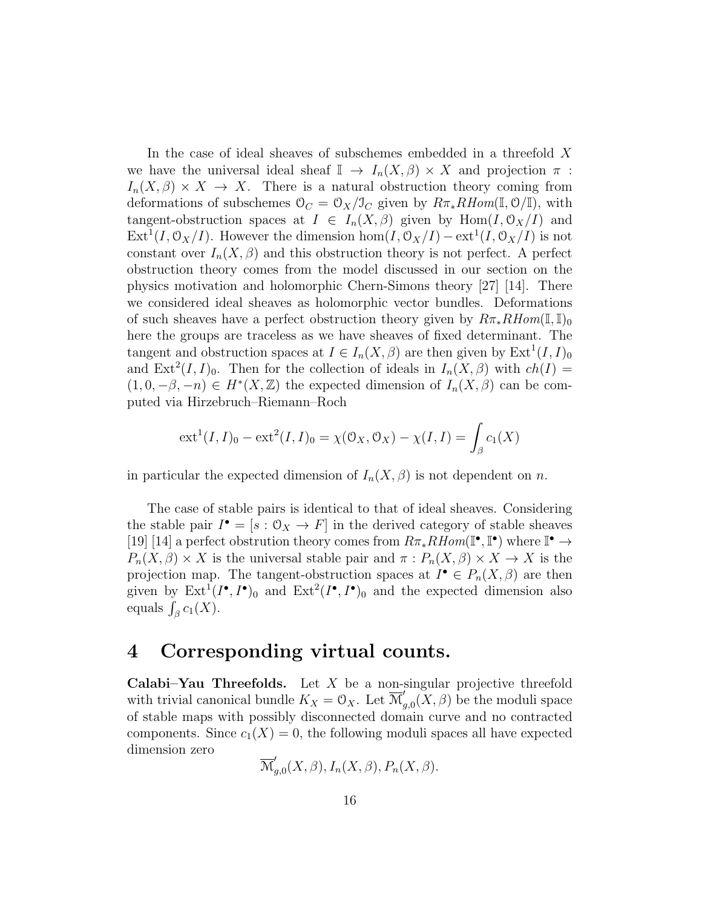In the case of ideal sheaves of subschemes embedded in a threefold $X$ we have the universal ideal sheaf $\mathbb{I} \to I_n(X,\beta) \times X$ and projection $\pi : I_n(X,\beta) \times X \to X$. There is a natural obstruction theory coming from deformations of subschemes $\mathcal{O}_C = \mathcal{O}_X/\mathcal{I}_C$ given by $R\pi_* RHom(\mathbb{I}, \mathcal{O}/\mathbb{I})$, with tangent-obstruction spaces at $I \in I_n(X,\beta)$ given by $\mathrm{Hom}(I, \mathcal{O}_X/I)$ and $\mathrm{Ext}^1(I, \mathcal{O}_X/I)$. However the dimension $\hom(I, \mathcal{O}_X/I) - \mathrm{ext}^1(I, \mathcal{O}_X/I)$ is not constant over $I_n(X,\beta)$ and this obstruction theory is not perfect. A perfect obstruction theory comes from the model discussed in our section on the physics motivation and holomorphic Chern-Simons theory [27] [14]. There we considered ideal sheaves as holomorphic vector bundles. Deformations of such sheaves have a perfect obstruction theory given by $R\pi_* RHom(\mathbb{I}, \mathbb{I})_0$ here the groups are traceless as we have sheaves of fixed determinant. The tangent and obstruction spaces at $I \in I_n(X,\beta)$ are then given by $\mathrm{Ext}^1(I,I)_0$ and $\mathrm{Ext}^2(I,I)_0$. Then for the collection of ideals in $I_n(X,\beta)$ with $ch(I) = (1, 0, -\beta, -n) \in H^*(X, \mathbb{Z})$ the expected dimension of $I_n(X,\beta)$ can be computed via Hirzebruch–Riemann–Roch

$$\mathrm{ext}^1(I,I)_0 - \mathrm{ext}^2(I,I)_0 = \chi(\mathcal{O}_X, \mathcal{O}_X) - \chi(I,I) = \int_\beta c_1(X)$$

in particular the expected dimension of $I_n(X,\beta)$ is not dependent on $n$.

The case of stable pairs is identical to that of ideal sheaves. Considering the stable pair $I^\bullet = [s : \mathcal{O}_X \to F]$ in the derived category of stable sheaves [19] [14] a perfect obstrution theory comes from $R\pi_* RHom(\mathbb{I}^\bullet, \mathbb{I}^\bullet)$ where $\mathbb{I}^\bullet \to P_n(X,\beta) \times X$ is the universal stable pair and $\pi : P_n(X,\beta) \times X \to X$ is the projection map. The tangent-obstruction spaces at $I^\bullet \in P_n(X,\beta)$ are then given by $\mathrm{Ext}^1(I^\bullet, I^\bullet)_0$ and $\mathrm{Ext}^2(I^\bullet, I^\bullet)_0$ and the expected dimension also equals $\int_\beta c_1(X)$.

# 4 Corresponding virtual counts.

**Calabi–Yau Threefolds.** Let $X$ be a non-singular projective threefold with trivial canonical bundle $K_X = \mathcal{O}_X$. Let $\overline{\mathcal{M}}'_{g,0}(X,\beta)$ be the moduli space of stable maps with possibly disconnected domain curve and no contracted components. Since $c_1(X) = 0$, the following moduli spaces all have expected dimension zero

$$\overline{\mathcal{M}}'_{g,0}(X,\beta), I_n(X,\beta), P_n(X,\beta).$$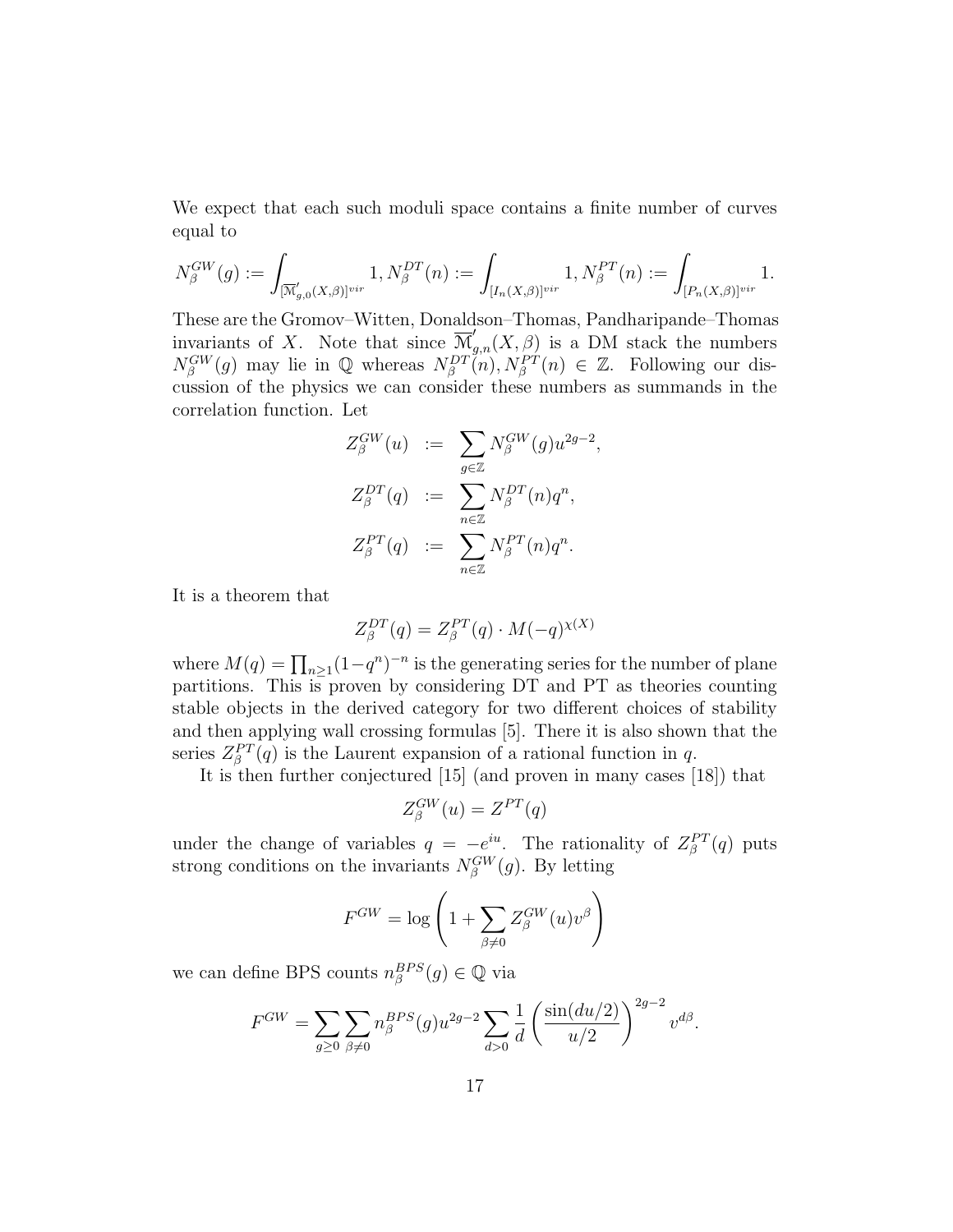We expect that each such moduli space contains a finite number of curves equal to

$$N^{GW}_\beta(g) := \int_{[\overline{\mathcal{M}}'_{g,0}(X,\beta)]^{vir}} 1, N^{DT}_\beta(n) := \int_{[I_n(X,\beta)]^{vir}} 1, N^{PT}_\beta(n) := \int_{[P_n(X,\beta)]^{vir}} 1.$$

These are the Gromov–Witten, Donaldson–Thomas, Pandharipande–Thomas invariants of $X$. Note that since $\overline{\mathcal{M}}'_{g,n}(X,\beta)$ is a DM stack the numbers $N^{GW}_\beta(g)$ may lie in $\mathbb{Q}$ whereas $N^{DT}_\beta(n), N^{PT}_\beta(n) \in \mathbb{Z}$. Following our discussion of the physics we can consider these numbers as summands in the correlation function. Let

$$\begin{aligned}
Z^{GW}_\beta(u) &:= \sum_{g\in\mathbb{Z}} N^{GW}_\beta(g) u^{2g-2}, \\
Z^{DT}_\beta(q) &:= \sum_{n\in\mathbb{Z}} N^{DT}_\beta(n) q^n, \\
Z^{PT}_\beta(q) &:= \sum_{n\in\mathbb{Z}} N^{PT}_\beta(n) q^n.
\end{aligned}$$

It is a theorem that

$$Z^{DT}_\beta(q) = Z^{PT}_\beta(q) \cdot M(-q)^{\chi(X)}$$

where $M(q) = \prod_{n\geq 1}(1-q^n)^{-n}$ is the generating series for the number of plane partitions. This is proven by considering DT and PT as theories counting stable objects in the derived category for two different choices of stability and then applying wall crossing formulas [5]. There it is also shown that the series $Z^{PT}_\beta(q)$ is the Laurent expansion of a rational function in $q$.

It is then further conjectured [15] (and proven in many cases [18]) that

$$Z^{GW}_\beta(u) = Z^{PT}(q)$$

under the change of variables $q = -e^{iu}$. The rationality of $Z^{PT}_\beta(q)$ puts strong conditions on the invariants $N^{GW}_\beta(g)$. By letting

$$F^{GW} = \log\left(1 + \sum_{\beta\neq 0} Z^{GW}_\beta(u) v^\beta\right)$$

we can define BPS counts $n^{BPS}_\beta(g) \in \mathbb{Q}$ via

$$F^{GW} = \sum_{g\geq 0}\sum_{\beta\neq 0} n^{BPS}_\beta(g) u^{2g-2} \sum_{d>0} \frac{1}{d}\left(\frac{\sin(du/2)}{u/2}\right)^{2g-2} v^{d\beta}.$$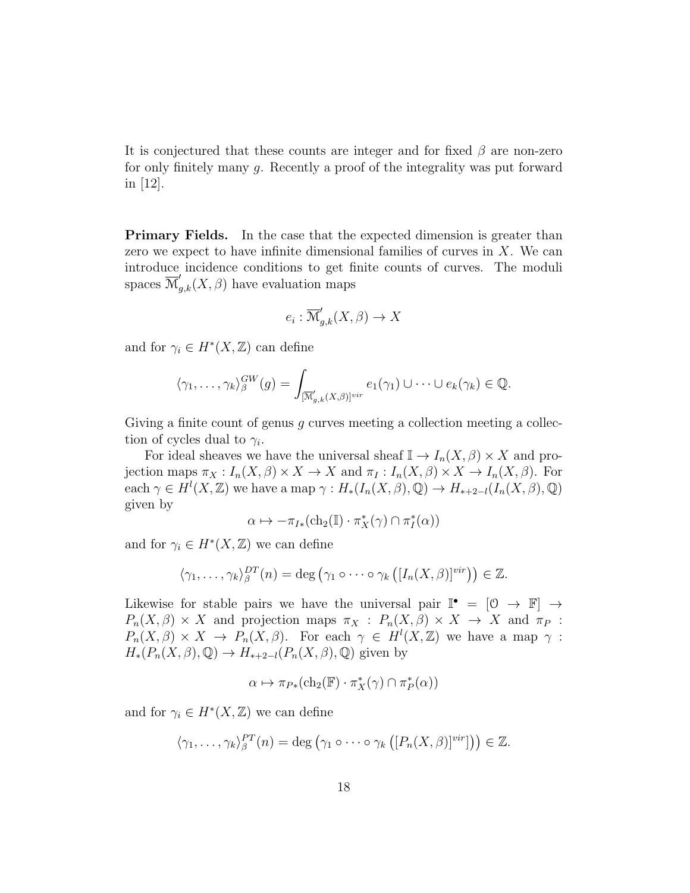It is conjectured that these counts are integer and for fixed $\beta$ are non-zero for only finitely many $g$. Recently a proof of the integrality was put forward in [12].

**Primary Fields.** In the case that the expected dimension is greater than zero we expect to have infinite dimensional families of curves in $X$. We can introduce incidence conditions to get finite counts of curves. The moduli spaces $\overline{\mathcal{M}}'_{g,k}(X,\beta)$ have evaluation maps

$$e_i : \overline{\mathcal{M}}'_{g,k}(X,\beta) \to X$$

and for $\gamma_i \in H^*(X,\mathbb{Z})$ can define

$$\langle \gamma_1, \ldots, \gamma_k \rangle^{GW}_\beta(g) = \int_{[\overline{\mathcal{M}}'_{g,k}(X,\beta)]^{vir}} e_1(\gamma_1) \cup \cdots \cup e_k(\gamma_k) \in \mathbb{Q}.$$

Giving a finite count of genus $g$ curves meeting a collection meeting a collection of cycles dual to $\gamma_i$.

For ideal sheaves we have the universal sheaf $\mathbb{I} \to I_n(X,\beta) \times X$ and projection maps $\pi_X : I_n(X,\beta) \times X \to X$ and $\pi_I : I_n(X,\beta) \times X \to I_n(X,\beta)$. For each $\gamma \in H^l(X,\mathbb{Z})$ we have a map $\gamma : H_*(I_n(X,\beta),\mathbb{Q}) \to H_{*+2-l}(I_n(X,\beta),\mathbb{Q})$ given by

$$\alpha \mapsto -\pi_{I*}(\mathrm{ch}_2(\mathbb{I}) \cdot \pi_X^*(\gamma) \cap \pi_I^*(\alpha))$$

and for $\gamma_i \in H^*(X,\mathbb{Z})$ we can define

$$\langle \gamma_1, \ldots, \gamma_k \rangle^{DT}_\beta(n) = \deg\left(\gamma_1 \circ \cdots \circ \gamma_k \left([I_n(X,\beta)]^{vir}\right)\right) \in \mathbb{Z}.$$

Likewise for stable pairs we have the universal pair $\mathbb{I}^\bullet = [\mathcal{O} \to \mathbb{F}] \to P_n(X,\beta) \times X$ and projection maps $\pi_X : P_n(X,\beta) \times X \to X$ and $\pi_P : P_n(X,\beta) \times X \to P_n(X,\beta)$. For each $\gamma \in H^l(X,\mathbb{Z})$ we have a map $\gamma : H_*(P_n(X,\beta),\mathbb{Q}) \to H_{*+2-l}(P_n(X,\beta),\mathbb{Q})$ given by

$$\alpha \mapsto \pi_{P*}(\mathrm{ch}_2(\mathbb{F}) \cdot \pi_X^*(\gamma) \cap \pi_P^*(\alpha))$$

and for $\gamma_i \in H^*(X,\mathbb{Z})$ we can define

$$\langle \gamma_1, \ldots, \gamma_k \rangle^{PT}_\beta(n) = \deg\left(\gamma_1 \circ \cdots \circ \gamma_k \left([P_n(X,\beta)]^{vir}]\right)\right) \in \mathbb{Z}.$$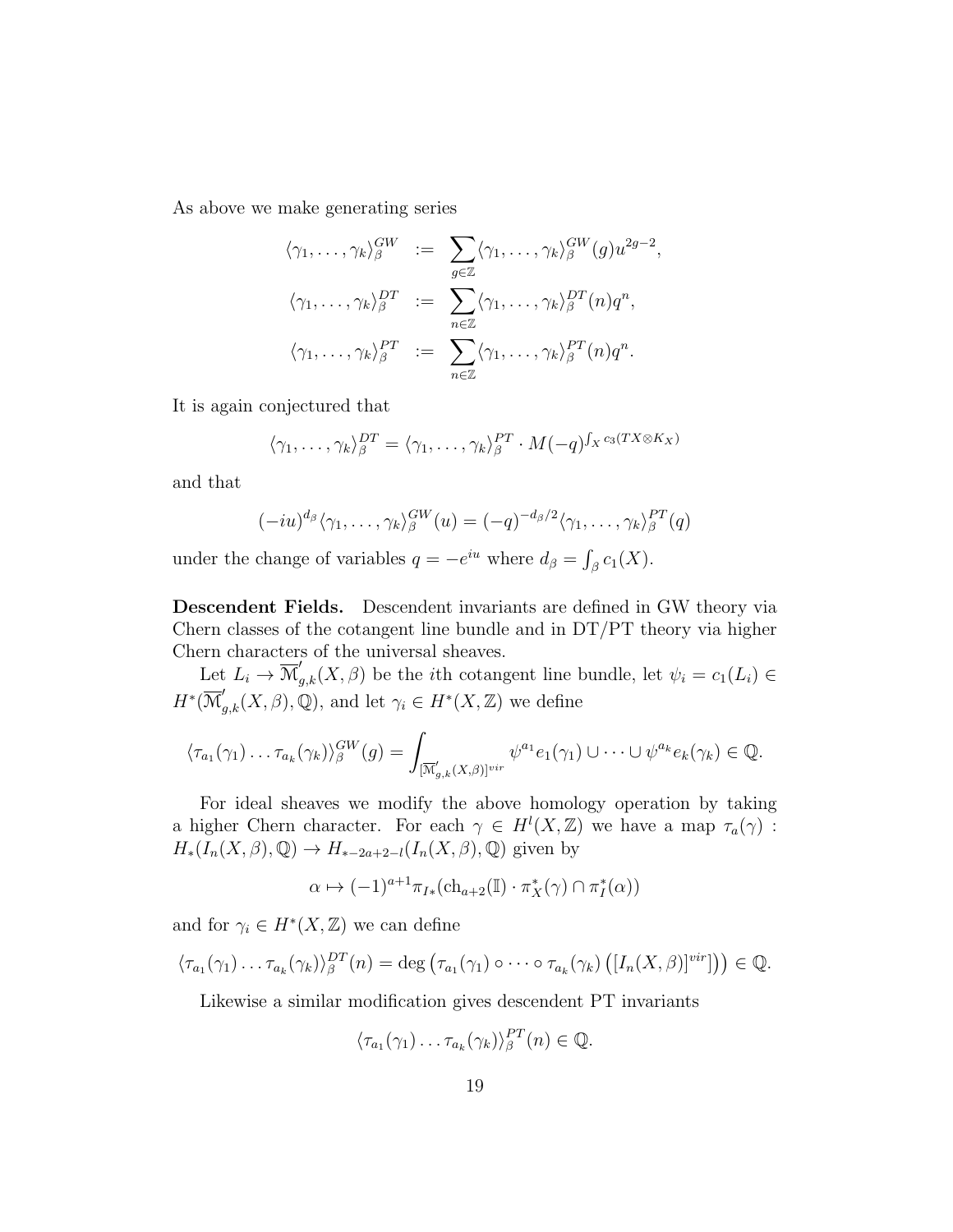As above we make generating series

$$
\begin{aligned}
\langle \gamma_1, \ldots, \gamma_k \rangle^{GW}_\beta &:= \sum_{g \in \mathbb{Z}} \langle \gamma_1, \ldots, \gamma_k \rangle^{GW}_\beta (g) u^{2g-2}, \\
\langle \gamma_1, \ldots, \gamma_k \rangle^{DT}_\beta &:= \sum_{n \in \mathbb{Z}} \langle \gamma_1, \ldots, \gamma_k \rangle^{DT}_\beta (n) q^n, \\
\langle \gamma_1, \ldots, \gamma_k \rangle^{PT}_\beta &:= \sum_{n \in \mathbb{Z}} \langle \gamma_1, \ldots, \gamma_k \rangle^{PT}_\beta (n) q^n.
\end{aligned}
$$

It is again conjectured that

$$
\langle \gamma_1, \ldots, \gamma_k \rangle^{DT}_\beta = \langle \gamma_1, \ldots, \gamma_k \rangle^{PT}_\beta \cdot M(-q)^{\int_X c_3(TX \otimes K_X)}
$$

and that

$$
(-iu)^{d_\beta} \langle \gamma_1, \ldots, \gamma_k \rangle^{GW}_\beta (u) = (-q)^{-d_\beta/2} \langle \gamma_1, \ldots, \gamma_k \rangle^{PT}_\beta (q)
$$

under the change of variables $q = -e^{iu}$ where $d_\beta = \int_\beta c_1(X)$.

**Descendent Fields.** Descendent invariants are defined in GW theory via Chern classes of the cotangent line bundle and in DT/PT theory via higher Chern characters of the universal sheaves.

Let $L_i \to \overline{\mathcal{M}}'_{g,k}(X, \beta)$ be the $i$th cotangent line bundle, let $\psi_i = c_1(L_i) \in H^*(\overline{\mathcal{M}}'_{g,k}(X, \beta), \mathbb{Q})$, and let $\gamma_i \in H^*(X, \mathbb{Z})$ we define

$$
\langle \tau_{a_1}(\gamma_1) \ldots \tau_{a_k}(\gamma_k) \rangle^{GW}_\beta (g) = \int_{[\overline{\mathcal{M}}'_{g,k}(X,\beta)]^{vir}} \psi^{a_1} e_1(\gamma_1) \cup \cdots \cup \psi^{a_k} e_k(\gamma_k) \in \mathbb{Q}.
$$

For ideal sheaves we modify the above homology operation by taking a higher Chern character. For each $\gamma \in H^l(X, \mathbb{Z})$ we have a map $\tau_a(\gamma) : H_*(I_n(X, \beta), \mathbb{Q}) \to H_{*-2a+2-l}(I_n(X, \beta), \mathbb{Q})$ given by

$$
\alpha \mapsto (-1)^{a+1} \pi_{I*}(\mathrm{ch}_{a+2}(\mathbb{I}) \cdot \pi_X^*(\gamma) \cap \pi_I^*(\alpha))
$$

and for $\gamma_i \in H^*(X, \mathbb{Z})$ we can define

$$
\langle \tau_{a_1}(\gamma_1) \ldots \tau_{a_k}(\gamma_k) \rangle^{DT}_\beta (n) = \deg \left( \tau_{a_1}(\gamma_1) \circ \cdots \circ \tau_{a_k}(\gamma_k) \left( [I_n(X, \beta)]^{vir} \right) \right) \in \mathbb{Q}.
$$

Likewise a similar modification gives descendent PT invariants

$$
\langle \tau_{a_1}(\gamma_1) \ldots \tau_{a_k}(\gamma_k) \rangle^{PT}_\beta (n) \in \mathbb{Q}.
$$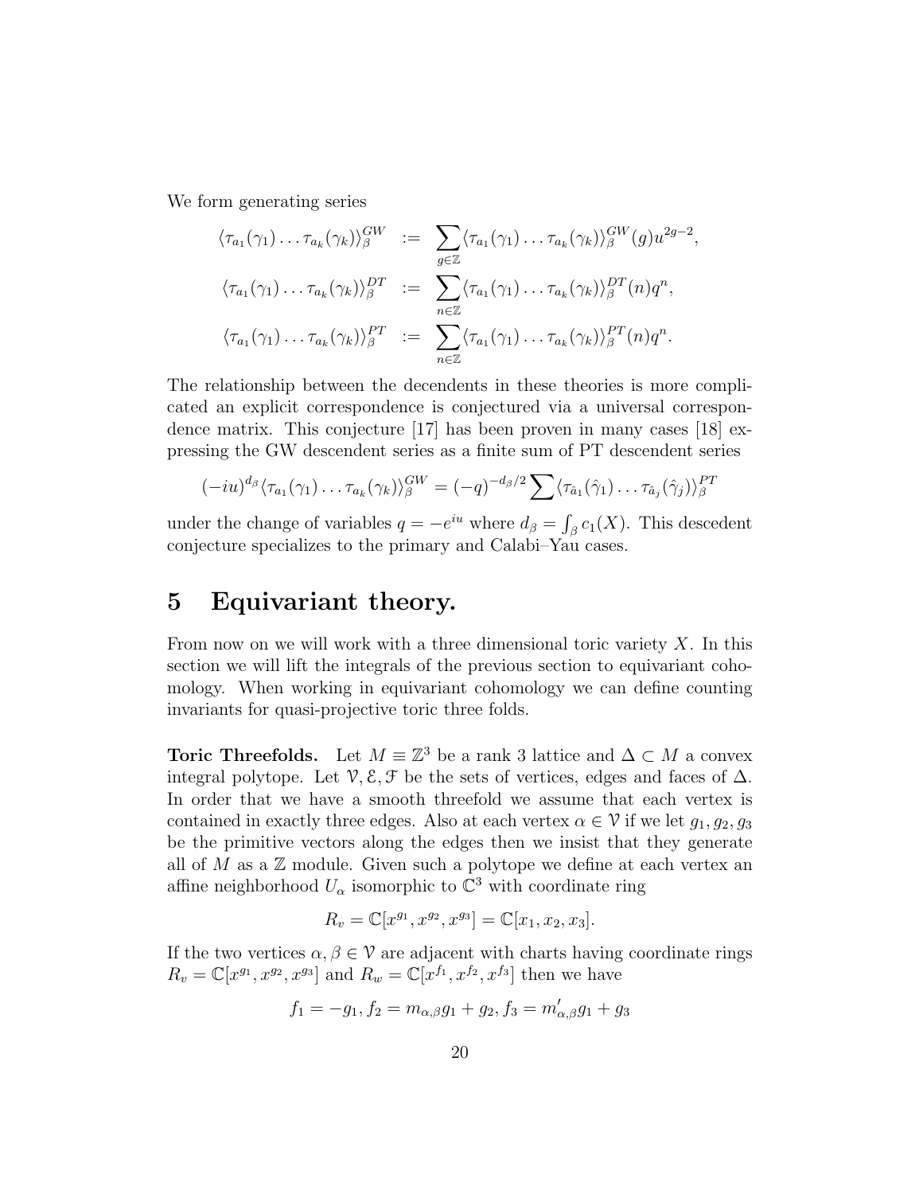We form generating series

$$
\begin{aligned}
\langle \tau_{a_1}(\gamma_1)\dots\tau_{a_k}(\gamma_k)\rangle^{GW}_\beta &:= \sum_{g\in\mathbb{Z}} \langle \tau_{a_1}(\gamma_1)\dots\tau_{a_k}(\gamma_k)\rangle^{GW}_\beta(g) u^{2g-2},\\
\langle \tau_{a_1}(\gamma_1)\dots\tau_{a_k}(\gamma_k)\rangle^{DT}_\beta &:= \sum_{n\in\mathbb{Z}} \langle \tau_{a_1}(\gamma_1)\dots\tau_{a_k}(\gamma_k)\rangle^{DT}_\beta(n) q^{n},\\
\langle \tau_{a_1}(\gamma_1)\dots\tau_{a_k}(\gamma_k)\rangle^{PT}_\beta &:= \sum_{n\in\mathbb{Z}} \langle \tau_{a_1}(\gamma_1)\dots\tau_{a_k}(\gamma_k)\rangle^{PT}_\beta(n) q^{n}.
\end{aligned}
$$

The relationship between the decendents in these theories is more complicated an explicit correspondence is conjectured via a universal correspondence matrix. This conjecture [17] has been proven in many cases [18] expressing the GW descendent series as a finite sum of PT descendent series

$$
(-iu)^{d_\beta}\langle \tau_{a_1}(\gamma_1)\dots\tau_{a_k}(\gamma_k)\rangle^{GW}_\beta = (-q)^{-d_\beta/2}\sum \langle \tau_{\hat{a}_1}(\hat{\gamma}_1)\dots\tau_{\hat{a}_j}(\hat{\gamma}_j)\rangle^{PT}_\beta
$$

under the change of variables $q=-e^{iu}$ where $d_\beta = \int_\beta c_1(X)$. This descedent conjecture specializes to the primary and Calabi–Yau cases.

# 5 Equivariant theory.

From now on we will work with a three dimensional toric variety $X$. In this section we will lift the integrals of the previous section to equivariant cohomology. When working in equivariant cohomology we can define counting invariants for quasi-projective toric three folds.

**Toric Threefolds.** Let $M \equiv \mathbb{Z}^3$ be a rank 3 lattice and $\Delta \subset M$ a convex integral polytope. Let $\mathcal{V}, \mathcal{E}, \mathcal{F}$ be the sets of vertices, edges and faces of $\Delta$. In order that we have a smooth threefold we assume that each vertex is contained in exactly three edges. Also at each vertex $\alpha \in \mathcal{V}$ if we let $g_1, g_2, g_3$ be the primitive vectors along the edges then we insist that they generate all of $M$ as a $\mathbb{Z}$ module. Given such a polytope we define at each vertex an affine neighborhood $U_\alpha$ isomorphic to $\mathbb{C}^3$ with coordinate ring

$$
R_v = \mathbb{C}[x^{g_1}, x^{g_2}, x^{g_3}] = \mathbb{C}[x_1, x_2, x_3].
$$

If the two vertices $\alpha, \beta \in \mathcal{V}$ are adjacent with charts having coordinate rings $R_v = \mathbb{C}[x^{g_1}, x^{g_2}, x^{g_3}]$ and $R_w = \mathbb{C}[x^{f_1}, x^{f_2}, x^{f_3}]$ then we have

$$
f_1 = -g_1, f_2 = m_{\alpha,\beta} g_1 + g_2, f_3 = m'_{\alpha,\beta} g_1 + g_3
$$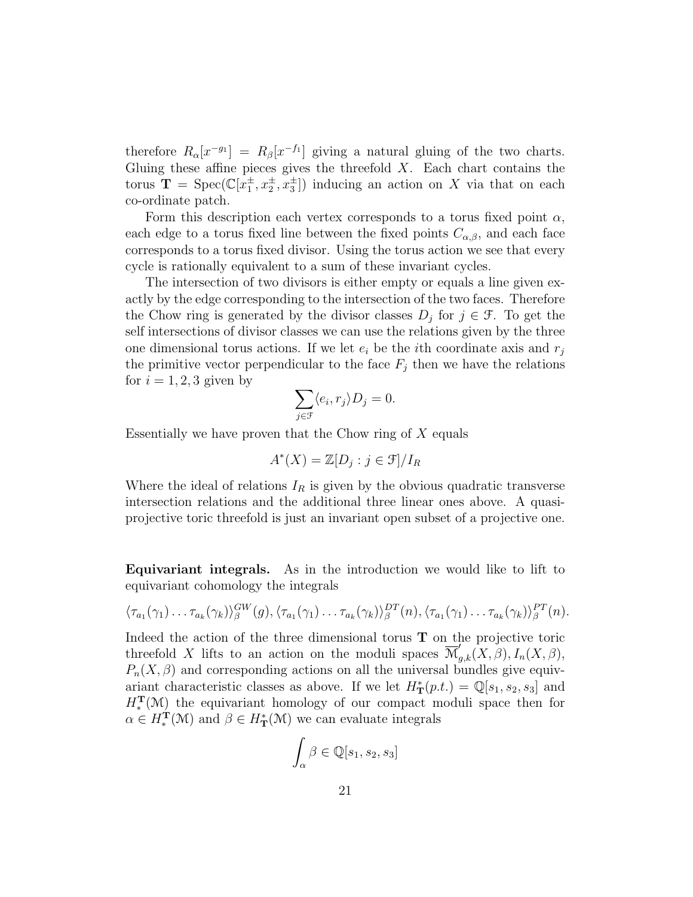therefore $R_\alpha[x^{-g_1}] = R_\beta[x^{-f_1}]$ giving a natural gluing of the two charts. Gluing these affine pieces gives the threefold $X$. Each chart contains the torus $\mathbf{T} = \mathrm{Spec}(\mathbb{C}[x_1^\pm, x_2^\pm, x_3^\pm])$ inducing an action on $X$ via that on each co-ordinate patch.

Form this description each vertex corresponds to a torus fixed point $\alpha$, each edge to a torus fixed line between the fixed points $C_{\alpha,\beta}$, and each face corresponds to a torus fixed divisor. Using the torus action we see that every cycle is rationally equivalent to a sum of these invariant cycles.

The intersection of two divisors is either empty or equals a line given exactly by the edge corresponding to the intersection of the two faces. Therefore the Chow ring is generated by the divisor classes $D_j$ for $j \in \mathcal{F}$. To get the self intersections of divisor classes we can use the relations given by the three one dimensional torus actions. If we let $e_i$ be the $i$th coordinate axis and $r_j$ the primitive vector perpendicular to the face $F_j$ then we have the relations for $i = 1, 2, 3$ given by

$$\sum_{j \in \mathcal{F}} \langle e_i, r_j \rangle D_j = 0.$$

Essentially we have proven that the Chow ring of $X$ equals

$$A^*(X) = \mathbb{Z}[D_j : j \in \mathcal{F}]/I_R$$

Where the ideal of relations $I_R$ is given by the obvious quadratic transverse intersection relations and the additional three linear ones above. A quasi-projective toric threefold is just an invariant open subset of a projective one.

**Equivariant integrals.** As in the introduction we would like to lift to equivariant cohomology the integrals

$$\langle \tau_{a_1}(\gamma_1) \ldots \tau_{a_k}(\gamma_k) \rangle^{GW}_\beta(g), \langle \tau_{a_1}(\gamma_1) \ldots \tau_{a_k}(\gamma_k) \rangle^{DT}_\beta(n), \langle \tau_{a_1}(\gamma_1) \ldots \tau_{a_k}(\gamma_k) \rangle^{PT}_\beta(n).$$

Indeed the action of the three dimensional torus $\mathbf{T}$ on the projective toric threefold $X$ lifts to an action on the moduli spaces $\overline{\mathcal{M}}'_{g,k}(X,\beta), I_n(X,\beta)$, $P_n(X,\beta)$ and corresponding actions on all the universal bundles give equivariant characteristic classes as above. If we let $H^*_{\mathbf{T}}(p.t.) = \mathbb{Q}[s_1, s_2, s_3]$ and $H^{\mathbf{T}}_*(\mathcal{M})$ the equivariant homology of our compact moduli space then for $\alpha \in H^{\mathbf{T}}_*(\mathcal{M})$ and $\beta \in H^*_{\mathbf{T}}(\mathcal{M})$ we can evaluate integrals

$$\int_\alpha \beta \in \mathbb{Q}[s_1, s_2, s_3]$$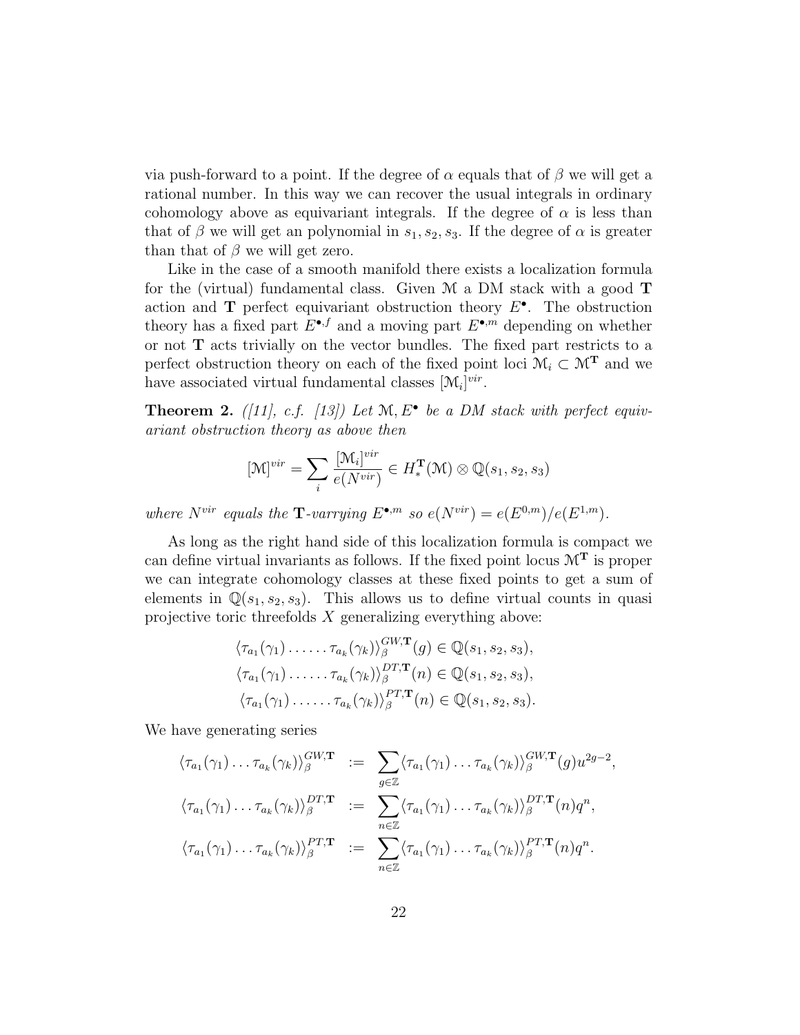via push-forward to a point. If the degree of $\alpha$ equals that of $\beta$ we will get a rational number. In this way we can recover the usual integrals in ordinary cohomology above as equivariant integrals. If the degree of $\alpha$ is less than that of $\beta$ we will get an polynomial in $s_1, s_2, s_3$. If the degree of $\alpha$ is greater than that of $\beta$ we will get zero.

Like in the case of a smooth manifold there exists a localization formula for the (virtual) fundamental class. Given $\mathcal{M}$ a DM stack with a good $\mathbf{T}$ action and $\mathbf{T}$ perfect equivariant obstruction theory $E^\bullet$. The obstruction theory has a fixed part $E^{\bullet,f}$ and a moving part $E^{\bullet,m}$ depending on whether or not $\mathbf{T}$ acts trivially on the vector bundles. The fixed part restricts to a perfect obstruction theory on each of the fixed point loci $\mathcal{M}_i \subset \mathcal{M}^{\mathbf{T}}$ and we have associated virtual fundamental classes $[\mathcal{M}_i]^{vir}$.

**Theorem 2.** *([11], c.f. [13]) Let $\mathcal{M}, E^\bullet$ be a DM stack with perfect equivariant obstruction theory as above then*

$$[\mathcal{M}]^{vir} = \sum_i \frac{[\mathcal{M}_i]^{vir}}{e(N^{vir})} \in H_*^{\mathbf{T}}(\mathcal{M}) \otimes \mathbb{Q}(s_1, s_2, s_3)$$

*where $N^{vir}$ equals the $\mathbf{T}$-varrying $E^{\bullet,m}$ so $e(N^{vir}) = e(E^{0,m})/e(E^{1,m})$.*

As long as the right hand side of this localization formula is compact we can define virtual invariants as follows. If the fixed point locus $\mathcal{M}^{\mathbf{T}}$ is proper we can integrate cohomology classes at these fixed points to get a sum of elements in $\mathbb{Q}(s_1, s_2, s_3)$. This allows us to define virtual counts in quasi projective toric threefolds $X$ generalizing everything above:

$$\langle \tau_{a_1}(\gamma_1) \dots \dots \tau_{a_k}(\gamma_k) \rangle_\beta^{GW,\mathbf{T}}(g) \in \mathbb{Q}(s_1, s_2, s_3),$$
$$\langle \tau_{a_1}(\gamma_1) \dots \dots \tau_{a_k}(\gamma_k) \rangle_\beta^{DT,\mathbf{T}}(n) \in \mathbb{Q}(s_1, s_2, s_3),$$
$$\langle \tau_{a_1}(\gamma_1) \dots \dots \tau_{a_k}(\gamma_k) \rangle_\beta^{PT,\mathbf{T}}(n) \in \mathbb{Q}(s_1, s_2, s_3).$$

We have generating series

$$\langle \tau_{a_1}(\gamma_1) \dots \tau_{a_k}(\gamma_k) \rangle_\beta^{GW,\mathbf{T}} := \sum_{g \in \mathbb{Z}} \langle \tau_{a_1}(\gamma_1) \dots \tau_{a_k}(\gamma_k) \rangle_\beta^{GW,\mathbf{T}}(g) u^{2g-2},$$
$$\langle \tau_{a_1}(\gamma_1) \dots \tau_{a_k}(\gamma_k) \rangle_\beta^{DT,\mathbf{T}} := \sum_{n \in \mathbb{Z}} \langle \tau_{a_1}(\gamma_1) \dots \tau_{a_k}(\gamma_k) \rangle_\beta^{DT,\mathbf{T}}(n) q^n,$$
$$\langle \tau_{a_1}(\gamma_1) \dots \tau_{a_k}(\gamma_k) \rangle_\beta^{PT,\mathbf{T}} := \sum_{n \in \mathbb{Z}} \langle \tau_{a_1}(\gamma_1) \dots \tau_{a_k}(\gamma_k) \rangle_\beta^{PT,\mathbf{T}}(n) q^n.$$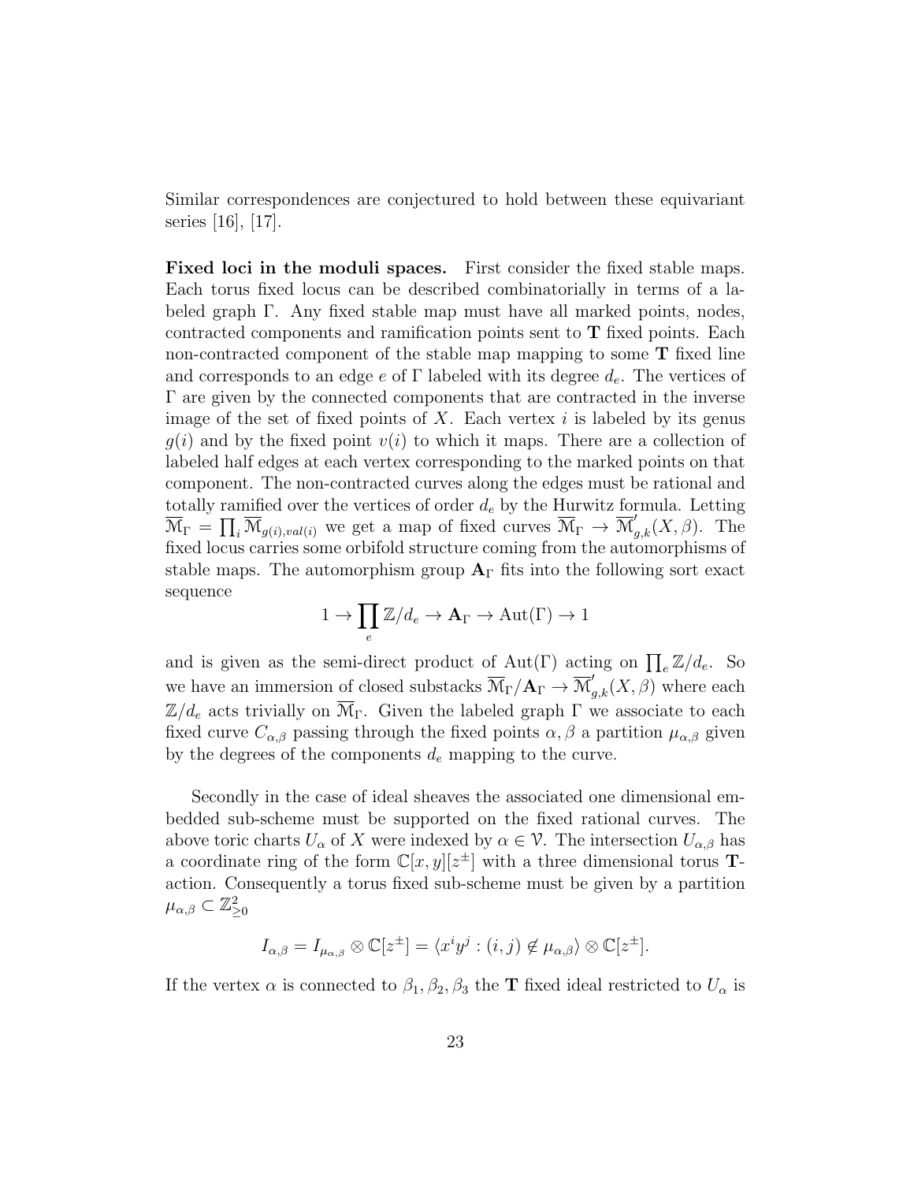Similar correspondences are conjectured to hold between these equivariant series [16], [17].

**Fixed loci in the moduli spaces.** First consider the fixed stable maps. Each torus fixed locus can be described combinatorially in terms of a labeled graph $\Gamma$. Any fixed stable map must have all marked points, nodes, contracted components and ramification points sent to $\mathbf{T}$ fixed points. Each non-contracted component of the stable map mapping to some $\mathbf{T}$ fixed line and corresponds to an edge $e$ of $\Gamma$ labeled with its degree $d_e$. The vertices of $\Gamma$ are given by the connected components that are contracted in the inverse image of the set of fixed points of $X$. Each vertex $i$ is labeled by its genus $g(i)$ and by the fixed point $v(i)$ to which it maps. There are a collection of labeled half edges at each vertex corresponding to the marked points on that component. The non-contracted curves along the edges must be rational and totally ramified over the vertices of order $d_e$ by the Hurwitz formula. Letting $\overline{\mathcal{M}}_\Gamma = \prod_i \overline{\mathcal{M}}_{g(i),val(i)}$ we get a map of fixed curves $\overline{\mathcal{M}}_\Gamma \to \overline{\mathcal{M}}'_{g,k}(X,\beta)$. The fixed locus carries some orbifold structure coming from the automorphisms of stable maps. The automorphism group $\mathbf{A}_\Gamma$ fits into the following sort exact sequence

$$1 \to \prod_e \mathbb{Z}/d_e \to \mathbf{A}_\Gamma \to \mathrm{Aut}(\Gamma) \to 1$$

and is given as the semi-direct product of $\mathrm{Aut}(\Gamma)$ acting on $\prod_e \mathbb{Z}/d_e$. So we have an immersion of closed substacks $\overline{\mathcal{M}}_\Gamma/\mathbf{A}_\Gamma \to \overline{\mathcal{M}}'_{g,k}(X,\beta)$ where each $\mathbb{Z}/d_e$ acts trivially on $\overline{\mathcal{M}}_\Gamma$. Given the labeled graph $\Gamma$ we associate to each fixed curve $C_{\alpha,\beta}$ passing through the fixed points $\alpha,\beta$ a partition $\mu_{\alpha,\beta}$ given by the degrees of the components $d_e$ mapping to the curve.

Secondly in the case of ideal sheaves the associated one dimensional embedded sub-scheme must be supported on the fixed rational curves. The above toric charts $U_\alpha$ of $X$ were indexed by $\alpha \in \mathcal{V}$. The intersection $U_{\alpha,\beta}$ has a coordinate ring of the form $\mathbb{C}[x,y][z^{\pm}]$ with a three dimensional torus $\mathbf{T}$-action. Consequently a torus fixed sub-scheme must be given by a partition $\mu_{\alpha,\beta} \subset \mathbb{Z}^2_{\geq 0}$

$$I_{\alpha,\beta} = I_{\mu_{\alpha,\beta}} \otimes \mathbb{C}[z^{\pm}] = \langle x^i y^j : (i,j) \notin \mu_{\alpha,\beta} \rangle \otimes \mathbb{C}[z^{\pm}].$$

If the vertex $\alpha$ is connected to $\beta_1, \beta_2, \beta_3$ the $\mathbf{T}$ fixed ideal restricted to $U_\alpha$ is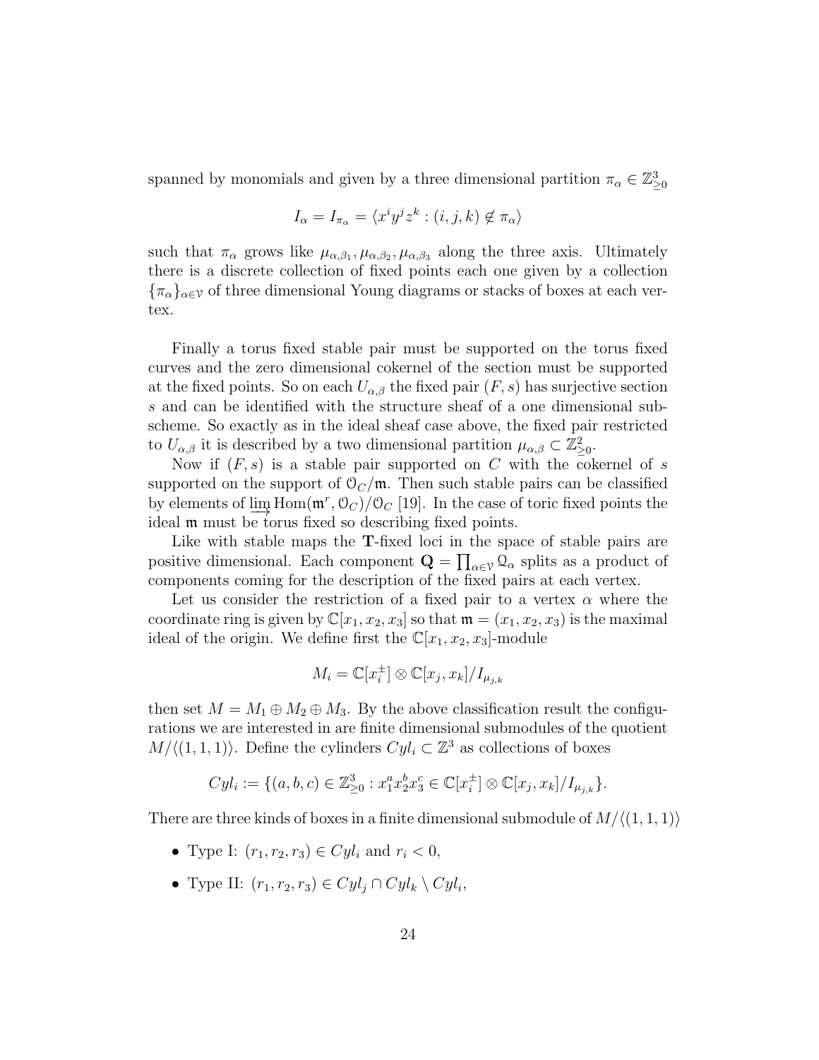spanned by monomials and given by a three dimensional partition $\pi_\alpha \in \mathbb{Z}^3_{\geq 0}$

$$I_\alpha = I_{\pi_\alpha} = \langle x^i y^j z^k : (i,j,k) \notin \pi_\alpha \rangle$$

such that $\pi_\alpha$ grows like $\mu_{\alpha,\beta_1}, \mu_{\alpha,\beta_2}, \mu_{\alpha,\beta_3}$ along the three axis. Ultimately there is a discrete collection of fixed points each one given by a collection $\{\pi_\alpha\}_{\alpha \in \mathcal{V}}$ of three dimensional Young diagrams or stacks of boxes at each vertex.

Finally a torus fixed stable pair must be supported on the torus fixed curves and the zero dimensional cokernel of the section must be supported at the fixed points. So on each $U_{\alpha,\beta}$ the fixed pair $(F,s)$ has surjective section $s$ and can be identified with the structure sheaf of a one dimensional subscheme. So exactly as in the ideal sheaf case above, the fixed pair restricted to $U_{\alpha,\beta}$ it is described by a two dimensional partition $\mu_{\alpha,\beta} \subset \mathbb{Z}^2_{\geq 0}$.

Now if $(F,s)$ is a stable pair supported on $C$ with the cokernel of $s$ supported on the support of $\mathcal{O}_C/\mathfrak{m}$. Then such stable pairs can be classified by elements of $\varinjlim \operatorname{Hom}(\mathfrak{m}^r, \mathcal{O}_C)/\mathcal{O}_C$ [19]. In the case of toric fixed points the ideal $\mathfrak{m}$ must be torus fixed so describing fixed points.

Like with stable maps the $\mathbf{T}$-fixed loci in the space of stable pairs are positive dimensional. Each component $\mathbf{Q} = \prod_{\alpha \in \mathcal{V}} \mathcal{Q}_\alpha$ splits as a product of components coming for the description of the fixed pairs at each vertex.

Let us consider the restriction of a fixed pair to a vertex $\alpha$ where the coordinate ring is given by $\mathbb{C}[x_1, x_2, x_3]$ so that $\mathfrak{m} = (x_1, x_2, x_3)$ is the maximal ideal of the origin. We define first the $\mathbb{C}[x_1, x_2, x_3]$-module

$$M_i = \mathbb{C}[x_i^{\pm}] \otimes \mathbb{C}[x_j, x_k]/I_{\mu_{j,k}}$$

then set $M = M_1 \oplus M_2 \oplus M_3$. By the above classification result the configurations we are interested in are finite dimensional submodules of the quotient $M/\langle (1,1,1) \rangle$. Define the cylinders $Cyl_i \subset \mathbb{Z}^3$ as collections of boxes

$$Cyl_i := \{(a,b,c) \in \mathbb{Z}^3_{\geq 0} : x_1^a x_2^b x_3^c \in \mathbb{C}[x_i^{\pm}] \otimes \mathbb{C}[x_j, x_k]/I_{\mu_{j,k}}\}.$$

There are three kinds of boxes in a finite dimensional submodule of $M/\langle (1,1,1) \rangle$

- Type I: $(r_1, r_2, r_3) \in Cyl_i$ and $r_i < 0$,
- Type II: $(r_1, r_2, r_3) \in Cyl_j \cap Cyl_k \setminus Cyl_i$,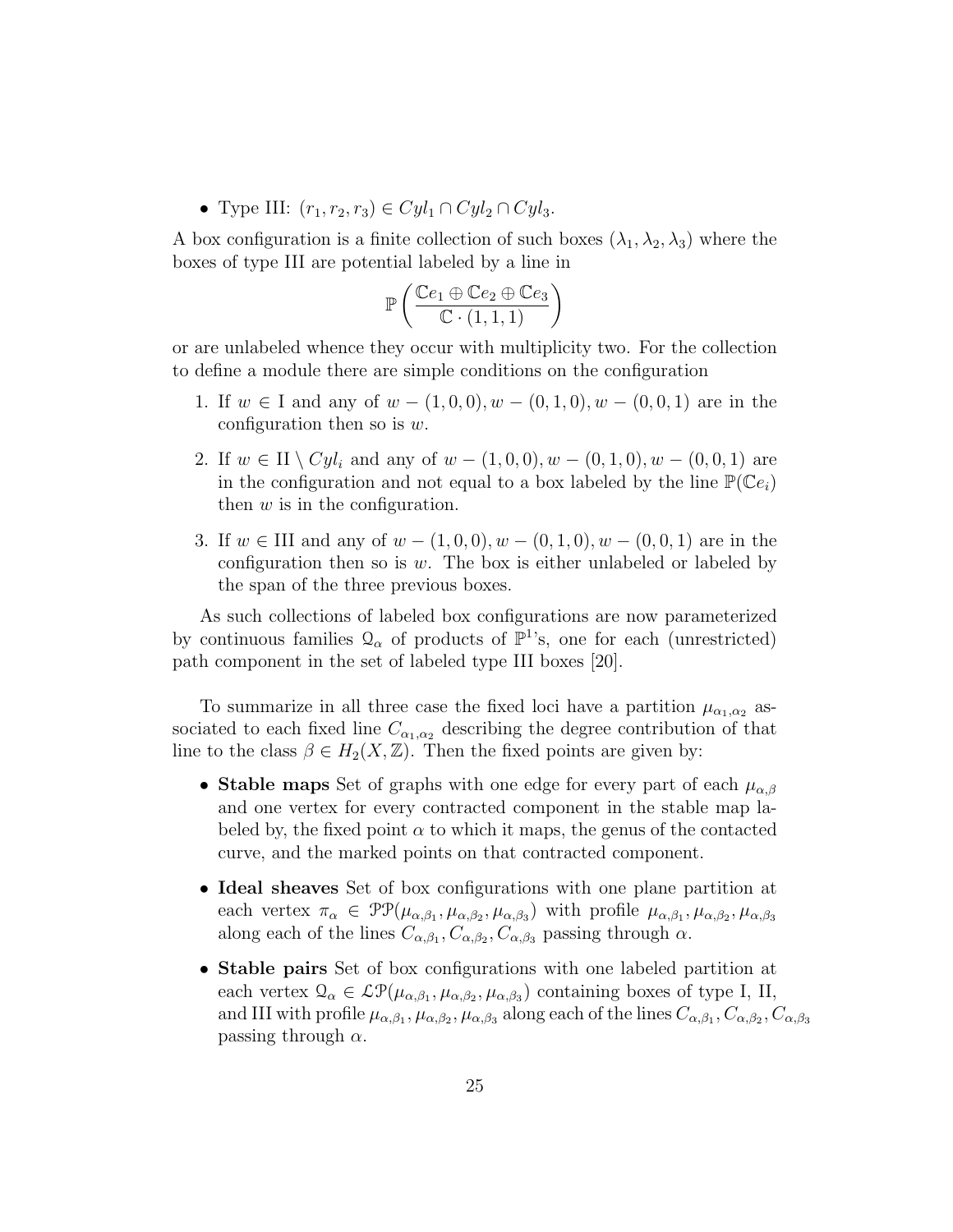- Type III: $(r_1, r_2, r_3) \in Cyl_1 \cap Cyl_2 \cap Cyl_3$.

A box configuration is a finite collection of such boxes $(\lambda_1, \lambda_2, \lambda_3)$ where the boxes of type III are potential labeled by a line in

$$\mathbb{P}\left(\frac{\mathbb{C}e_1 \oplus \mathbb{C}e_2 \oplus \mathbb{C}e_3}{\mathbb{C} \cdot (1,1,1)}\right)$$

or are unlabeled whence they occur with multiplicity two. For the collection to define a module there are simple conditions on the configuration

1. If $w \in \mathrm{I}$ and any of $w-(1,0,0), w-(0,1,0), w-(0,0,1)$ are in the configuration then so is $w$.
2. If $w \in \mathrm{II} \setminus Cyl_i$ and any of $w-(1,0,0), w-(0,1,0), w-(0,0,1)$ are in the configuration and not equal to a box labeled by the line $\mathbb{P}(\mathbb{C}e_i)$ then $w$ is in the configuration.
3. If $w \in \mathrm{III}$ and any of $w-(1,0,0), w-(0,1,0), w-(0,0,1)$ are in the configuration then so is $w$. The box is either unlabeled or labeled by the span of the three previous boxes.

As such collections of labeled box configurations are now parameterized by continuous families $\mathcal{Q}_\alpha$ of products of $\mathbb{P}^1$'s, one for each (unrestricted) path component in the set of labeled type III boxes [20].

To summarize in all three case the fixed loci have a partition $\mu_{\alpha_1,\alpha_2}$ associated to each fixed line $C_{\alpha_1,\alpha_2}$ describing the degree contribution of that line to the class $\beta \in H_2(X,\mathbb{Z})$. Then the fixed points are given by:

- **Stable maps** Set of graphs with one edge for every part of each $\mu_{\alpha,\beta}$ and one vertex for every contracted component in the stable map labeled by, the fixed point $\alpha$ to which it maps, the genus of the contacted curve, and the marked points on that contracted component.
- **Ideal sheaves** Set of box configurations with one plane partition at each vertex $\pi_\alpha \in \mathcal{PP}(\mu_{\alpha,\beta_1}, \mu_{\alpha,\beta_2}, \mu_{\alpha,\beta_3})$ with profile $\mu_{\alpha,\beta_1}, \mu_{\alpha,\beta_2}, \mu_{\alpha,\beta_3}$ along each of the lines $C_{\alpha,\beta_1}, C_{\alpha,\beta_2}, C_{\alpha,\beta_3}$ passing through $\alpha$.
- **Stable pairs** Set of box configurations with one labeled partition at each vertex $\mathcal{Q}_\alpha \in \mathcal{LP}(\mu_{\alpha,\beta_1}, \mu_{\alpha,\beta_2}, \mu_{\alpha,\beta_3})$ containing boxes of type I, II, and III with profile $\mu_{\alpha,\beta_1}, \mu_{\alpha,\beta_2}, \mu_{\alpha,\beta_3}$ along each of the lines $C_{\alpha,\beta_1}, C_{\alpha,\beta_2}, C_{\alpha,\beta_3}$ passing through $\alpha$.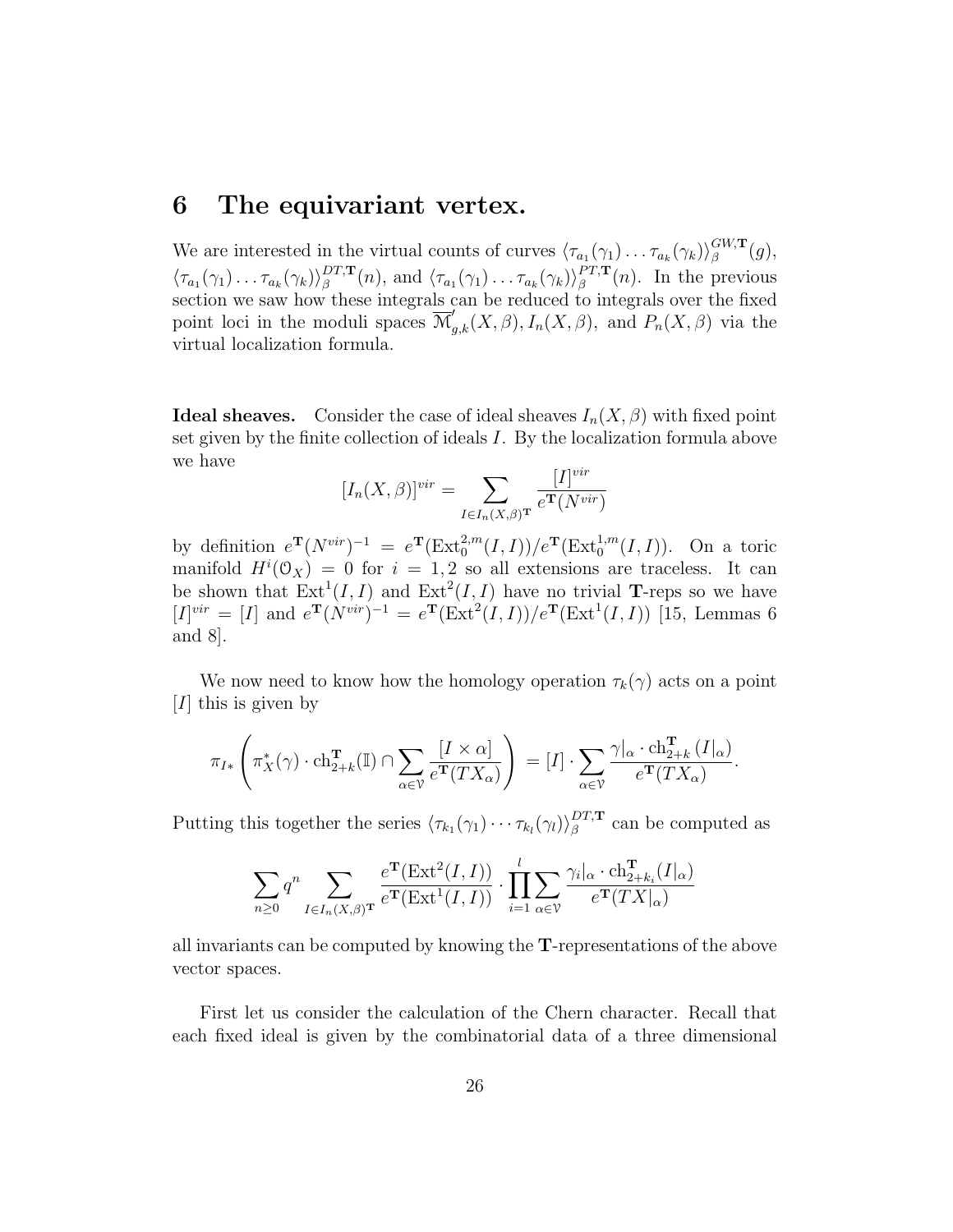# 6 The equivariant vertex.

We are interested in the virtual counts of curves $\langle \tau_{a_1}(\gamma_1) \ldots \tau_{a_k}(\gamma_k)\rangle_\beta^{GW,\mathbf{T}}(g)$, $\langle \tau_{a_1}(\gamma_1) \ldots \tau_{a_k}(\gamma_k)\rangle_\beta^{DT,\mathbf{T}}(n)$, and $\langle \tau_{a_1}(\gamma_1) \ldots \tau_{a_k}(\gamma_k)\rangle_\beta^{PT,\mathbf{T}}(n)$. In the previous section we saw how these integrals can be reduced to integrals over the fixed point loci in the moduli spaces $\overline{\mathcal{M}}'_{g,k}(X,\beta)$, $I_n(X,\beta)$, and $P_n(X,\beta)$ via the virtual localization formula.

**Ideal sheaves.** Consider the case of ideal sheaves $I_n(X,\beta)$ with fixed point set given by the finite collection of ideals $I$. By the localization formula above we have

$$[I_n(X,\beta)]^{vir} = \sum_{I \in I_n(X,\beta)^{\mathbf{T}}} \frac{[I]^{vir}}{e^{\mathbf{T}}(N^{vir})}$$

by definition $e^{\mathbf{T}}(N^{vir})^{-1} = e^{\mathbf{T}}(\mathrm{Ext}_0^{2,m}(I,I))/e^{\mathbf{T}}(\mathrm{Ext}_0^{1,m}(I,I))$. On a toric manifold $H^i(\mathcal{O}_X) = 0$ for $i = 1, 2$ so all extensions are traceless. It can be shown that $\mathrm{Ext}^1(I,I)$ and $\mathrm{Ext}^2(I,I)$ have no trivial $\mathbf{T}$-reps so we have $[I]^{vir} = [I]$ and $e^{\mathbf{T}}(N^{vir})^{-1} = e^{\mathbf{T}}(\mathrm{Ext}^2(I,I))/e^{\mathbf{T}}(\mathrm{Ext}^1(I,I))$ [15, Lemmas 6 and 8].

We now need to know how the homology operation $\tau_k(\gamma)$ acts on a point $[I]$ this is given by

$$\pi_{I*}\left(\pi_X^*(\gamma) \cdot \mathrm{ch}_{2+k}^{\mathbf{T}}(\mathbb{I}) \cap \sum_{\alpha \in \mathcal{V}} \frac{[I \times \alpha]}{e^{\mathbf{T}}(TX_\alpha)}\right) = [I] \cdot \sum_{\alpha \in \mathcal{V}} \frac{\gamma|_\alpha \cdot \mathrm{ch}_{2+k}^{\mathbf{T}}(I|_\alpha)}{e^{\mathbf{T}}(TX_\alpha)}.$$

Putting this together the series $\langle \tau_{k_1}(\gamma_1) \cdots \tau_{k_l}(\gamma_l)\rangle_\beta^{DT,\mathbf{T}}$ can be computed as

$$\sum_{n \geq 0} q^n \sum_{I \in I_n(X,\beta)^{\mathbf{T}}} \frac{e^{\mathbf{T}}(\mathrm{Ext}^2(I,I))}{e^{\mathbf{T}}(\mathrm{Ext}^1(I,I))} \cdot \prod_{i=1}^{l} \sum_{\alpha \in \mathcal{V}} \frac{\gamma_i|_\alpha \cdot \mathrm{ch}_{2+k_i}^{\mathbf{T}}(I|_\alpha)}{e^{\mathbf{T}}(TX|_\alpha)}$$

all invariants can be computed by knowing the $\mathbf{T}$-representations of the above vector spaces.

First let us consider the calculation of the Chern character. Recall that each fixed ideal is given by the combinatorial data of a three dimensional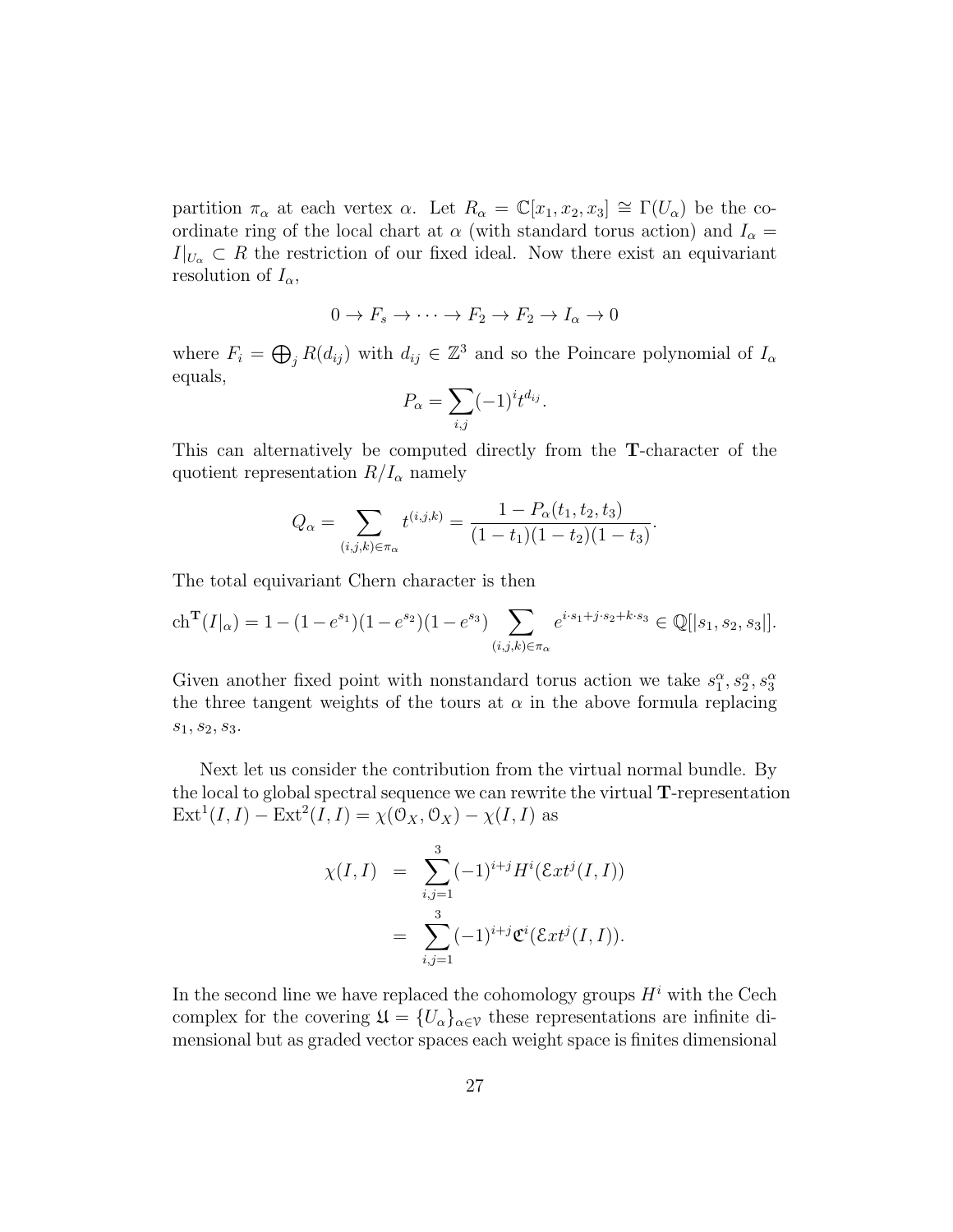partition $\pi_\alpha$ at each vertex $\alpha$. Let $R_\alpha = \mathbb{C}[x_1, x_2, x_3] \cong \Gamma(U_\alpha)$ be the coordinate ring of the local chart at $\alpha$ (with standard torus action) and $I_\alpha = I|_{U_\alpha} \subset R$ the restriction of our fixed ideal. Now there exist an equivariant resolution of $I_\alpha$,

$$0 \to F_s \to \cdots \to F_2 \to F_2 \to I_\alpha \to 0$$

where $F_i = \bigoplus_j R(d_{ij})$ with $d_{ij} \in \mathbb{Z}^3$ and so the Poincare polynomial of $I_\alpha$ equals,

$$P_\alpha = \sum_{i,j} (-1)^i t^{d_{ij}}.$$

This can alternatively be computed directly from the $\mathbf{T}$-character of the quotient representation $R/I_\alpha$ namely

$$Q_\alpha = \sum_{(i,j,k) \in \pi_\alpha} t^{(i,j,k)} = \frac{1 - P_\alpha(t_1, t_2, t_3)}{(1-t_1)(1-t_2)(1-t_3)}.$$

The total equivariant Chern character is then

$$\mathrm{ch}^{\mathbf{T}}(I|_\alpha) = 1 - (1-e^{s_1})(1-e^{s_2})(1-e^{s_3}) \sum_{(i,j,k)\in\pi_\alpha} e^{i\cdot s_1 + j \cdot s_2 + k \cdot s_3} \in \mathbb{Q}[|s_1, s_2, s_3|].$$

Given another fixed point with nonstandard torus action we take $s_1^\alpha, s_2^\alpha, s_3^\alpha$ the three tangent weights of the tours at $\alpha$ in the above formula replacing $s_1, s_2, s_3$.

Next let us consider the contribution from the virtual normal bundle. By the local to global spectral sequence we can rewrite the virtual $\mathbf{T}$-representation $\mathrm{Ext}^1(I, I) - \mathrm{Ext}^2(I, I) = \chi(\mathcal{O}_X, \mathcal{O}_X) - \chi(I, I)$ as

$$\begin{aligned}
\chi(I, I) &= \sum_{i,j=1}^{3} (-1)^{i+j} H^i(\mathcal{E}xt^j(I, I)) \\
&= \sum_{i,j=1}^{3} (-1)^{i+j} \mathfrak{C}^i(\mathcal{E}xt^j(I, I)).
\end{aligned}$$

In the second line we have replaced the cohomology groups $H^i$ with the Cech complex for the covering $\mathfrak{U} = \{U_\alpha\}_{\alpha \in \mathcal{V}}$ these representations are infinite dimensional but as graded vector spaces each weight space is finites dimensional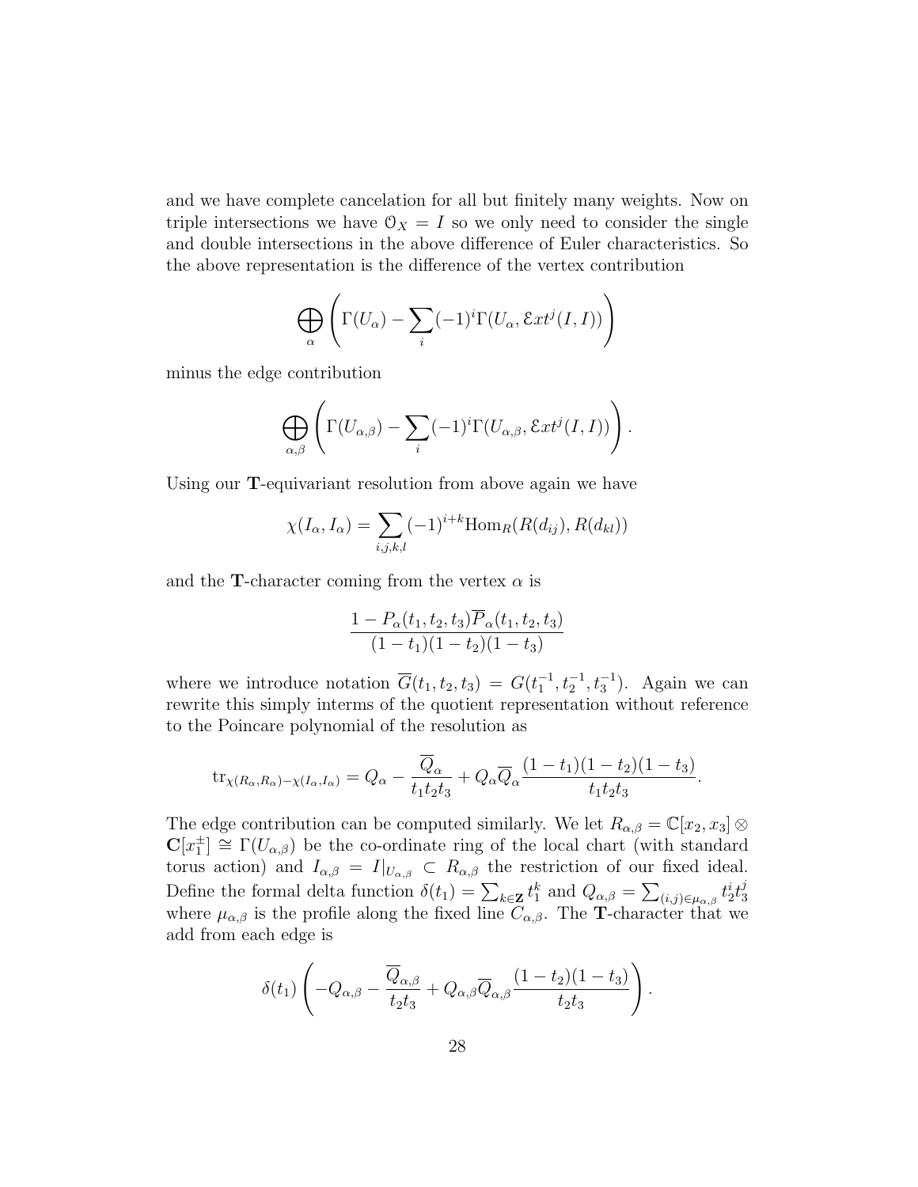and we have complete cancelation for all but finitely many weights. Now on triple intersections we have $\mathcal{O}_X = I$ so we only need to consider the single and double intersections in the above difference of Euler characteristics. So the above representation is the difference of the vertex contribution

$$\bigoplus_{\alpha} \left( \Gamma(U_\alpha) - \sum_i (-1)^i \Gamma(U_\alpha, \mathcal{E}xt^j(I, I)) \right)$$

minus the edge contribution

$$\bigoplus_{\alpha,\beta} \left( \Gamma(U_{\alpha,\beta}) - \sum_i (-1)^i \Gamma(U_{\alpha,\beta}, \mathcal{E}xt^j(I, I)) \right).$$

Using our $\mathbf{T}$-equivariant resolution from above again we have

$$\chi(I_\alpha, I_\alpha) = \sum_{i,j,k,l} (-1)^{i+k} \mathrm{Hom}_R(R(d_{ij}), R(d_{kl}))$$

and the $\mathbf{T}$-character coming from the vertex $\alpha$ is

$$\frac{1 - P_\alpha(t_1, t_2, t_3)\overline{P}_\alpha(t_1, t_2, t_3)}{(1 - t_1)(1 - t_2)(1 - t_3)}$$

where we introduce notation $\overline{G}(t_1, t_2, t_3) = G(t_1^{-1}, t_2^{-1}, t_3^{-1})$. Again we can rewrite this simply interms of the quotient representation without reference to the Poincare polynomial of the resolution as

$$\mathrm{tr}_{\chi(R_\alpha, R_\alpha) - \chi(I_\alpha, I_\alpha)} = Q_\alpha - \frac{\overline{Q}_\alpha}{t_1 t_2 t_3} + Q_\alpha \overline{Q}_\alpha \frac{(1 - t_1)(1 - t_2)(1 - t_3)}{t_1 t_2 t_3}.$$

The edge contribution can be computed similarly. We let $R_{\alpha,\beta} = \mathbb{C}[x_2, x_3] \otimes \mathbf{C}[x_1^{\pm}] \cong \Gamma(U_{\alpha,\beta})$ be the co-ordinate ring of the local chart (with standard torus action) and $I_{\alpha,\beta} = I|_{U_{\alpha,\beta}} \subset R_{\alpha,\beta}$ the restriction of our fixed ideal. Define the formal delta function $\delta(t_1) = \sum_{k \in \mathbf{Z}} t_1^k$ and $Q_{\alpha,\beta} = \sum_{(i,j) \in \mu_{\alpha,\beta}} t_2^i t_3^j$ where $\mu_{\alpha,\beta}$ is the profile along the fixed line $C_{\alpha,\beta}$. The $\mathbf{T}$-character that we add from each edge is

$$\delta(t_1) \left( -Q_{\alpha,\beta} - \frac{\overline{Q}_{\alpha,\beta}}{t_2 t_3} + Q_{\alpha,\beta} \overline{Q}_{\alpha,\beta} \frac{(1 - t_2)(1 - t_3)}{t_2 t_3} \right).$$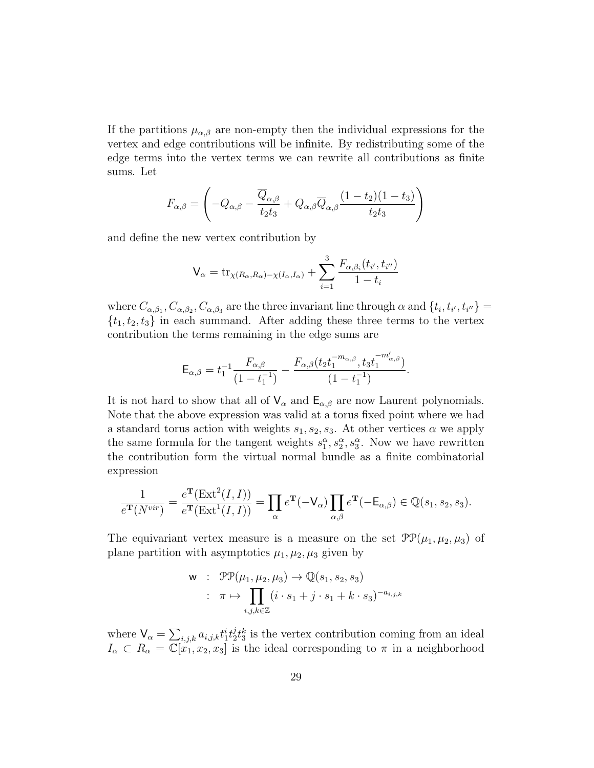If the partitions $\mu_{\alpha,\beta}$ are non-empty then the individual expressions for the vertex and edge contributions will be infinite. By redistributing some of the edge terms into the vertex terms we can rewrite all contributions as finite sums. Let

$$F_{\alpha,\beta} = \left( -Q_{\alpha,\beta} - \frac{\overline{Q}_{\alpha,\beta}}{t_2 t_3} + Q_{\alpha,\beta}\overline{Q}_{\alpha,\beta}\frac{(1-t_2)(1-t_3)}{t_2 t_3} \right)$$

and define the new vertex contribution by

$$\mathsf{V}_\alpha = \operatorname{tr}_{\chi(R_\alpha,R_\alpha)-\chi(I_\alpha,I_\alpha)} + \sum_{i=1}^{3} \frac{F_{\alpha,\beta_i}(t_{i'},t_{i''})}{1-t_i}$$

where $C_{\alpha,\beta_1}, C_{\alpha,\beta_2}, C_{\alpha,\beta_3}$ are the three invariant line through $\alpha$ and $\{t_i, t_{i'}, t_{i''}\} = \{t_1, t_2, t_3\}$ in each summand. After adding these three terms to the vertex contribution the terms remaining in the edge sums are

$$\mathsf{E}_{\alpha,\beta} = t_1^{-1}\frac{F_{\alpha,\beta}}{(1-t_1^{-1})} - \frac{F_{\alpha,\beta}(t_2 t_1^{-m_{\alpha,\beta}}, t_3 t_1^{-m'_{\alpha,\beta}})}{(1-t_1^{-1})}.$$

It is not hard to show that all of $\mathsf{V}_\alpha$ and $\mathsf{E}_{\alpha,\beta}$ are now Laurent polynomials. Note that the above expression was valid at a torus fixed point where we had a standard torus action with weights $s_1, s_2, s_3$. At other vertices $\alpha$ we apply the same formula for the tangent weights $s_1^\alpha, s_2^\alpha, s_3^\alpha$. Now we have rewritten the contribution form the virtual normal bundle as a finite combinatorial expression

$$\frac{1}{e^{\mathbf{T}}(N^{vir})} = \frac{e^{\mathbf{T}}(\operatorname{Ext}^2(I,I))}{e^{\mathbf{T}}(\operatorname{Ext}^1(I,I))} = \prod_\alpha e^{\mathbf{T}}(-\mathsf{V}_\alpha)\prod_{\alpha,\beta} e^{\mathbf{T}}(-\mathsf{E}_{\alpha,\beta}) \in \mathbb{Q}(s_1,s_2,s_3).$$

The equivariant vertex measure is a measure on the set $\mathcal{PP}(\mu_1,\mu_2,\mu_3)$ of plane partition with asymptotics $\mu_1, \mu_2, \mu_3$ given by

$$\begin{aligned} \mathsf{w} \ &: \ \mathcal{PP}(\mu_1,\mu_2,\mu_3) \to \mathbb{Q}(s_1,s_2,s_3) \\ &: \ \pi \mapsto \prod_{i,j,k\in\mathbb{Z}} (i\cdot s_1 + j\cdot s_1 + k\cdot s_3)^{-a_{i,j,k}} \end{aligned}$$

where $\mathsf{V}_\alpha = \sum_{i,j,k} a_{i,j,k} t_1^i t_2^j t_3^k$ is the vertex contribution coming from an ideal $I_\alpha \subset R_\alpha = \mathbb{C}[x_1,x_2,x_3]$ is the ideal corresponding to $\pi$ in a neighborhood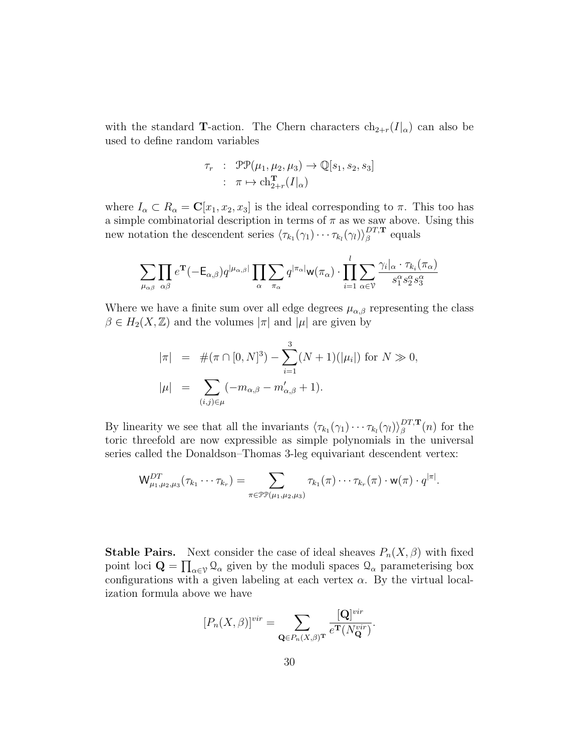with the standard $\mathbf{T}$-action. The Chern characters $\mathrm{ch}_{2+r}(I|_\alpha)$ can also be used to define random variables

$$\begin{aligned}
\tau_r &: \mathcal{PP}(\mu_1, \mu_2, \mu_3) \to \mathbb{Q}[s_1, s_2, s_3] \\
&: \pi \mapsto \mathrm{ch}^{\mathbf{T}}_{2+r}(I|_\alpha)
\end{aligned}$$

where $I_\alpha \subset R_\alpha = \mathbf{C}[x_1, x_2, x_3]$ is the ideal corresponding to $\pi$. This too has a simple combinatorial description in terms of $\pi$ as we saw above. Using this new notation the descendent series $\langle \tau_{k_1}(\gamma_1) \cdots \tau_{k_l}(\gamma_l) \rangle_\beta^{DT,\mathbf{T}}$ equals

$$\sum_{\mu_{\alpha\beta}} \prod_{\alpha\beta} e^{\mathbf{T}}(-\mathsf{E}_{\alpha,\beta}) q^{|\mu_{\alpha,\beta}|} \prod_{\alpha} \sum_{\pi_\alpha} q^{|\pi_\alpha|} \mathsf{w}(\pi_\alpha) \cdot \prod_{i=1}^{l} \sum_{\alpha \in \mathcal{V}} \frac{\gamma_i|_\alpha \cdot \tau_{k_i}(\pi_\alpha)}{s_1^\alpha s_2^\alpha s_3^\alpha}$$

Where we have a finite sum over all edge degrees $\mu_{\alpha,\beta}$ representing the class $\beta \in H_2(X, \mathbb{Z})$ and the volumes $|\pi|$ and $|\mu|$ are given by

$$\begin{aligned}
|\pi| &= \#(\pi \cap [0, N]^3) - \sum_{i=1}^{3} (N+1)(|\mu_i|) \text{ for } N \gg 0, \\
|\mu| &= \sum_{(i,j) \in \mu} (-m_{\alpha,\beta} - m'_{\alpha,\beta} + 1).
\end{aligned}$$

By linearity we see that all the invariants $\langle \tau_{k_1}(\gamma_1) \cdots \tau_{k_l}(\gamma_l) \rangle_\beta^{DT,\mathbf{T}}(n)$ for the toric threefold are now expressible as simple polynomials in the universal series called the Donaldson–Thomas 3-leg equivariant descendent vertex:

$$\mathsf{W}^{DT}_{\mu_1,\mu_2,\mu_3}(\tau_{k_1} \cdots \tau_{k_r}) = \sum_{\pi \in \mathcal{PP}(\mu_1,\mu_2,\mu_3)} \tau_{k_1}(\pi) \cdots \tau_{k_r}(\pi) \cdot \mathsf{w}(\pi) \cdot q^{|\pi|}.$$

**Stable Pairs.** Next consider the case of ideal sheaves $P_n(X, \beta)$ with fixed point loci $\mathbf{Q} = \prod_{\alpha \in \mathcal{V}} \mathcal{Q}_\alpha$ given by the moduli spaces $\mathcal{Q}_\alpha$ parameterising box configurations with a given labeling at each vertex $\alpha$. By the virtual localization formula above we have

$$[P_n(X, \beta)]^{vir} = \sum_{\mathbf{Q} \in P_n(X,\beta)^{\mathbf{T}}} \frac{[\mathbf{Q}]^{vir}}{e^{\mathbf{T}}(N_{\mathbf{Q}}^{vir})}.$$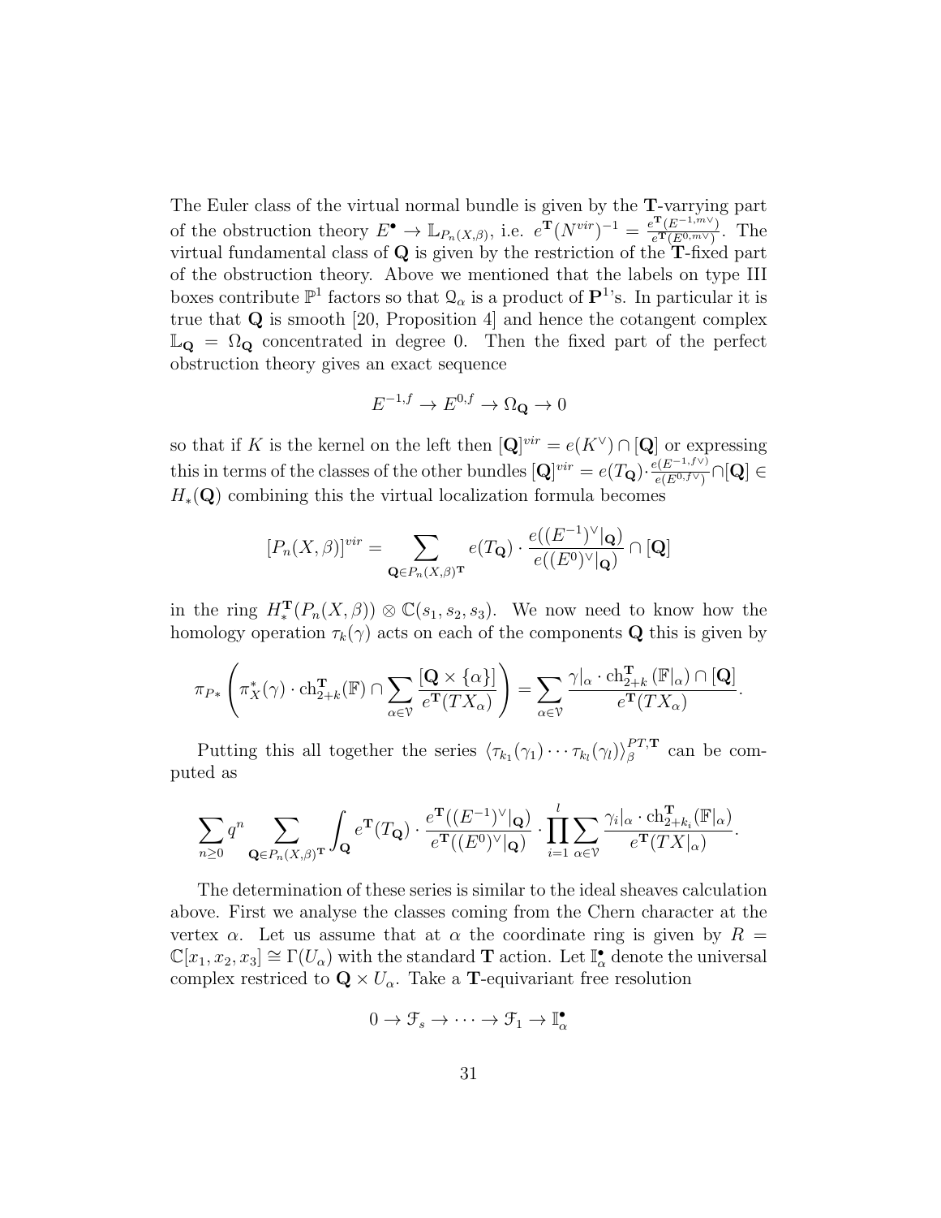The Euler class of the virtual normal bundle is given by the $\mathbf{T}$-varrying part of the obstruction theory $E^\bullet \to \mathbb{L}_{P_n(X,\beta)}$, i.e. $e^{\mathbf{T}}(N^{vir})^{-1} = \frac{e^{\mathbf{T}}(E^{-1,m\vee})}{e^{\mathbf{T}}(E^{0,m\vee})}$. The virtual fundamental class of $\mathbf{Q}$ is given by the restriction of the $\mathbf{T}$-fixed part of the obstruction theory. Above we mentioned that the labels on type III boxes contribute $\mathbb{P}^1$ factors so that $\mathcal{Q}_\alpha$ is a product of $\mathbf{P}^1$'s. In particular it is true that $\mathbf{Q}$ is smooth [20, Proposition 4] and hence the cotangent complex $\mathbb{L}_{\mathbf{Q}} = \Omega_{\mathbf{Q}}$ concentrated in degree 0. Then the fixed part of the perfect obstruction theory gives an exact sequence

$$E^{-1,f} \to E^{0,f} \to \Omega_{\mathbf{Q}} \to 0$$

so that if $K$ is the kernel on the left then $[\mathbf{Q}]^{vir} = e(K^\vee) \cap [\mathbf{Q}]$ or expressing this in terms of the classes of the other bundles $[\mathbf{Q}]^{vir} = e(T_{\mathbf{Q}}) \cdot \frac{e(E^{-1,f\vee})}{e(E^{0,f\vee})} \cap [\mathbf{Q}] \in H_*(\mathbf{Q})$ combining this the virtual localization formula becomes

$$[P_n(X,\beta)]^{vir} = \sum_{\mathbf{Q} \in P_n(X,\beta)^{\mathbf{T}}} e(T_{\mathbf{Q}}) \cdot \frac{e((E^{-1})^\vee|_{\mathbf{Q}})}{e((E^0)^\vee|_{\mathbf{Q}})} \cap [\mathbf{Q}]$$

in the ring $H_*^{\mathbf{T}}(P_n(X,\beta)) \otimes \mathbb{C}(s_1, s_2, s_3)$. We now need to know how the homology operation $\tau_k(\gamma)$ acts on each of the components $\mathbf{Q}$ this is given by

$$\pi_{P*}\left(\pi_X^*(\gamma) \cdot \mathrm{ch}_{2+k}^{\mathbf{T}}(\mathbb{F}) \cap \sum_{\alpha \in \mathcal{V}} \frac{[\mathbf{Q} \times \{\alpha\}]}{e^{\mathbf{T}}(TX_\alpha)}\right) = \sum_{\alpha \in \mathcal{V}} \frac{\gamma|_\alpha \cdot \mathrm{ch}_{2+k}^{\mathbf{T}}(\mathbb{F}|_\alpha) \cap [\mathbf{Q}]}{e^{\mathbf{T}}(TX_\alpha)}.$$

Putting this all together the series $\langle \tau_{k_1}(\gamma_1) \cdots \tau_{k_l}(\gamma_l) \rangle_\beta^{PT,\mathbf{T}}$ can be computed as

$$\sum_{n \geq 0} q^n \sum_{\mathbf{Q} \in P_n(X,\beta)^{\mathbf{T}}} \int_{\mathbf{Q}} e^{\mathbf{T}}(T_{\mathbf{Q}}) \cdot \frac{e^{\mathbf{T}}((E^{-1})^\vee|_{\mathbf{Q}})}{e^{\mathbf{T}}((E^0)^\vee|_{\mathbf{Q}})} \cdot \prod_{i=1}^{l} \sum_{\alpha \in \mathcal{V}} \frac{\gamma_i|_\alpha \cdot \mathrm{ch}_{2+k_i}^{\mathbf{T}}(\mathbb{F}|_\alpha)}{e^{\mathbf{T}}(TX|_\alpha)}.$$

The determination of these series is similar to the ideal sheaves calculation above. First we analyse the classes coming from the Chern character at the vertex $\alpha$. Let us assume that at $\alpha$ the coordinate ring is given by $R = \mathbb{C}[x_1, x_2, x_3] \cong \Gamma(U_\alpha)$ with the standard $\mathbf{T}$ action. Let $\mathbb{I}_\alpha^\bullet$ denote the universal complex restriced to $\mathbf{Q} \times U_\alpha$. Take a $\mathbf{T}$-equivariant free resolution

$$0 \to \mathcal{F}_s \to \cdots \to \mathcal{F}_1 \to \mathbb{I}_\alpha^\bullet$$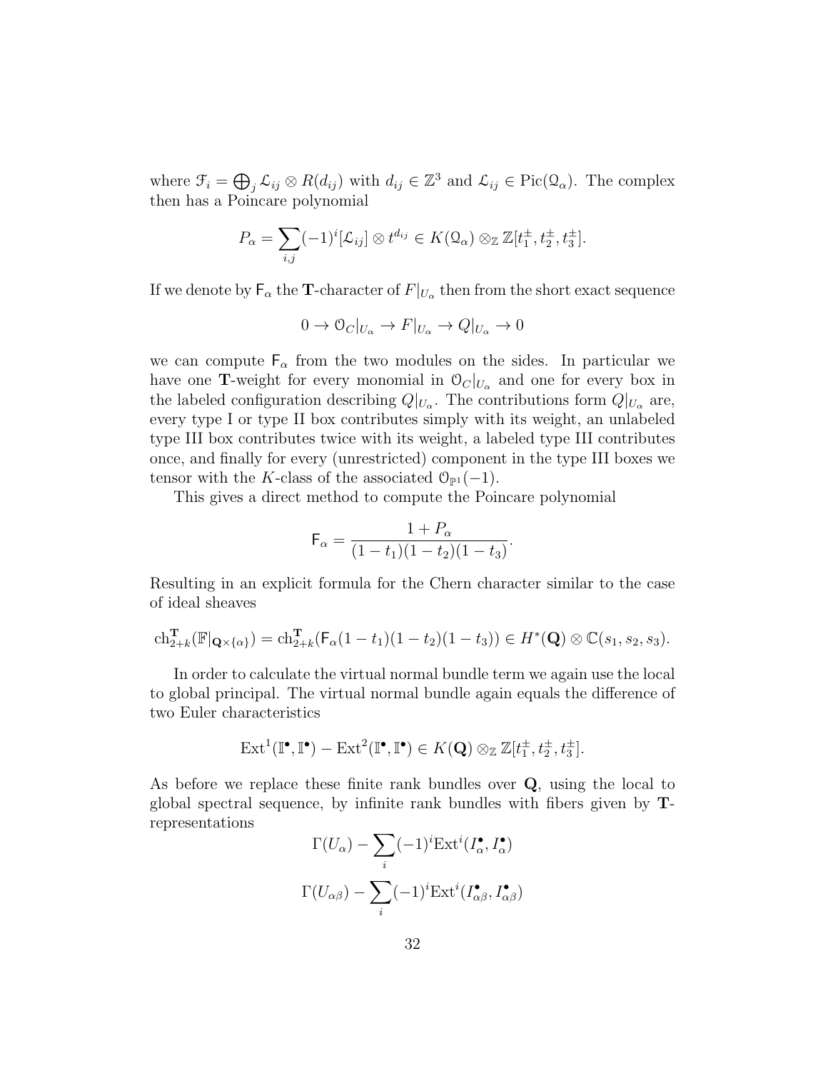where $\mathcal{F}_i = \bigoplus_j \mathcal{L}_{ij} \otimes R(d_{ij})$ with $d_{ij} \in \mathbb{Z}^3$ and $\mathcal{L}_{ij} \in \mathrm{Pic}(\mathcal{Q}_\alpha)$. The complex then has a Poincare polynomial

$$P_\alpha = \sum_{i,j} (-1)^i [\mathcal{L}_{ij}] \otimes t^{d_{ij}} \in K(\mathcal{Q}_\alpha) \otimes_{\mathbb{Z}} \mathbb{Z}[t_1^\pm, t_2^\pm, t_3^\pm].$$

If we denote by $\mathsf{F}_\alpha$ the $\mathbf{T}$-character of $F|_{U_\alpha}$ then from the short exact sequence

$$0 \to \mathcal{O}_C|_{U_\alpha} \to F|_{U_\alpha} \to Q|_{U_\alpha} \to 0$$

we can compute $\mathsf{F}_\alpha$ from the two modules on the sides. In particular we have one $\mathbf{T}$-weight for every monomial in $\mathcal{O}_C|_{U_\alpha}$ and one for every box in the labeled configuration describing $Q|_{U_\alpha}$. The contributions form $Q|_{U_\alpha}$ are, every type I or type II box contributes simply with its weight, an unlabeled type III box contributes twice with its weight, a labeled type III contributes once, and finally for every (unrestricted) component in the type III boxes we tensor with the $K$-class of the associated $\mathcal{O}_{\mathbb{P}^1}(-1)$.

This gives a direct method to compute the Poincare polynomial

$$\mathsf{F}_\alpha = \frac{1 + P_\alpha}{(1-t_1)(1-t_2)(1-t_3)}.$$

Resulting in an explicit formula for the Chern character similar to the case of ideal sheaves

$$\mathrm{ch}^{\mathbf{T}}_{2+k}(\mathbb{F}|_{\mathbf{Q}\times\{\alpha\}}) = \mathrm{ch}^{\mathbf{T}}_{2+k}(\mathsf{F}_\alpha(1-t_1)(1-t_2)(1-t_3)) \in H^*(\mathbf{Q}) \otimes \mathbb{C}(s_1, s_2, s_3).$$

In order to calculate the virtual normal bundle term we again use the local to global principal. The virtual normal bundle again equals the difference of two Euler characteristics

$$\mathrm{Ext}^1(\mathbb{I}^\bullet, \mathbb{I}^\bullet) - \mathrm{Ext}^2(\mathbb{I}^\bullet, \mathbb{I}^\bullet) \in K(\mathbf{Q}) \otimes_{\mathbb{Z}} \mathbb{Z}[t_1^\pm, t_2^\pm, t_3^\pm].$$

As before we replace these finite rank bundles over $\mathbf{Q}$, using the local to global spectral sequence, by infinite rank bundles with fibers given by $\mathbf{T}$-representations

$$\Gamma(U_\alpha) - \sum_i (-1)^i \mathrm{Ext}^i(I^\bullet_\alpha, I^\bullet_\alpha)$$

$$\Gamma(U_{\alpha\beta}) - \sum_i (-1)^i \mathrm{Ext}^i(I^\bullet_{\alpha\beta}, I^\bullet_{\alpha\beta})$$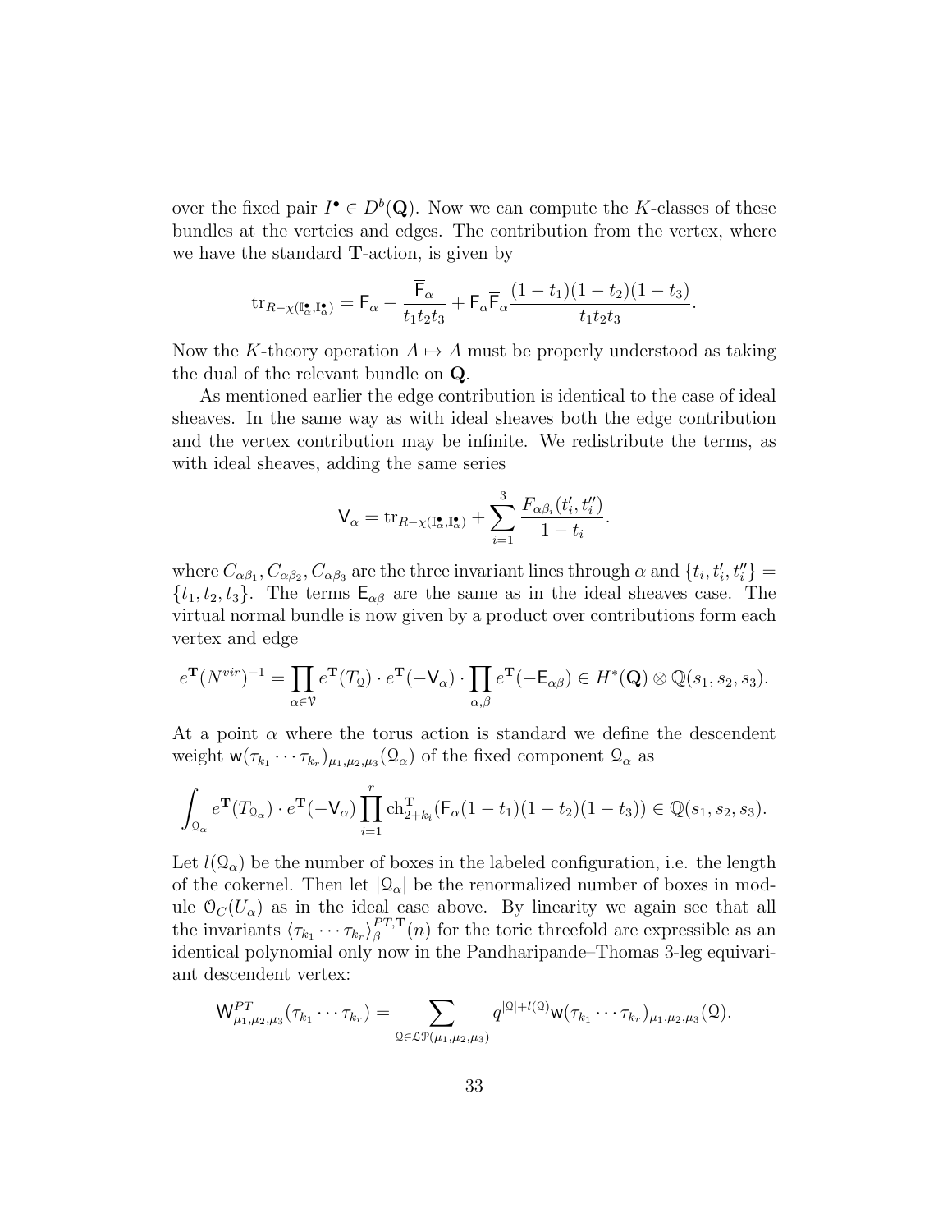over the fixed pair $I^\bullet \in D^b(\mathbf{Q})$. Now we can compute the $K$-classes of these bundles at the vertcies and edges. The contribution from the vertex, where we have the standard $\mathbf{T}$-action, is given by

$$\mathrm{tr}_{R-\chi(\mathbb{I}^\bullet_\alpha,\mathbb{I}^\bullet_\alpha)} = \mathsf{F}_\alpha - \frac{\overline{\mathsf{F}}_\alpha}{t_1t_2t_3} + \mathsf{F}_\alpha\overline{\mathsf{F}}_\alpha\frac{(1-t_1)(1-t_2)(1-t_3)}{t_1t_2t_3}.$$

Now the $K$-theory operation $A \mapsto \overline{A}$ must be properly understood as taking the dual of the relevant bundle on $\mathbf{Q}$.

As mentioned earlier the edge contribution is identical to the case of ideal sheaves. In the same way as with ideal sheaves both the edge contribution and the vertex contribution may be infinite. We redistribute the terms, as with ideal sheaves, adding the same series

$$\mathsf{V}_\alpha = \mathrm{tr}_{R-\chi(\mathbb{I}^\bullet_\alpha,\mathbb{I}^\bullet_\alpha)} + \sum_{i=1}^{3}\frac{F_{\alpha\beta_i}(t_i',t_i'')}{1-t_i}.$$

where $C_{\alpha\beta_1}, C_{\alpha\beta_2}, C_{\alpha\beta_3}$ are the three invariant lines through $\alpha$ and $\{t_i, t_i', t_i''\} = \{t_1, t_2, t_3\}$. The terms $\mathsf{E}_{\alpha\beta}$ are the same as in the ideal sheaves case. The virtual normal bundle is now given by a product over contributions form each vertex and edge

$$e^{\mathbf{T}}(N^{vir})^{-1} = \prod_{\alpha\in\mathcal{V}} e^{\mathbf{T}}(T_{\mathcal{Q}})\cdot e^{\mathbf{T}}(-\mathsf{V}_\alpha)\cdot\prod_{\alpha,\beta} e^{\mathbf{T}}(-\mathsf{E}_{\alpha\beta}) \in H^*(\mathbf{Q})\otimes\mathbb{Q}(s_1,s_2,s_3).$$

At a point $\alpha$ where the torus action is standard we define the descendent weight $\mathsf{w}(\tau_{k_1}\cdots\tau_{k_r})_{\mu_1,\mu_2,\mu_3}(\mathcal{Q}_\alpha)$ of the fixed component $\mathcal{Q}_\alpha$ as

$$\int_{\mathcal{Q}_\alpha} e^{\mathbf{T}}(T_{\mathcal{Q}_\alpha})\cdot e^{\mathbf{T}}(-\mathsf{V}_\alpha)\prod_{i=1}^{r}\mathrm{ch}^{\mathbf{T}}_{2+k_i}(\mathsf{F}_\alpha(1-t_1)(1-t_2)(1-t_3)) \in \mathbb{Q}(s_1,s_2,s_3).$$

Let $l(\mathcal{Q}_\alpha)$ be the number of boxes in the labeled configuration, i.e. the length of the cokernel. Then let $|\mathcal{Q}_\alpha|$ be the renormalized number of boxes in module $\mathcal{O}_C(U_\alpha)$ as in the ideal case above. By linearity we again see that all the invariants $\langle\tau_{k_1}\cdots\tau_{k_r}\rangle^{PT,\mathbf{T}}_\beta(n)$ for the toric threefold are expressible as an identical polynomial only now in the Pandharipande–Thomas 3-leg equivariant descendent vertex:

$$\mathsf{W}^{PT}_{\mu_1,\mu_2,\mu_3}(\tau_{k_1}\cdots\tau_{k_r}) = \sum_{\mathcal{Q}\in\mathcal{LP}(\mu_1,\mu_2,\mu_3)} q^{|\mathcal{Q}|+l(\mathcal{Q})}\mathsf{w}(\tau_{k_1}\cdots\tau_{k_r})_{\mu_1,\mu_2,\mu_3}(\mathcal{Q}).$$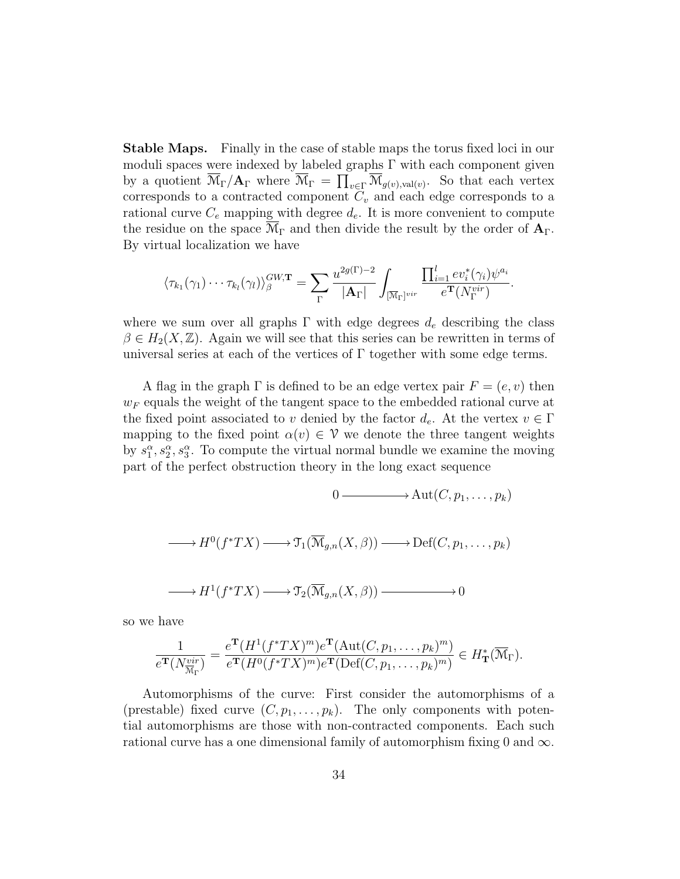**Stable Maps.** Finally in the case of stable maps the torus fixed loci in our moduli spaces were indexed by labeled graphs $\Gamma$ with each component given by a quotient $\overline{\mathcal{M}}_\Gamma/\mathbf{A}_\Gamma$ where $\overline{\mathcal{M}}_\Gamma = \prod_{v\in\Gamma}\overline{\mathcal{M}}_{g(v),\mathrm{val}(v)}$. So that each vertex corresponds to a contracted component $C_v$ and each edge corresponds to a rational curve $C_e$ mapping with degree $d_e$. It is more convenient to compute the residue on the space $\overline{\mathcal{M}}_\Gamma$ and then divide the result by the order of $\mathbf{A}_\Gamma$. By virtual localization we have

$$\langle \tau_{k_1}(\gamma_1)\cdots\tau_{k_l}(\gamma_l)\rangle_\beta^{GW,\mathbf{T}} = \sum_\Gamma \frac{u^{2g(\Gamma)-2}}{|\mathbf{A}_\Gamma|}\int_{[\overline{\mathcal{M}}_\Gamma]^{vir}} \frac{\prod_{i=1}^l ev_i^*(\gamma_i)\psi^{a_i}}{e^{\mathbf{T}}(N_\Gamma^{vir})}.$$

where we sum over all graphs $\Gamma$ with edge degrees $d_e$ describing the class $\beta \in H_2(X,\mathbb{Z})$. Again we will see that this series can be rewritten in terms of universal series at each of the vertices of $\Gamma$ together with some edge terms.

A flag in the graph $\Gamma$ is defined to be an edge vertex pair $F = (e,v)$ then $w_F$ equals the weight of the tangent space to the embedded rational curve at the fixed point associated to $v$ denied by the factor $d_e$. At the vertex $v \in \Gamma$ mapping to the fixed point $\alpha(v) \in \mathcal{V}$ we denote the three tangent weights by $s_1^\alpha, s_2^\alpha, s_3^\alpha$. To compute the virtual normal bundle we examine the moving part of the perfect obstruction theory in the long exact sequence

$$0 \longrightarrow \mathrm{Aut}(C,p_1,\ldots,p_k)$$

$$\longrightarrow H^0(f^*TX) \longrightarrow \mathcal{T}_1(\overline{\mathcal{M}}_{g,n}(X,\beta)) \longrightarrow \mathrm{Def}(C,p_1,\ldots,p_k)$$

$$\longrightarrow H^1(f^*TX) \longrightarrow \mathcal{T}_2(\overline{\mathcal{M}}_{g,n}(X,\beta)) \longrightarrow 0$$

so we have

$$\frac{1}{e^{\mathbf{T}}(N^{vir}_{\overline{\mathcal{M}}_\Gamma})} = \frac{e^{\mathbf{T}}(H^1(f^*TX)^m)e^{\mathbf{T}}(\mathrm{Aut}(C,p_1,\ldots,p_k)^m)}{e^{\mathbf{T}}(H^0(f^*TX)^m)e^{\mathbf{T}}(\mathrm{Def}(C,p_1,\ldots,p_k)^m)} \in H^*_{\mathbf{T}}(\overline{\mathcal{M}}_\Gamma).$$

Automorphisms of the curve: First consider the automorphisms of a (prestable) fixed curve $(C,p_1,\ldots,p_k)$. The only components with potential automorphisms are those with non-contracted components. Each such rational curve has a one dimensional family of automorphism fixing 0 and $\infty$.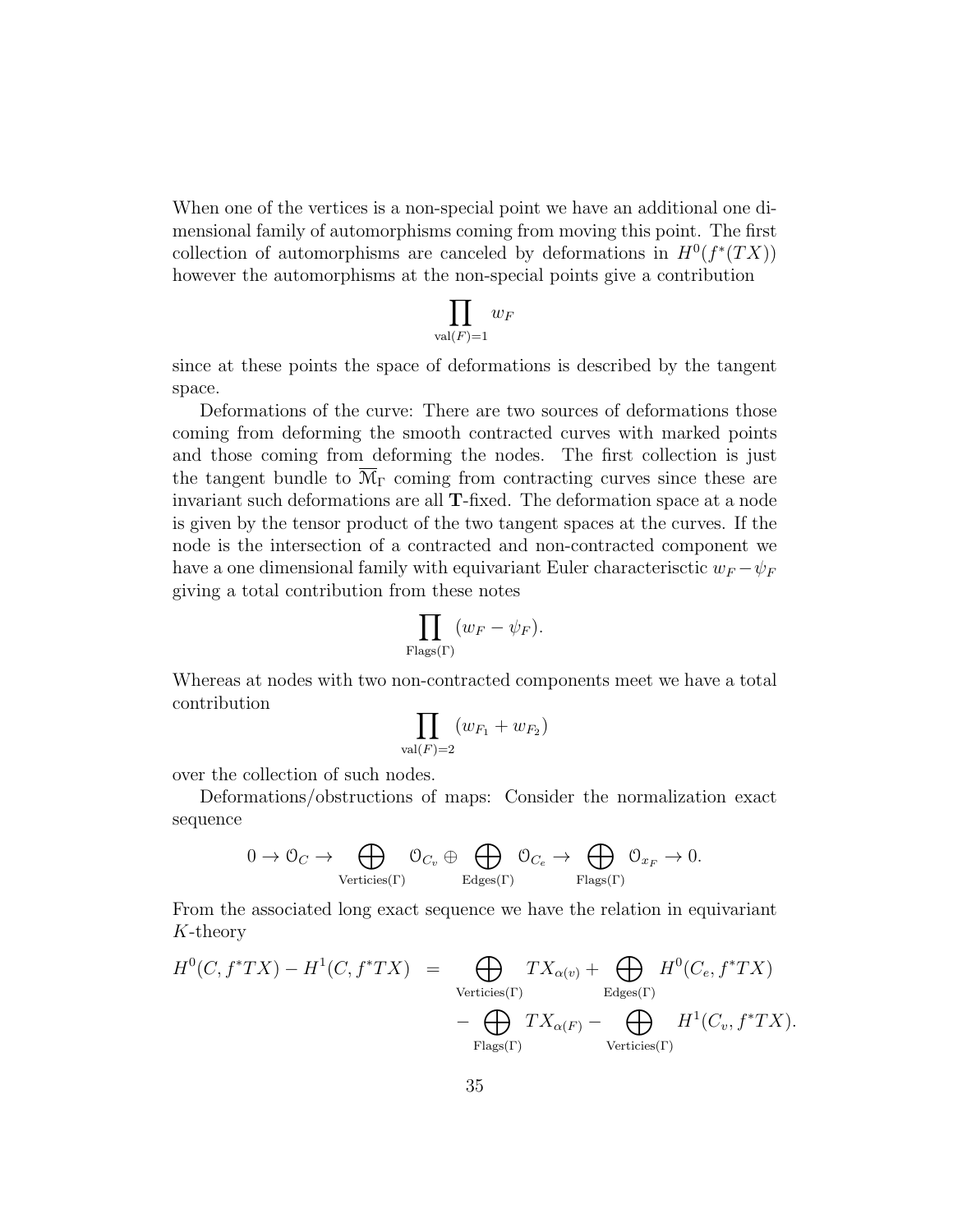When one of the vertices is a non-special point we have an additional one dimensional family of automorphisms coming from moving this point. The first collection of automorphisms are canceled by deformations in $H^0(f^*(TX))$ however the automorphisms at the non-special points give a contribution

$$\prod_{\mathrm{val}(F)=1} w_F$$

since at these points the space of deformations is described by the tangent space.

Deformations of the curve: There are two sources of deformations those coming from deforming the smooth contracted curves with marked points and those coming from deforming the nodes. The first collection is just the tangent bundle to $\overline{\mathcal{M}}_\Gamma$ coming from contracting curves since these are invariant such deformations are all $\mathbf{T}$-fixed. The deformation space at a node is given by the tensor product of the two tangent spaces at the curves. If the node is the intersection of a contracted and non-contracted component we have a one dimensional family with equivariant Euler characterisctic $w_F - \psi_F$ giving a total contribution from these notes

$$\prod_{\mathrm{Flags}(\Gamma)} (w_F - \psi_F).$$

Whereas at nodes with two non-contracted components meet we have a total contribution

$$\prod_{\mathrm{val}(F)=2} (w_{F_1} + w_{F_2})$$

over the collection of such nodes.

Deformations/obstructions of maps: Consider the normalization exact sequence

$$0 \to \mathcal{O}_C \to \bigoplus_{\mathrm{Verticies}(\Gamma)} \mathcal{O}_{C_v} \oplus \bigoplus_{\mathrm{Edges}(\Gamma)} \mathcal{O}_{C_e} \to \bigoplus_{\mathrm{Flags}(\Gamma)} \mathcal{O}_{x_F} \to 0.$$

From the associated long exact sequence we have the relation in equivariant $K$-theory

$$\begin{aligned} H^0(C, f^*TX) - H^1(C, f^*TX) \;&=\; \bigoplus_{\mathrm{Verticies}(\Gamma)} TX_{\alpha(v)} + \bigoplus_{\mathrm{Edges}(\Gamma)} H^0(C_e, f^*TX) \\ &\quad - \bigoplus_{\mathrm{Flags}(\Gamma)} TX_{\alpha(F)} - \bigoplus_{\mathrm{Verticies}(\Gamma)} H^1(C_v, f^*TX). \end{aligned}$$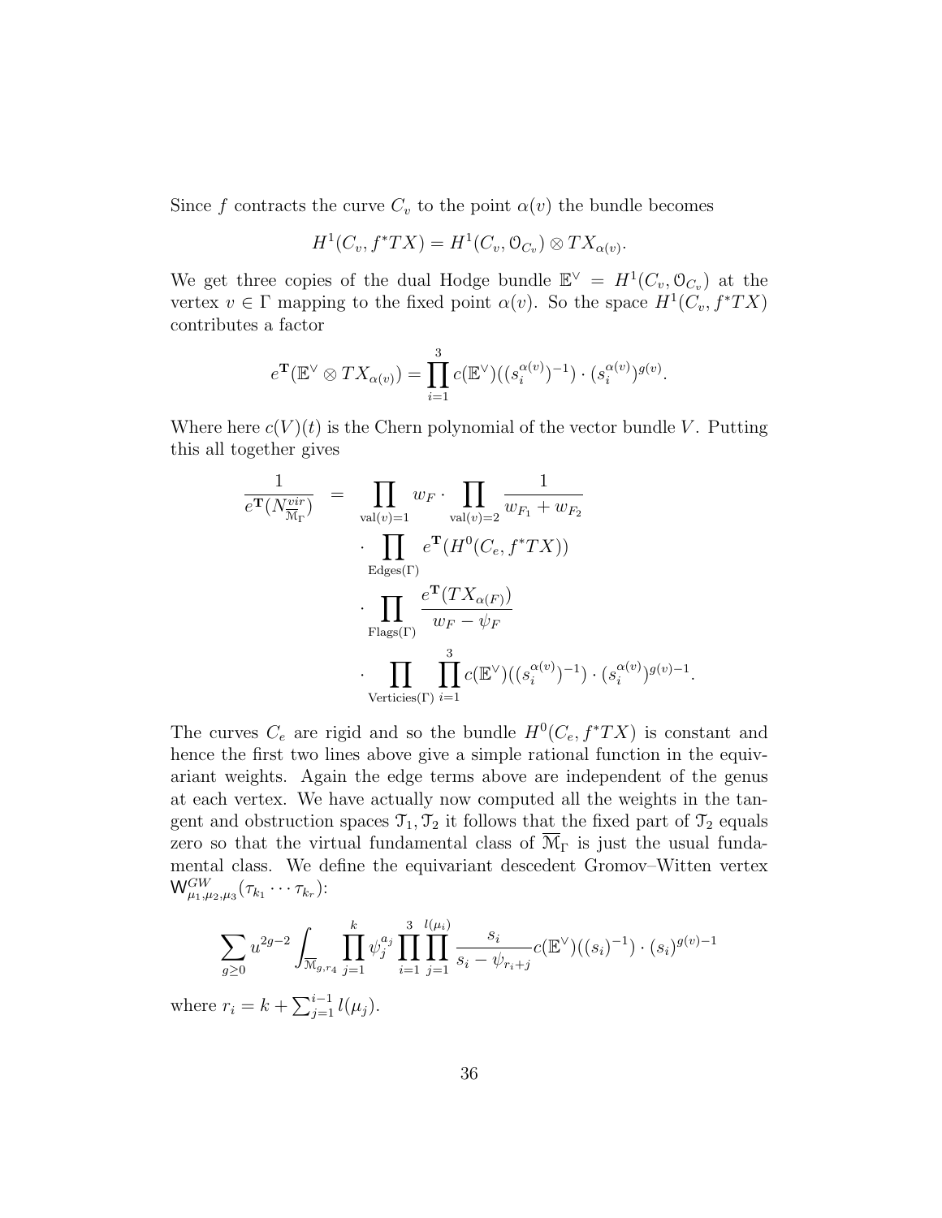Since $f$ contracts the curve $C_v$ to the point $\alpha(v)$ the bundle becomes

$$H^1(C_v, f^*TX) = H^1(C_v, \mathcal{O}_{C_v}) \otimes TX_{\alpha(v)}.$$

We get three copies of the dual Hodge bundle $\mathbb{E}^\vee = H^1(C_v, \mathcal{O}_{C_v})$ at the vertex $v \in \Gamma$ mapping to the fixed point $\alpha(v)$. So the space $H^1(C_v, f^*TX)$ contributes a factor

$$e^{\mathbf{T}}(\mathbb{E}^\vee \otimes TX_{\alpha(v)}) = \prod_{i=1}^{3} c(\mathbb{E}^\vee)((s_i^{\alpha(v)})^{-1}) \cdot (s_i^{\alpha(v)})^{g(v)}.$$

Where here $c(V)(t)$ is the Chern polynomial of the vector bundle $V$. Putting this all together gives

$$\begin{aligned}
\frac{1}{e^{\mathbf{T}}(N^{vir}_{\overline{\mathcal{M}}_\Gamma})} \quad = \quad & \prod_{\mathrm{val}(v)=1} w_F \cdot \prod_{\mathrm{val}(v)=2} \frac{1}{w_{F_1} + w_{F_2}} \\
& \cdot \prod_{\mathrm{Edges}(\Gamma)} e^{\mathbf{T}}(H^0(C_e, f^*TX)) \\
& \cdot \prod_{\mathrm{Flags}(\Gamma)} \frac{e^{\mathbf{T}}(TX_{\alpha(F)})}{w_F - \psi_F} \\
& \cdot \prod_{\mathrm{Verticies}(\Gamma)} \prod_{i=1}^{3} c(\mathbb{E}^\vee)((s_i^{\alpha(v)})^{-1}) \cdot (s_i^{\alpha(v)})^{g(v)-1}.
\end{aligned}$$

The curves $C_e$ are rigid and so the bundle $H^0(C_e, f^*TX)$ is constant and hence the first two lines above give a simple rational function in the equivariant weights. Again the edge terms above are independent of the genus at each vertex. We have actually now computed all the weights in the tangent and obstruction spaces $\mathcal{T}_1, \mathcal{T}_2$ it follows that the fixed part of $\mathcal{T}_2$ equals zero so that the virtual fundamental class of $\overline{\mathcal{M}}_\Gamma$ is just the usual fundamental class. We define the equivariant descedent Gromov–Witten vertex $\mathsf{W}^{GW}_{\mu_1,\mu_2,\mu_3}(\tau_{k_1} \cdots \tau_{k_r})$:

$$\sum_{g \geq 0} u^{2g-2} \int_{\overline{\mathcal{M}}_{g,r_4}} \prod_{j=1}^{k} \psi_j^{a_j} \prod_{i=1}^{3} \prod_{j=1}^{l(\mu_i)} \frac{s_i}{s_i - \psi_{r_i+j}} c(\mathbb{E}^\vee)((s_i)^{-1}) \cdot (s_i)^{g(v)-1}$$

where $r_i = k + \sum_{j=1}^{i-1} l(\mu_j)$.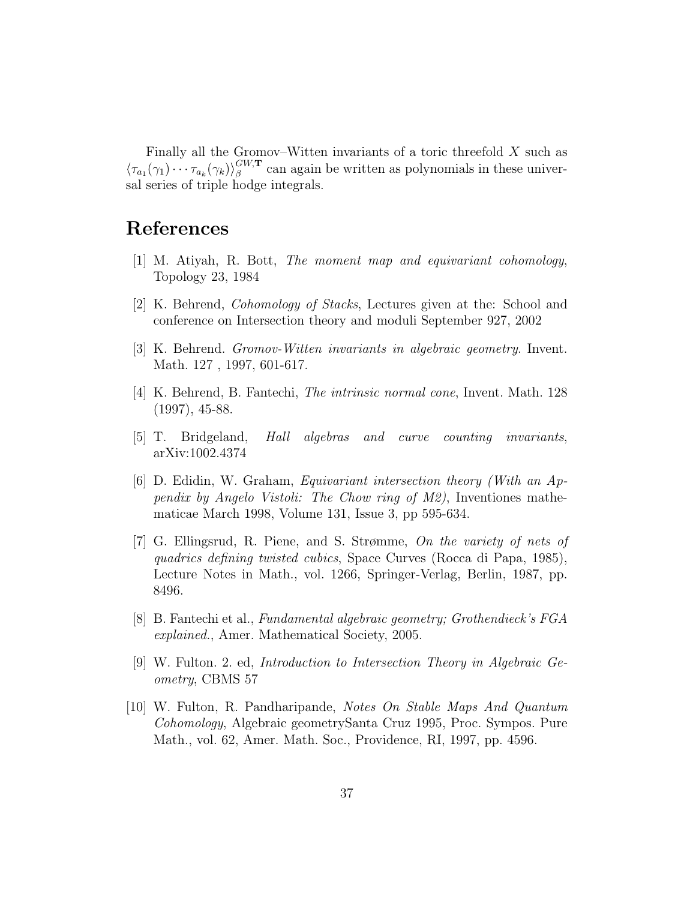Finally all the Gromov–Witten invariants of a toric threefold $X$ such as $\langle \tau_{a_1}(\gamma_1) \cdots \tau_{a_k}(\gamma_k) \rangle_\beta^{GW,\mathbf{T}}$ can again be written as polynomials in these universal series of triple hodge integrals.

# References

[1] M. Atiyah, R. Bott, *The moment map and equivariant cohomology*, Topology 23, 1984

[2] K. Behrend, *Cohomology of Stacks*, Lectures given at the: School and conference on Intersection theory and moduli September 927, 2002

[3] K. Behrend. *Gromov-Witten invariants in algebraic geometry*. Invent. Math. 127 , 1997, 601-617.

[4] K. Behrend, B. Fantechi, *The intrinsic normal cone*, Invent. Math. 128 (1997), 45-88.

[5] T. Bridgeland, *Hall algebras and curve counting invariants*, arXiv:1002.4374

[6] D. Edidin, W. Graham, *Equivariant intersection theory (With an Appendix by Angelo Vistoli: The Chow ring of M2)*, Inventiones mathematicae March 1998, Volume 131, Issue 3, pp 595-634.

[7] G. Ellingsrud, R. Piene, and S. Strømme, *On the variety of nets of quadrics defining twisted cubics*, Space Curves (Rocca di Papa, 1985), Lecture Notes in Math., vol. 1266, Springer-Verlag, Berlin, 1987, pp. 8496.

[8] B. Fantechi et al., *Fundamental algebraic geometry; Grothendieck's FGA explained.*, Amer. Mathematical Society, 2005.

[9] W. Fulton. 2. ed, *Introduction to Intersection Theory in Algebraic Geometry*, CBMS 57

[10] W. Fulton, R. Pandharipande, *Notes On Stable Maps And Quantum Cohomology*, Algebraic geometrySanta Cruz 1995, Proc. Sympos. Pure Math., vol. 62, Amer. Math. Soc., Providence, RI, 1997, pp. 4596.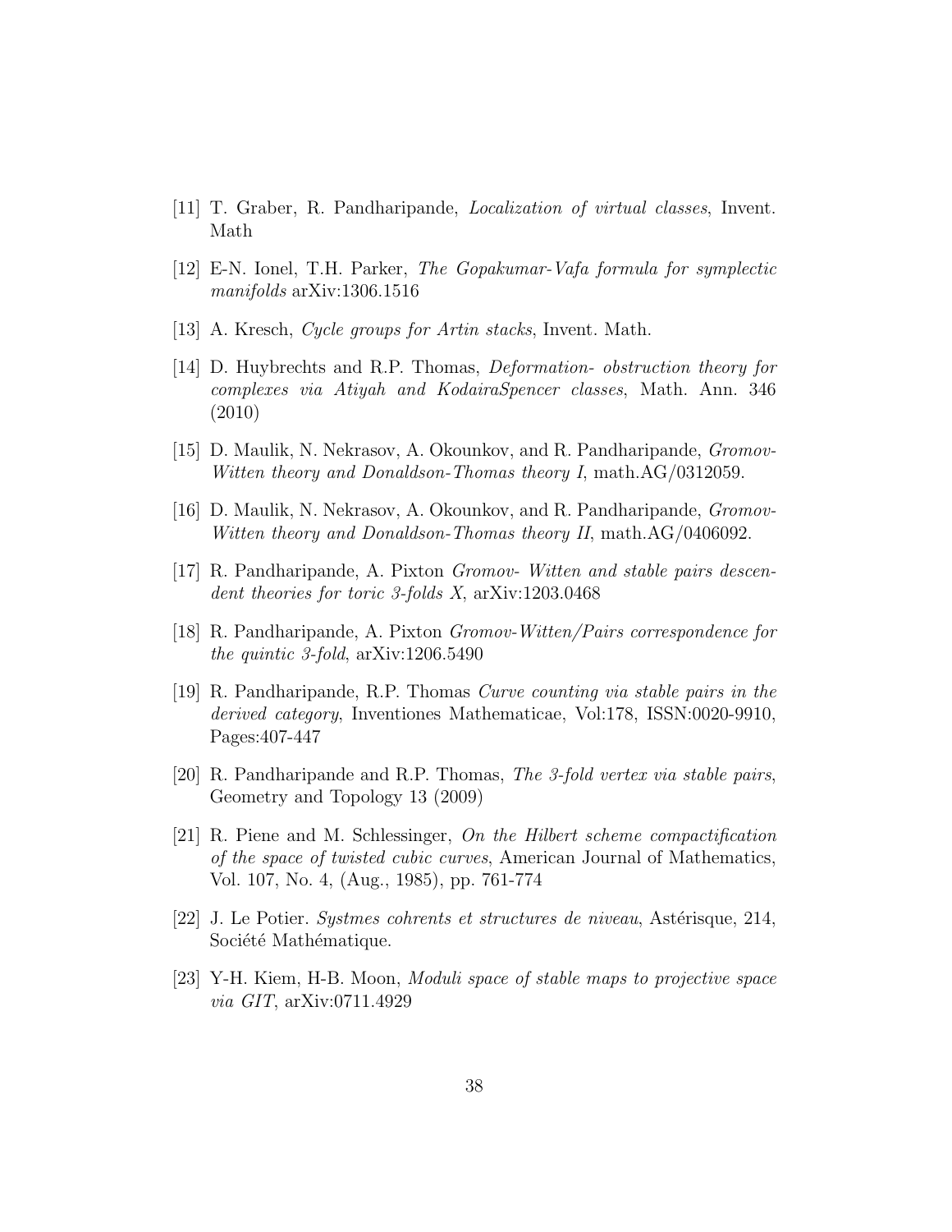[11] T. Graber, R. Pandharipande, *Localization of virtual classes*, Invent. Math

[12] E-N. Ionel, T.H. Parker, *The Gopakumar-Vafa formula for symplectic manifolds* arXiv:1306.1516

[13] A. Kresch, *Cycle groups for Artin stacks*, Invent. Math.

[14] D. Huybrechts and R.P. Thomas, *Deformation- obstruction theory for complexes via Atiyah and KodairaSpencer classes*, Math. Ann. 346 (2010)

[15] D. Maulik, N. Nekrasov, A. Okounkov, and R. Pandharipande, *Gromov-Witten theory and Donaldson-Thomas theory I*, math.AG/0312059.

[16] D. Maulik, N. Nekrasov, A. Okounkov, and R. Pandharipande, *Gromov-Witten theory and Donaldson-Thomas theory II*, math.AG/0406092.

[17] R. Pandharipande, A. Pixton *Gromov- Witten and stable pairs descendent theories for toric 3-folds X*, arXiv:1203.0468

[18] R. Pandharipande, A. Pixton *Gromov-Witten/Pairs correspondence for the quintic 3-fold*, arXiv:1206.5490

[19] R. Pandharipande, R.P. Thomas *Curve counting via stable pairs in the derived category*, Inventiones Mathematicae, Vol:178, ISSN:0020-9910, Pages:407-447

[20] R. Pandharipande and R.P. Thomas, *The 3-fold vertex via stable pairs*, Geometry and Topology 13 (2009)

[21] R. Piene and M. Schlessinger, *On the Hilbert scheme compactification of the space of twisted cubic curves*, American Journal of Mathematics, Vol. 107, No. 4, (Aug., 1985), pp. 761-774

[22] J. Le Potier. *Systmes cohrents et structures de niveau*, Astérisque, 214, Société Mathématique.

[23] Y-H. Kiem, H-B. Moon, *Moduli space of stable maps to projective space via GIT*, arXiv:0711.4929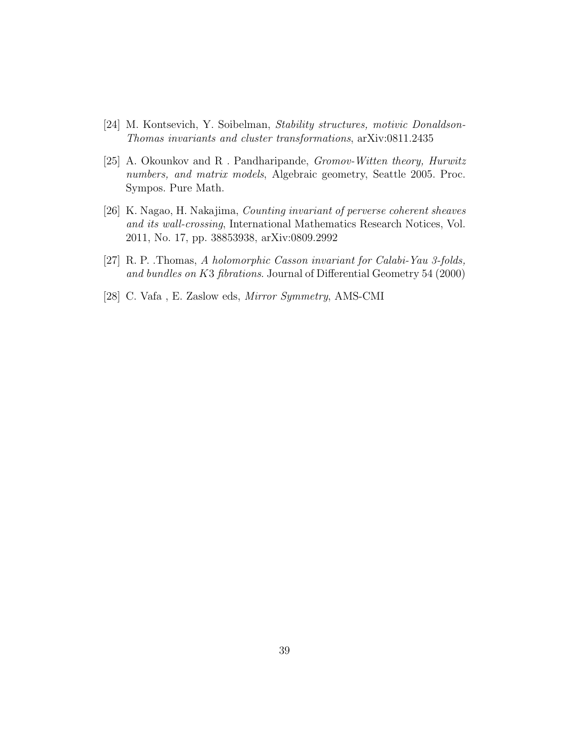[24] M. Kontsevich, Y. Soibelman, *Stability structures, motivic Donaldson-Thomas invariants and cluster transformations*, arXiv:0811.2435

[25] A. Okounkov and R . Pandharipande, *Gromov-Witten theory, Hurwitz numbers, and matrix models*, Algebraic geometry, Seattle 2005. Proc. Sympos. Pure Math.

[26] K. Nagao, H. Nakajima, *Counting invariant of perverse coherent sheaves and its wall-crossing*, International Mathematics Research Notices, Vol. 2011, No. 17, pp. 38853938, arXiv:0809.2992

[27] R. P. .Thomas, *A holomorphic Casson invariant for Calabi-Yau 3-folds, and bundles on* $K3$ *fibrations*. Journal of Differential Geometry 54 (2000)

[28] C. Vafa , E. Zaslow eds, *Mirror Symmetry*, AMS-CMI